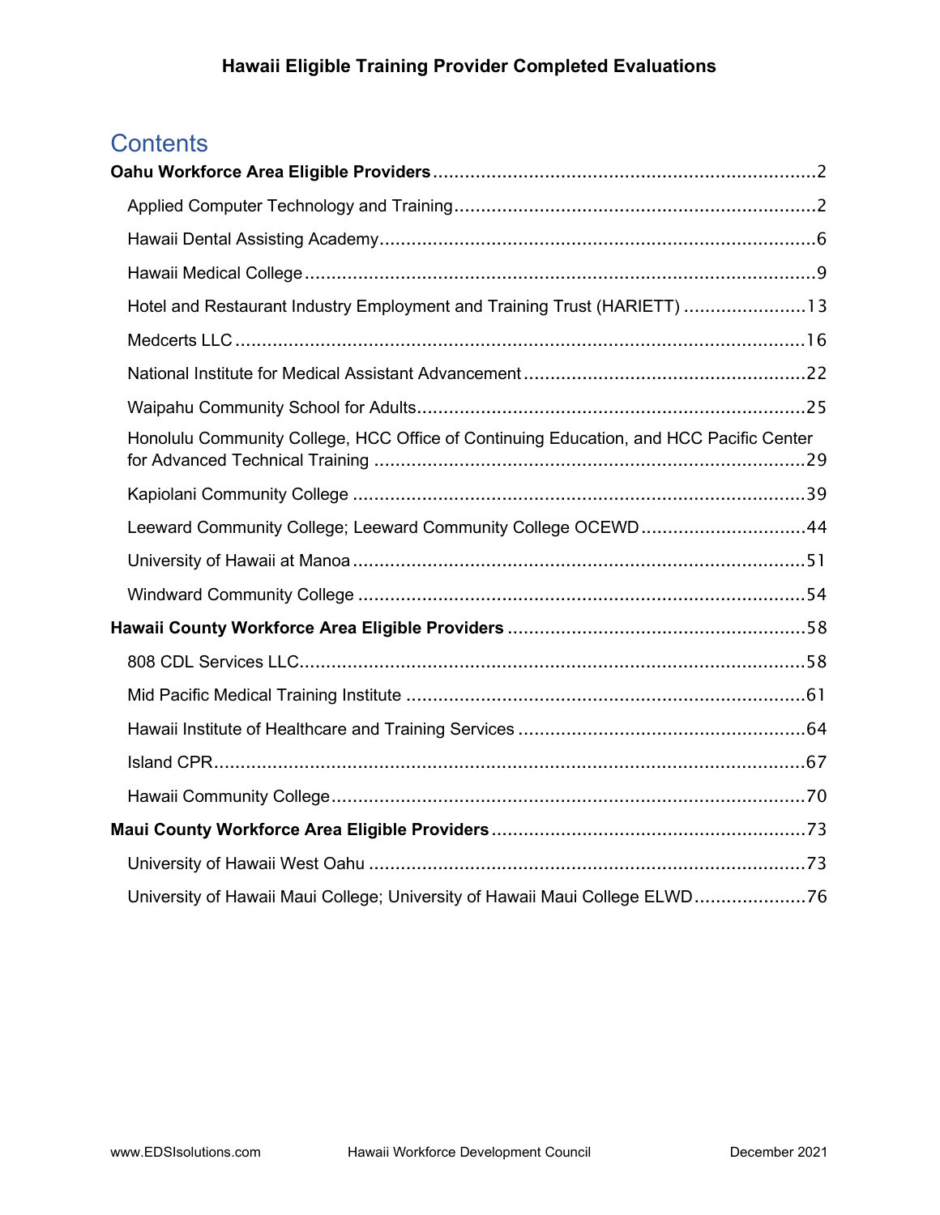# Hawaii Eligible Training Provider Completed Evaluations

## Contents

**Oahu Workforce Area Eligible Providers** ........ 2

- Applied Computer Technology and Training ........ 2
- Hawaii Dental Assisting Academy ........ 6
- Hawaii Medical College ........ 9
- Hotel and Restaurant Industry Employment and Training Trust (HARIETT) ........ 13
- Medcerts LLC ........ 16
- National Institute for Medical Assistant Advancement ........ 22
- Waipahu Community School for Adults ........ 25
- Honolulu Community College, HCC Office of Continuing Education, and HCC Pacific Center for Advanced Technical Training ........ 29
- Kapiolani Community College ........ 39
- Leeward Community College; Leeward Community College OCEWD ........ 44
- University of Hawaii at Manoa ........ 51
- Windward Community College ........ 54

**Hawaii County Workforce Area Eligible Providers** ........ 58

- 808 CDL Services LLC ........ 58
- Mid Pacific Medical Training Institute ........ 61
- Hawaii Institute of Healthcare and Training Services ........ 64
- Island CPR ........ 67
- Hawaii Community College ........ 70

**Maui County Workforce Area Eligible Providers** ........ 73

- University of Hawaii West Oahu ........ 73
- University of Hawaii Maui College; University of Hawaii Maui College ELWD ........ 76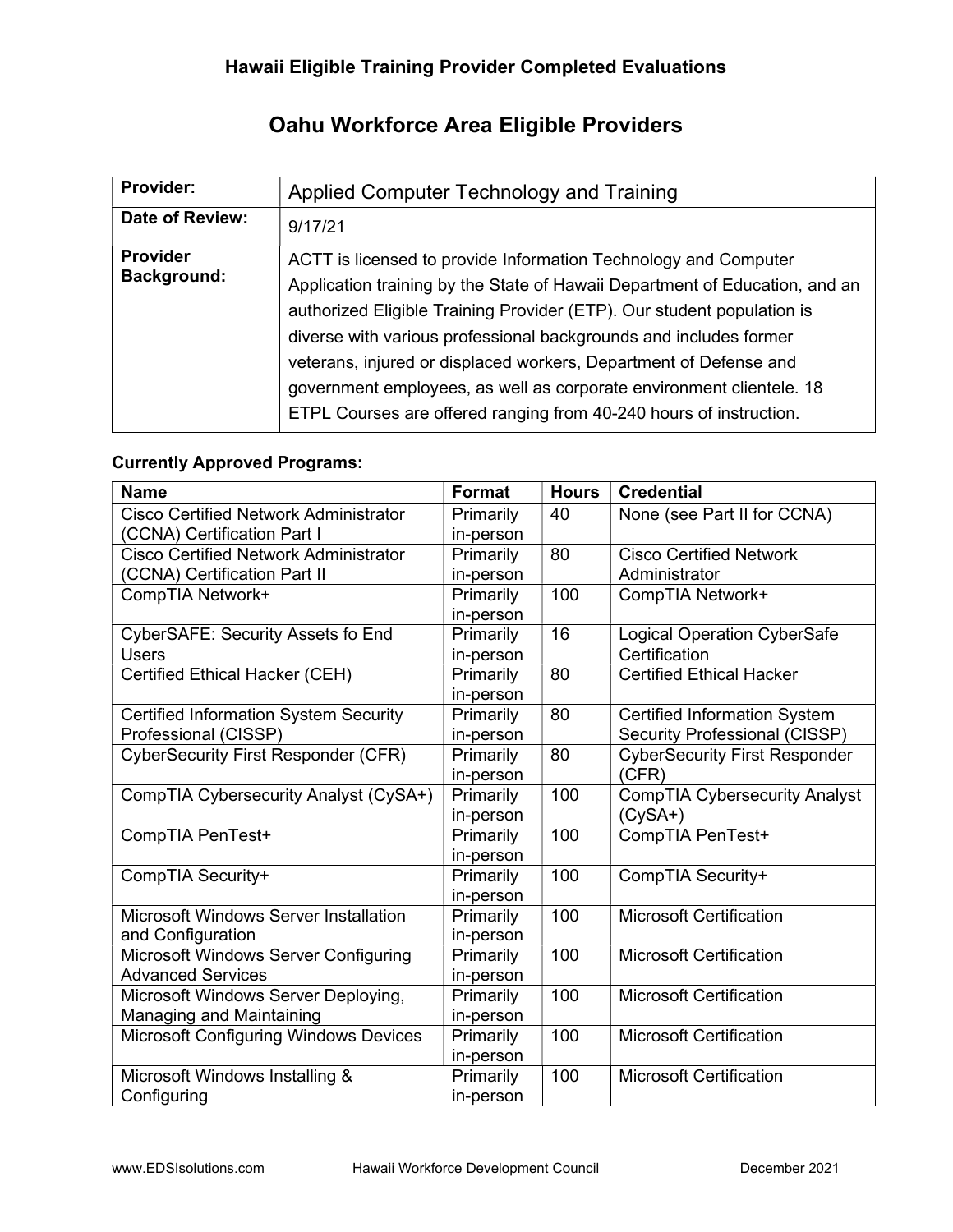## Hawaii Eligible Training Provider Completed Evaluations

# Oahu Workforce Area Eligible Providers

| **Provider:** | Applied Computer Technology and Training |
|---|---|
| **Date of Review:** | 9/17/21 |
| **Provider Background:** | ACTT is licensed to provide Information Technology and Computer Application training by the State of Hawaii Department of Education, and an authorized Eligible Training Provider (ETP). Our student population is diverse with various professional backgrounds and includes former veterans, injured or displaced workers, Department of Defense and government employees, as well as corporate environment clientele. 18 ETPL Courses are offered ranging from 40-240 hours of instruction. |

**Currently Approved Programs:**

| Name | Format | Hours | Credential |
|---|---|---|---|
| Cisco Certified Network Administrator (CCNA) Certification Part I | Primarily in-person | 40 | None (see Part II for CCNA) |
| Cisco Certified Network Administrator (CCNA) Certification Part II | Primarily in-person | 80 | Cisco Certified Network Administrator |
| CompTIA Network+ | Primarily in-person | 100 | CompTIA Network+ |
| CyberSAFE: Security Assets fo End Users | Primarily in-person | 16 | Logical Operation CyberSafe Certification |
| Certified Ethical Hacker (CEH) | Primarily in-person | 80 | Certified Ethical Hacker |
| Certified Information System Security Professional (CISSP) | Primarily in-person | 80 | Certified Information System Security Professional (CISSP) |
| CyberSecurity First Responder (CFR) | Primarily in-person | 80 | CyberSecurity First Responder (CFR) |
| CompTIA Cybersecurity Analyst (CySA+) | Primarily in-person | 100 | CompTIA Cybersecurity Analyst (CySA+) |
| CompTIA PenTest+ | Primarily in-person | 100 | CompTIA PenTest+ |
| CompTIA Security+ | Primarily in-person | 100 | CompTIA Security+ |
| Microsoft Windows Server Installation and Configuration | Primarily in-person | 100 | Microsoft Certification |
| Microsoft Windows Server Configuring Advanced Services | Primarily in-person | 100 | Microsoft Certification |
| Microsoft Windows Server Deploying, Managing and Maintaining | Primarily in-person | 100 | Microsoft Certification |
| Microsoft Configuring Windows Devices | Primarily in-person | 100 | Microsoft Certification |
| Microsoft Windows Installing & Configuring | Primarily in-person | 100 | Microsoft Certification |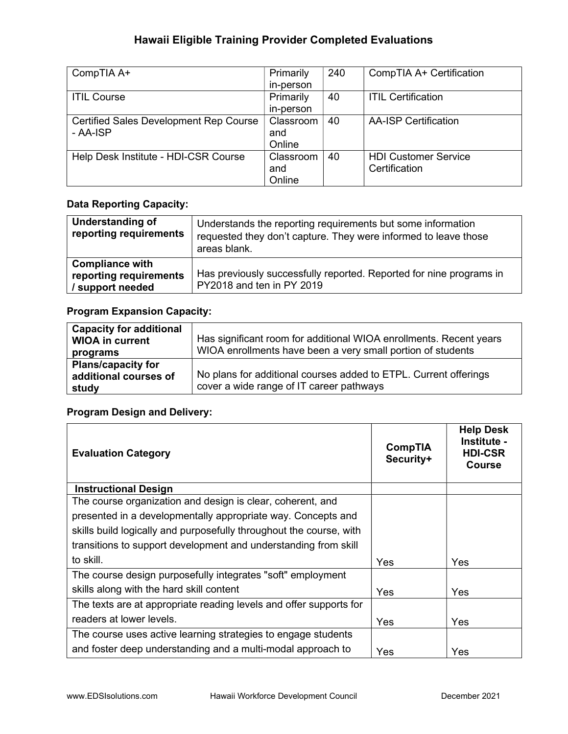## Hawaii Eligible Training Provider Completed Evaluations

| | | | |
|---|---|---|---|
| CompTIA A+ | Primarily in-person | 240 | CompTIA A+ Certification |
| ITIL Course | Primarily in-person | 40 | ITIL Certification |
| Certified Sales Development Rep Course - AA-ISP | Classroom and Online | 40 | AA-ISP Certification |
| Help Desk Institute - HDI-CSR Course | Classroom and Online | 40 | HDI Customer Service Certification |

### Data Reporting Capacity:

| | |
|---|---|
| **Understanding of reporting requirements** | Understands the reporting requirements but some information requested they don't capture. They were informed to leave those areas blank. |
| **Compliance with reporting requirements / support needed** | Has previously successfully reported. Reported for nine programs in PY2018 and ten in PY 2019 |

### Program Expansion Capacity:

| | |
|---|---|
| **Capacity for additional WIOA in current programs** | Has significant room for additional WIOA enrollments. Recent years WIOA enrollments have been a very small portion of students |
| **Plans/capacity for additional courses of study** | No plans for additional courses added to ETPL. Current offerings cover a wide range of IT career pathways |

### Program Design and Delivery:

| Evaluation Category | CompTIA Security+ | Help Desk Institute - HDI-CSR Course |
|---|---|---|
| **Instructional Design** | | |
| The course organization and design is clear, coherent, and presented in a developmentally appropriate way. Concepts and skills build logically and purposefully throughout the course, with transitions to support development and understanding from skill to skill. | Yes | Yes |
| The course design purposefully integrates "soft" employment skills along with the hard skill content | Yes | Yes |
| The texts are at appropriate reading levels and offer supports for readers at lower levels. | Yes | Yes |
| The course uses active learning strategies to engage students and foster deep understanding and a multi-modal approach to | Yes | Yes |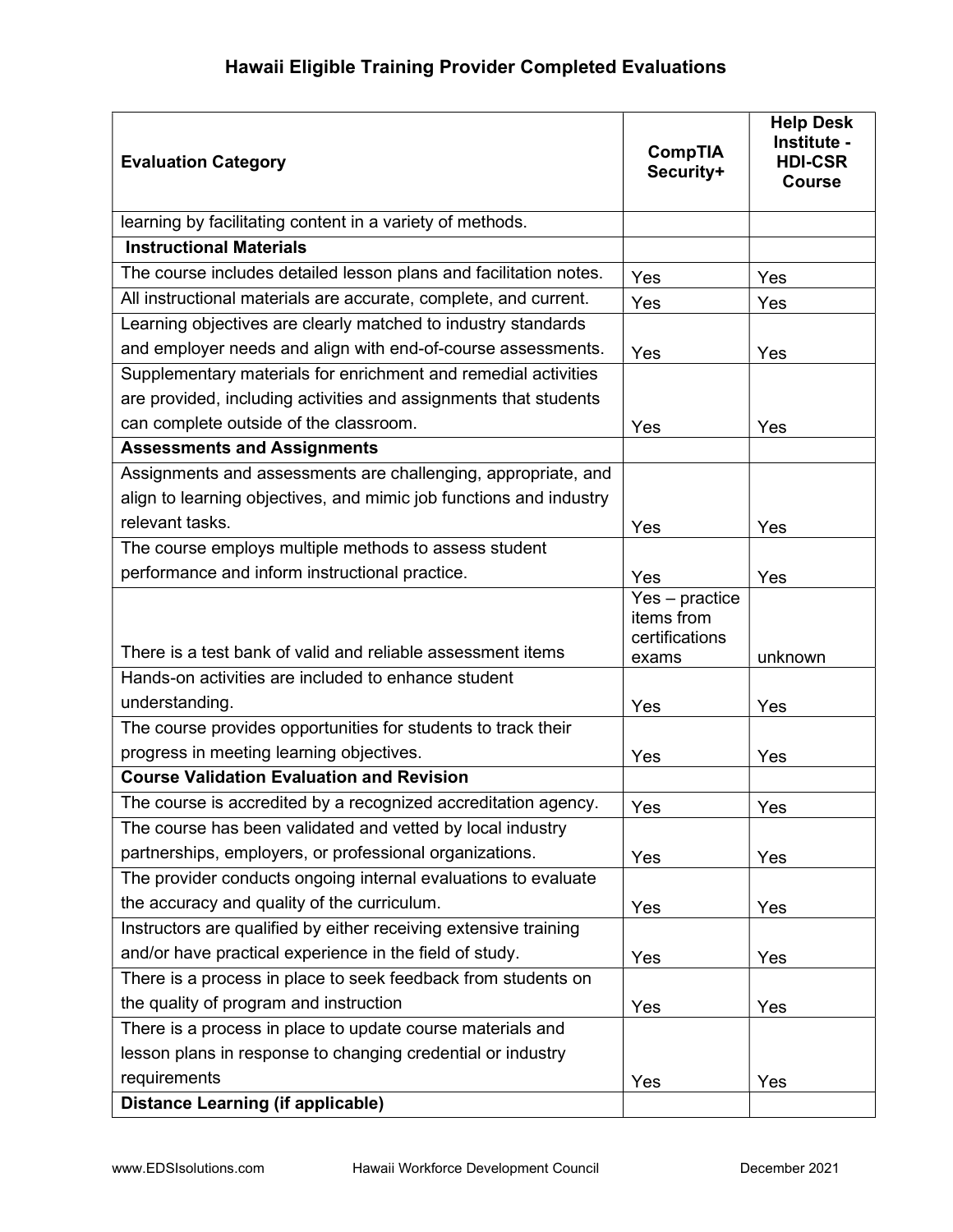# Hawaii Eligible Training Provider Completed Evaluations

| Evaluation Category | CompTIA Security+ | Help Desk Institute - HDI-CSR Course |
|---|---|---|
| learning by facilitating content in a variety of methods. | | |
| **Instructional Materials** | | |
| The course includes detailed lesson plans and facilitation notes. | Yes | Yes |
| All instructional materials are accurate, complete, and current. | Yes | Yes |
| Learning objectives are clearly matched to industry standards and employer needs and align with end-of-course assessments. | Yes | Yes |
| Supplementary materials for enrichment and remedial activities are provided, including activities and assignments that students can complete outside of the classroom. | Yes | Yes |
| **Assessments and Assignments** | | |
| Assignments and assessments are challenging, appropriate, and align to learning objectives, and mimic job functions and industry relevant tasks. | Yes | Yes |
| The course employs multiple methods to assess student performance and inform instructional practice. | Yes | Yes |
| There is a test bank of valid and reliable assessment items | Yes – practice items from certifications exams | unknown |
| Hands-on activities are included to enhance student understanding. | Yes | Yes |
| The course provides opportunities for students to track their progress in meeting learning objectives. | Yes | Yes |
| **Course Validation Evaluation and Revision** | | |
| The course is accredited by a recognized accreditation agency. | Yes | Yes |
| The course has been validated and vetted by local industry partnerships, employers, or professional organizations. | Yes | Yes |
| The provider conducts ongoing internal evaluations to evaluate the accuracy and quality of the curriculum. | Yes | Yes |
| Instructors are qualified by either receiving extensive training and/or have practical experience in the field of study. | Yes | Yes |
| There is a process in place to seek feedback from students on the quality of program and instruction | Yes | Yes |
| There is a process in place to update course materials and lesson plans in response to changing credential or industry requirements | Yes | Yes |
| **Distance Learning (if applicable)** | | |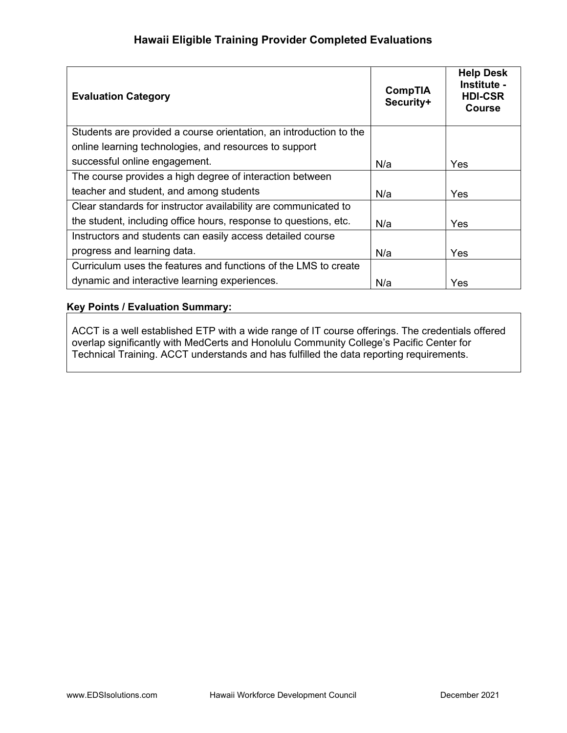# Hawaii Eligible Training Provider Completed Evaluations

| Evaluation Category | CompTIA Security+ | Help Desk Institute - HDI-CSR Course |
|---|---|---|
| Students are provided a course orientation, an introduction to the online learning technologies, and resources to support successful online engagement. | N/a | Yes |
| The course provides a high degree of interaction between teacher and student, and among students | N/a | Yes |
| Clear standards for instructor availability are communicated to the student, including office hours, response to questions, etc. | N/a | Yes |
| Instructors and students can easily access detailed course progress and learning data. | N/a | Yes |
| Curriculum uses the features and functions of the LMS to create dynamic and interactive learning experiences. | N/a | Yes |

**Key Points / Evaluation Summary:**

ACCT is a well established ETP with a wide range of IT course offerings. The credentials offered overlap significantly with MedCerts and Honolulu Community College's Pacific Center for Technical Training. ACCT understands and has fulfilled the data reporting requirements.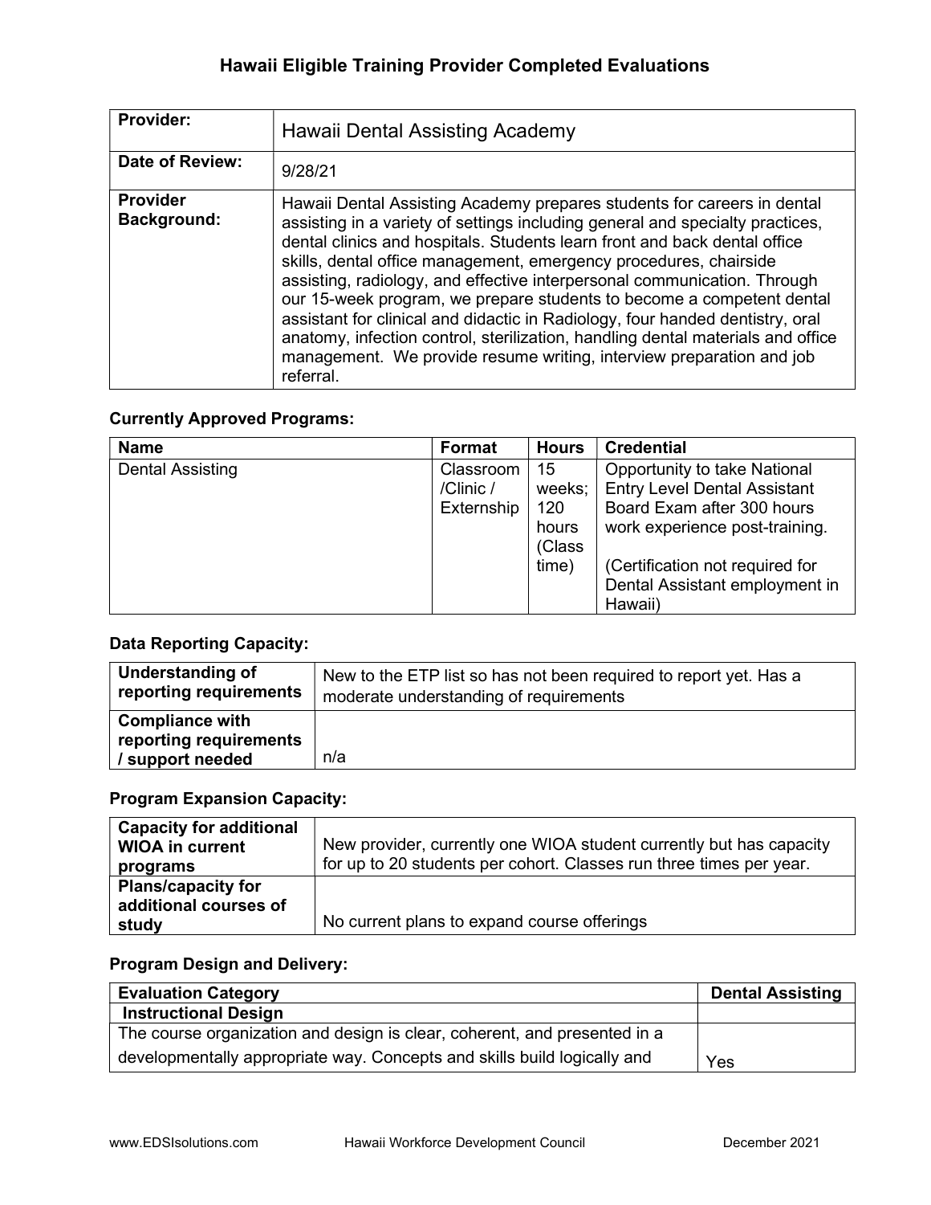# Hawaii Eligible Training Provider Completed Evaluations

| **Provider:** | Hawaii Dental Assisting Academy |
|---|---|
| **Date of Review:** | 9/28/21 |
| **Provider Background:** | Hawaii Dental Assisting Academy prepares students for careers in dental assisting in a variety of settings including general and specialty practices, dental clinics and hospitals. Students learn front and back dental office skills, dental office management, emergency procedures, chairside assisting, radiology, and effective interpersonal communication. Through our 15-week program, we prepare students to become a competent dental assistant for clinical and didactic in Radiology, four handed dentistry, oral anatomy, infection control, sterilization, handling dental materials and office management. We provide resume writing, interview preparation and job referral. |

### Currently Approved Programs:

| Name | Format | Hours | Credential |
|---|---|---|---|
| Dental Assisting | Classroom /Clinic / Externship | 15 weeks; 120 hours (Class time) | Opportunity to take National Entry Level Dental Assistant Board Exam after 300 hours work experience post-training.<br><br>(Certification not required for Dental Assistant employment in Hawaii) |

### Data Reporting Capacity:

| **Understanding of reporting requirements** | New to the ETP list so has not been required to report yet. Has a moderate understanding of requirements |
|---|---|
| **Compliance with reporting requirements / support needed** | n/a |

### Program Expansion Capacity:

| **Capacity for additional WIOA in current programs** | New provider, currently one WIOA student currently but has capacity for up to 20 students per cohort. Classes run three times per year. |
|---|---|
| **Plans/capacity for additional courses of study** | No current plans to expand course offerings |

### Program Design and Delivery:

| Evaluation Category | Dental Assisting |
|---|---|
| **Instructional Design** | |
| The course organization and design is clear, coherent, and presented in a developmentally appropriate way. Concepts and skills build logically and | Yes |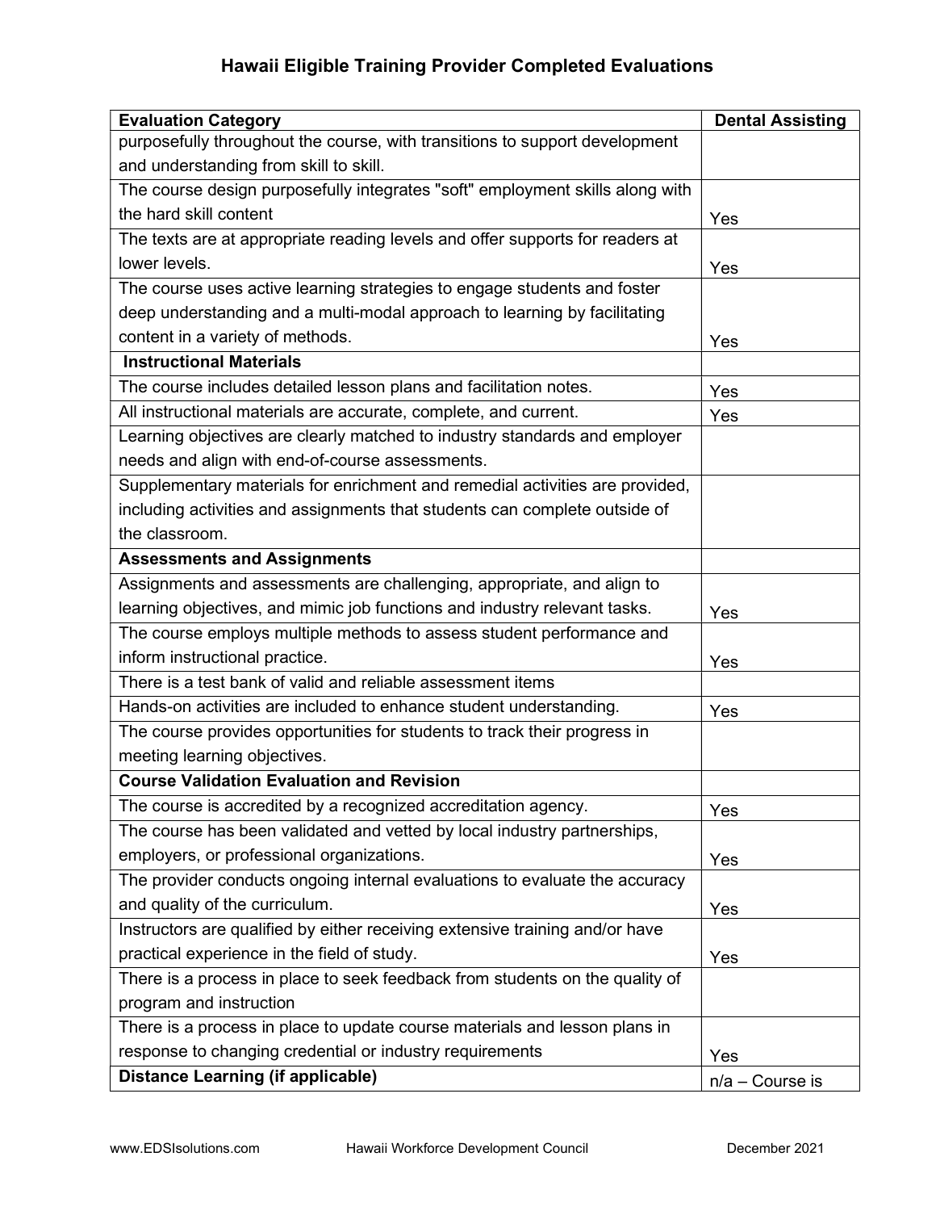## Hawaii Eligible Training Provider Completed Evaluations

| Evaluation Category | Dental Assisting |
|---|---|
| purposefully throughout the course, with transitions to support development and understanding from skill to skill. | |
| The course design purposefully integrates "soft" employment skills along with the hard skill content | Yes |
| The texts are at appropriate reading levels and offer supports for readers at lower levels. | Yes |
| The course uses active learning strategies to engage students and foster deep understanding and a multi-modal approach to learning by facilitating content in a variety of methods. | Yes |
| **Instructional Materials** | |
| The course includes detailed lesson plans and facilitation notes. | Yes |
| All instructional materials are accurate, complete, and current. | Yes |
| Learning objectives are clearly matched to industry standards and employer needs and align with end-of-course assessments. | |
| Supplementary materials for enrichment and remedial activities are provided, including activities and assignments that students can complete outside of the classroom. | |
| **Assessments and Assignments** | |
| Assignments and assessments are challenging, appropriate, and align to learning objectives, and mimic job functions and industry relevant tasks. | Yes |
| The course employs multiple methods to assess student performance and inform instructional practice. | Yes |
| There is a test bank of valid and reliable assessment items | |
| Hands-on activities are included to enhance student understanding. | Yes |
| The course provides opportunities for students to track their progress in meeting learning objectives. | |
| **Course Validation Evaluation and Revision** | |
| The course is accredited by a recognized accreditation agency. | Yes |
| The course has been validated and vetted by local industry partnerships, employers, or professional organizations. | Yes |
| The provider conducts ongoing internal evaluations to evaluate the accuracy and quality of the curriculum. | Yes |
| Instructors are qualified by either receiving extensive training and/or have practical experience in the field of study. | Yes |
| There is a process in place to seek feedback from students on the quality of program and instruction | |
| There is a process in place to update course materials and lesson plans in response to changing credential or industry requirements | Yes |
| **Distance Learning (if applicable)** | n/a – Course is |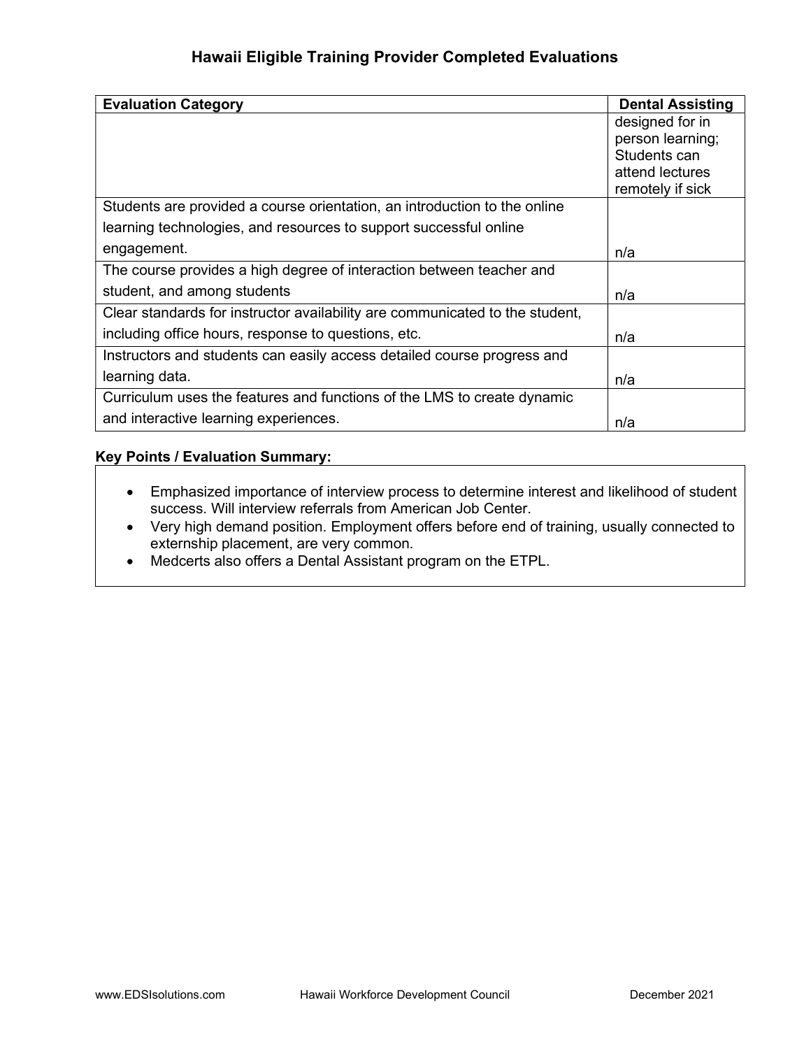# Hawaii Eligible Training Provider Completed Evaluations

| Evaluation Category | Dental Assisting |
|---|---|
| | designed for in person learning; Students can attend lectures remotely if sick |
| Students are provided a course orientation, an introduction to the online learning technologies, and resources to support successful online engagement. | n/a |
| The course provides a high degree of interaction between teacher and student, and among students | n/a |
| Clear standards for instructor availability are communicated to the student, including office hours, response to questions, etc. | n/a |
| Instructors and students can easily access detailed course progress and learning data. | n/a |
| Curriculum uses the features and functions of the LMS to create dynamic and interactive learning experiences. | n/a |

**Key Points / Evaluation Summary:**

- Emphasized importance of interview process to determine interest and likelihood of student success. Will interview referrals from American Job Center.
- Very high demand position. Employment offers before end of training, usually connected to externship placement, are very common.
- Medcerts also offers a Dental Assistant program on the ETPL.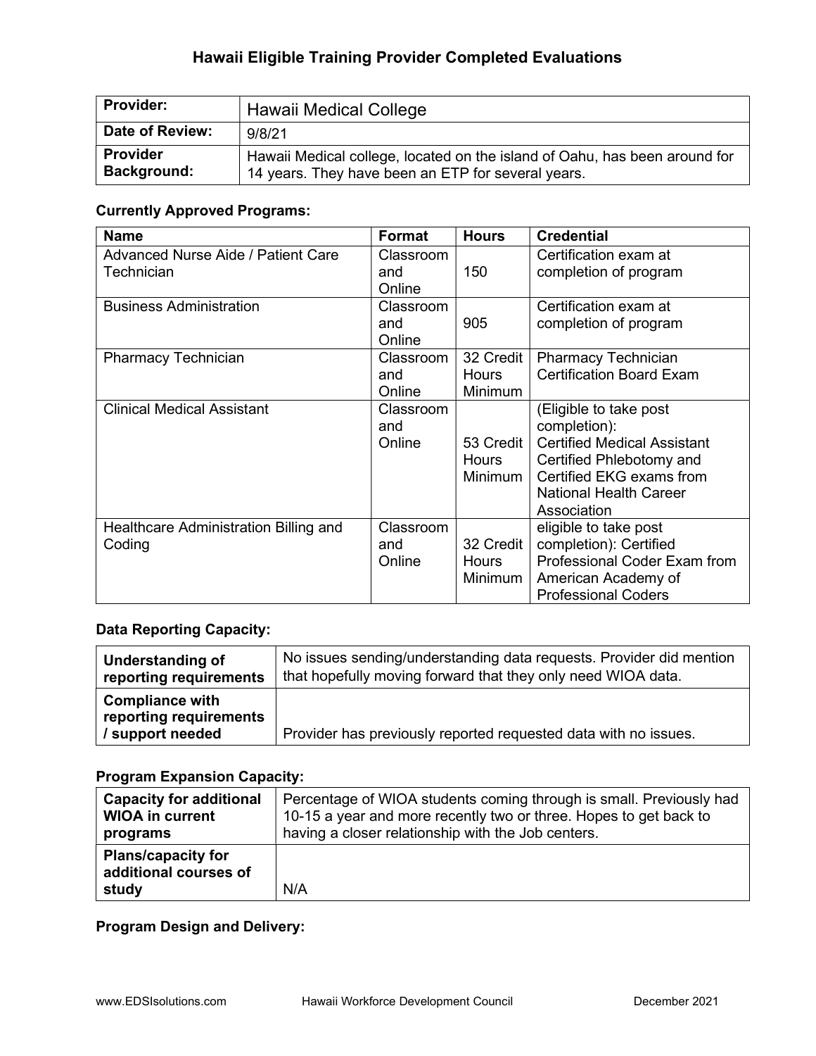# Hawaii Eligible Training Provider Completed Evaluations

| Provider: | Hawaii Medical College |
|---|---|
| Date of Review: | 9/8/21 |
| Provider Background: | Hawaii Medical college, located on the island of Oahu, has been around for 14 years. They have been an ETP for several years. |

### Currently Approved Programs:

| Name | Format | Hours | Credential |
|---|---|---|---|
| Advanced Nurse Aide / Patient Care Technician | Classroom and Online | 150 | Certification exam at completion of program |
| Business Administration | Classroom and Online | 905 | Certification exam at completion of program |
| Pharmacy Technician | Classroom and Online | 32 Credit Hours Minimum | Pharmacy Technician Certification Board Exam |
| Clinical Medical Assistant | Classroom and Online | 53 Credit Hours Minimum | (Eligible to take post completion): Certified Medical Assistant Certified Phlebotomy and Certified EKG exams from National Health Career Association |
| Healthcare Administration Billing and Coding | Classroom and Online | 32 Credit Hours Minimum | eligible to take post completion): Certified Professional Coder Exam from American Academy of Professional Coders |

### Data Reporting Capacity:

| Understanding of reporting requirements | No issues sending/understanding data requests. Provider did mention that hopefully moving forward that they only need WIOA data. |
|---|---|
| Compliance with reporting requirements / support needed | Provider has previously reported requested data with no issues. |

### Program Expansion Capacity:

| Capacity for additional WIOA in current programs | Percentage of WIOA students coming through is small. Previously had 10-15 a year and more recently two or three. Hopes to get back to having a closer relationship with the Job centers. |
|---|---|
| Plans/capacity for additional courses of study | N/A |

### Program Design and Delivery: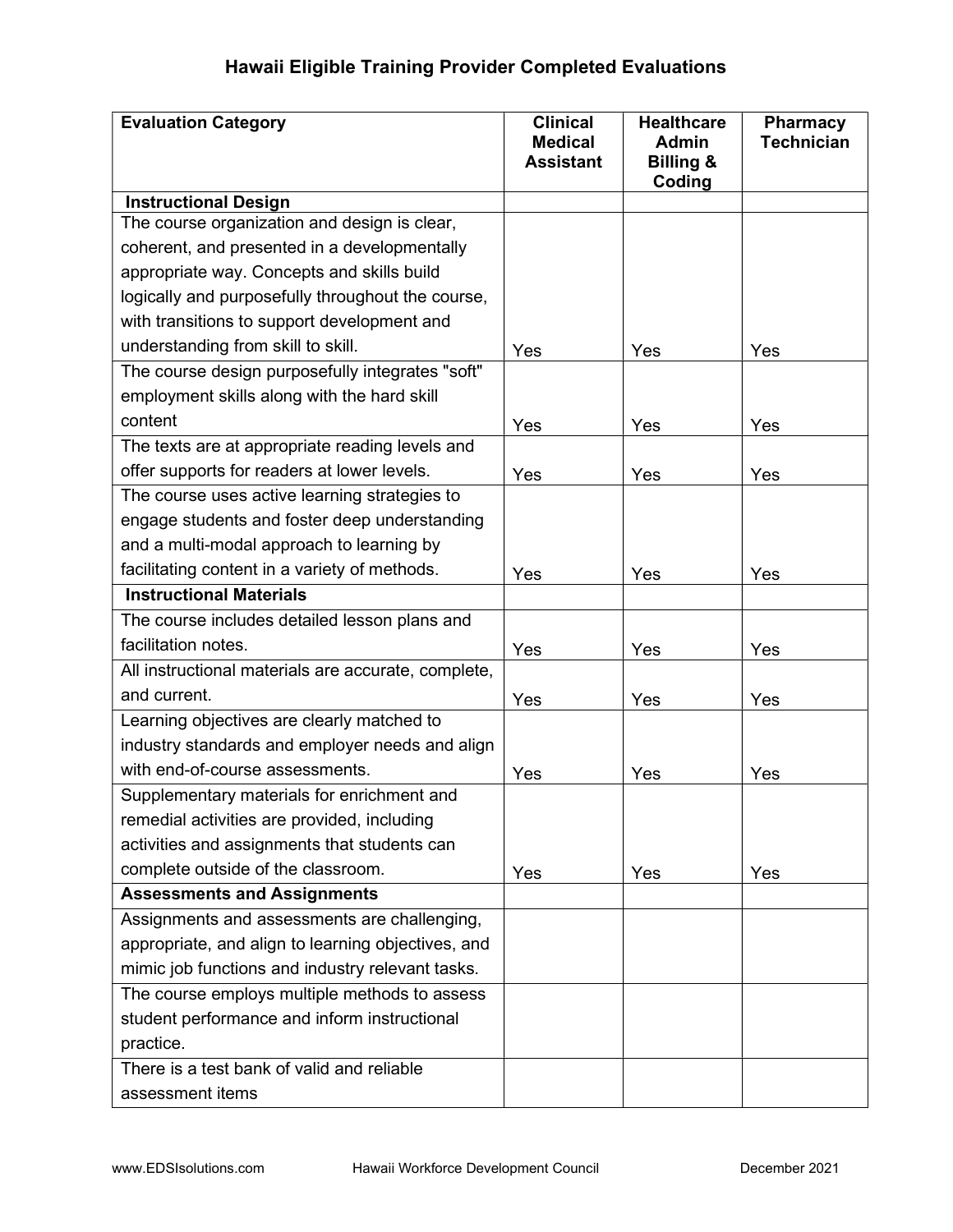# Hawaii Eligible Training Provider Completed Evaluations

| Evaluation Category | Clinical Medical Assistant | Healthcare Admin Billing & Coding | Pharmacy Technician |
|---|---|---|---|
| **Instructional Design** | | | |
| The course organization and design is clear, coherent, and presented in a developmentally appropriate way. Concepts and skills build logically and purposefully throughout the course, with transitions to support development and understanding from skill to skill. | Yes | Yes | Yes |
| The course design purposefully integrates "soft" employment skills along with the hard skill content | Yes | Yes | Yes |
| The texts are at appropriate reading levels and offer supports for readers at lower levels. | Yes | Yes | Yes |
| The course uses active learning strategies to engage students and foster deep understanding and a multi-modal approach to learning by facilitating content in a variety of methods. | Yes | Yes | Yes |
| **Instructional Materials** | | | |
| The course includes detailed lesson plans and facilitation notes. | Yes | Yes | Yes |
| All instructional materials are accurate, complete, and current. | Yes | Yes | Yes |
| Learning objectives are clearly matched to industry standards and employer needs and align with end-of-course assessments. | Yes | Yes | Yes |
| Supplementary materials for enrichment and remedial activities are provided, including activities and assignments that students can complete outside of the classroom. | Yes | Yes | Yes |
| **Assessments and Assignments** | | | |
| Assignments and assessments are challenging, appropriate, and align to learning objectives, and mimic job functions and industry relevant tasks. | | | |
| The course employs multiple methods to assess student performance and inform instructional practice. | | | |
| There is a test bank of valid and reliable assessment items | | | |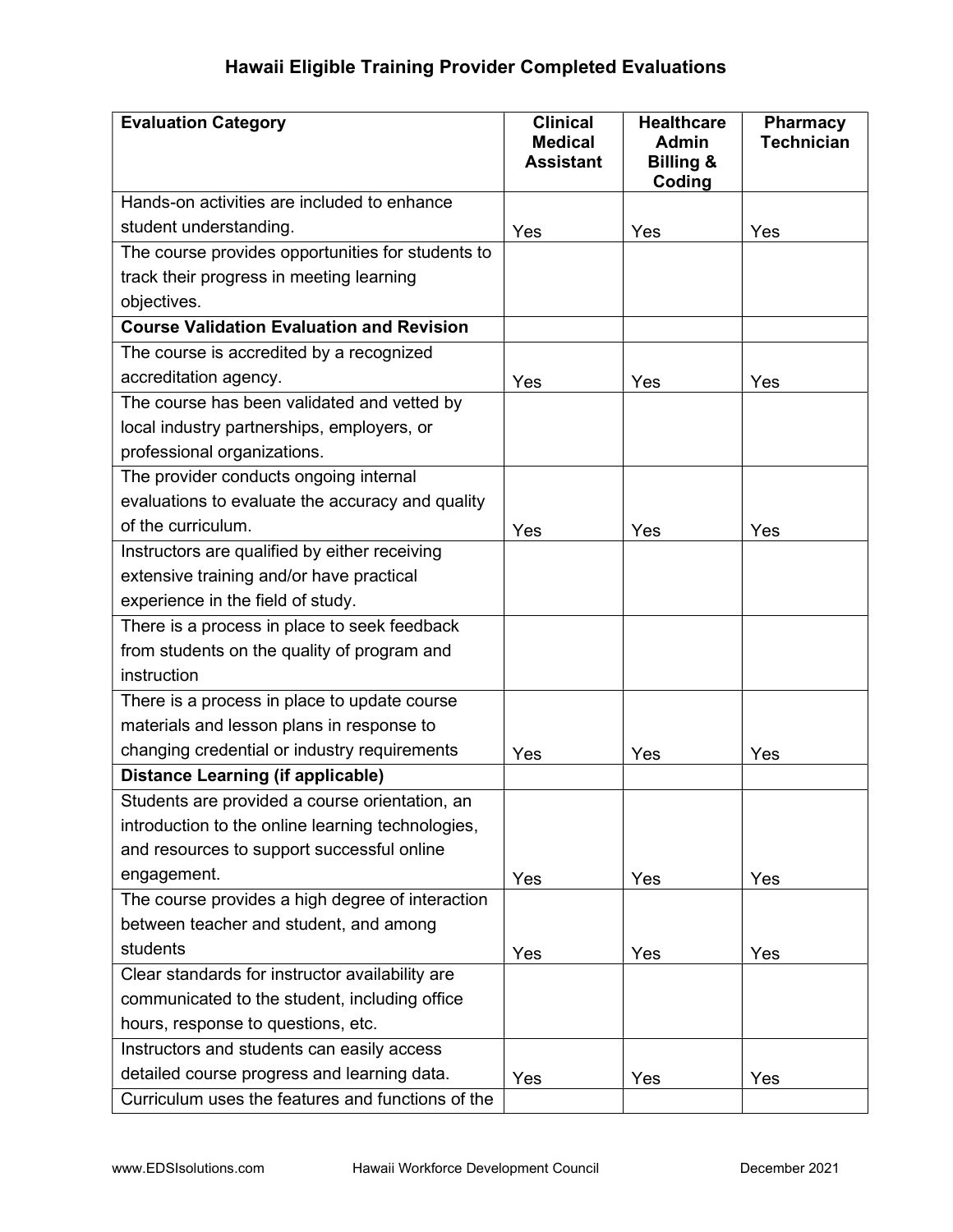## Hawaii Eligible Training Provider Completed Evaluations

| **Evaluation Category** | **Clinical Medical Assistant** | **Healthcare Admin Billing & Coding** | **Pharmacy Technician** |
|---|---|---|---|
| Hands-on activities are included to enhance student understanding. | Yes | Yes | Yes |
| The course provides opportunities for students to track their progress in meeting learning objectives. | | | |
| **Course Validation Evaluation and Revision** | | | |
| The course is accredited by a recognized accreditation agency. | Yes | Yes | Yes |
| The course has been validated and vetted by local industry partnerships, employers, or professional organizations. | | | |
| The provider conducts ongoing internal evaluations to evaluate the accuracy and quality of the curriculum. | Yes | Yes | Yes |
| Instructors are qualified by either receiving extensive training and/or have practical experience in the field of study. | | | |
| There is a process in place to seek feedback from students on the quality of program and instruction | | | |
| There is a process in place to update course materials and lesson plans in response to changing credential or industry requirements | Yes | Yes | Yes |
| **Distance Learning (if applicable)** | | | |
| Students are provided a course orientation, an introduction to the online learning technologies, and resources to support successful online engagement. | Yes | Yes | Yes |
| The course provides a high degree of interaction between teacher and student, and among students | Yes | Yes | Yes |
| Clear standards for instructor availability are communicated to the student, including office hours, response to questions, etc. | | | |
| Instructors and students can easily access detailed course progress and learning data. | Yes | Yes | Yes |
| Curriculum uses the features and functions of the | | | |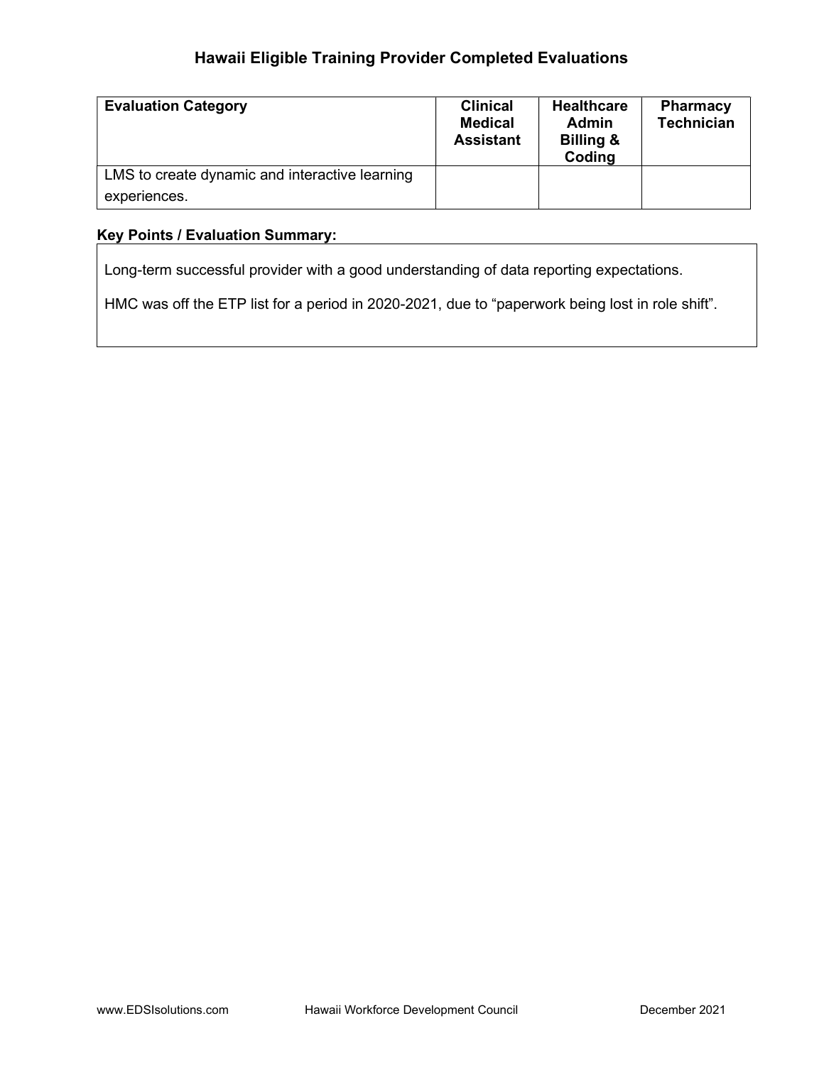## Hawaii Eligible Training Provider Completed Evaluations

| Evaluation Category | Clinical Medical Assistant | Healthcare Admin Billing & Coding | Pharmacy Technician |
|---|---|---|---|
| LMS to create dynamic and interactive learning experiences. | | | |

**Key Points / Evaluation Summary:**

Long-term successful provider with a good understanding of data reporting expectations.

HMC was off the ETP list for a period in 2020-2021, due to “paperwork being lost in role shift”.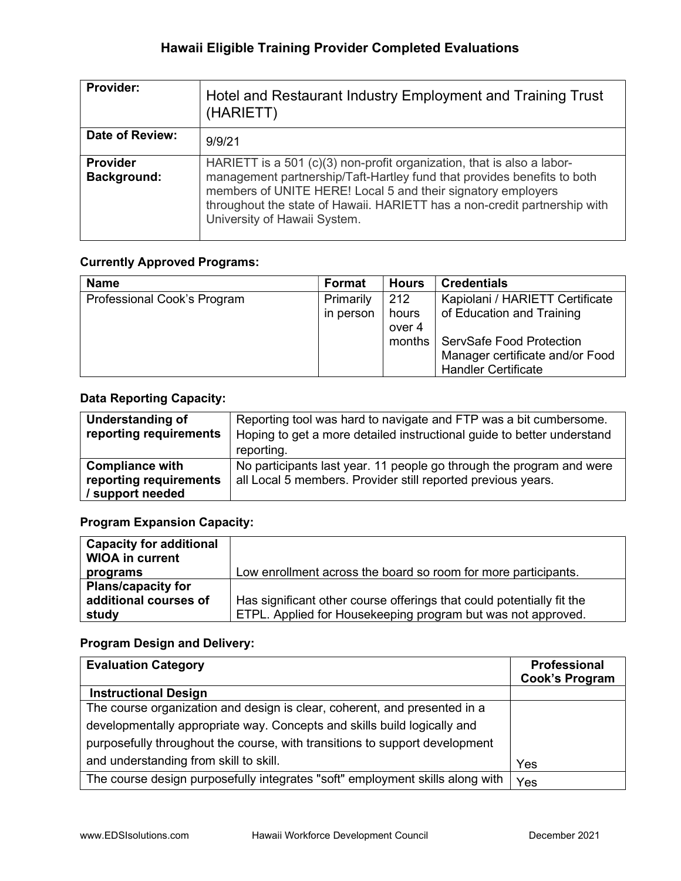# Hawaii Eligible Training Provider Completed Evaluations

| Provider: | Hotel and Restaurant Industry Employment and Training Trust (HARIETT) |
|---|---|
| Date of Review: | 9/9/21 |
| Provider Background: | HARIETT is a 501 (c)(3) non-profit organization, that is also a labor-management partnership/Taft-Hartley fund that provides benefits to both members of UNITE HERE! Local 5 and their signatory employers throughout the state of Hawaii. HARIETT has a non-credit partnership with University of Hawaii System. |

### Currently Approved Programs:

| Name | Format | Hours | Credentials |
|---|---|---|---|
| Professional Cook's Program | Primarily in person | 212 hours over 4 months | Kapiolani / HARIETT Certificate of Education and Training<br><br>ServSafe Food Protection Manager certificate and/or Food Handler Certificate |

### Data Reporting Capacity:

| Understanding of reporting requirements | Reporting tool was hard to navigate and FTP was a bit cumbersome. Hoping to get a more detailed instructional guide to better understand reporting. |
|---|---|
| Compliance with reporting requirements / support needed | No participants last year. 11 people go through the program and were all Local 5 members. Provider still reported previous years. |

### Program Expansion Capacity:

| Capacity for additional WIOA in current programs | Low enrollment across the board so room for more participants. |
|---|---|
| Plans/capacity for additional courses of study | Has significant other course offerings that could potentially fit the ETPL. Applied for Housekeeping program but was not approved. |

### Program Design and Delivery:

| Evaluation Category | Professional Cook's Program |
|---|---|
| **Instructional Design** | |
| The course organization and design is clear, coherent, and presented in a developmentally appropriate way. Concepts and skills build logically and purposefully throughout the course, with transitions to support development and understanding from skill to skill. | Yes |
| The course design purposefully integrates "soft" employment skills along with | Yes |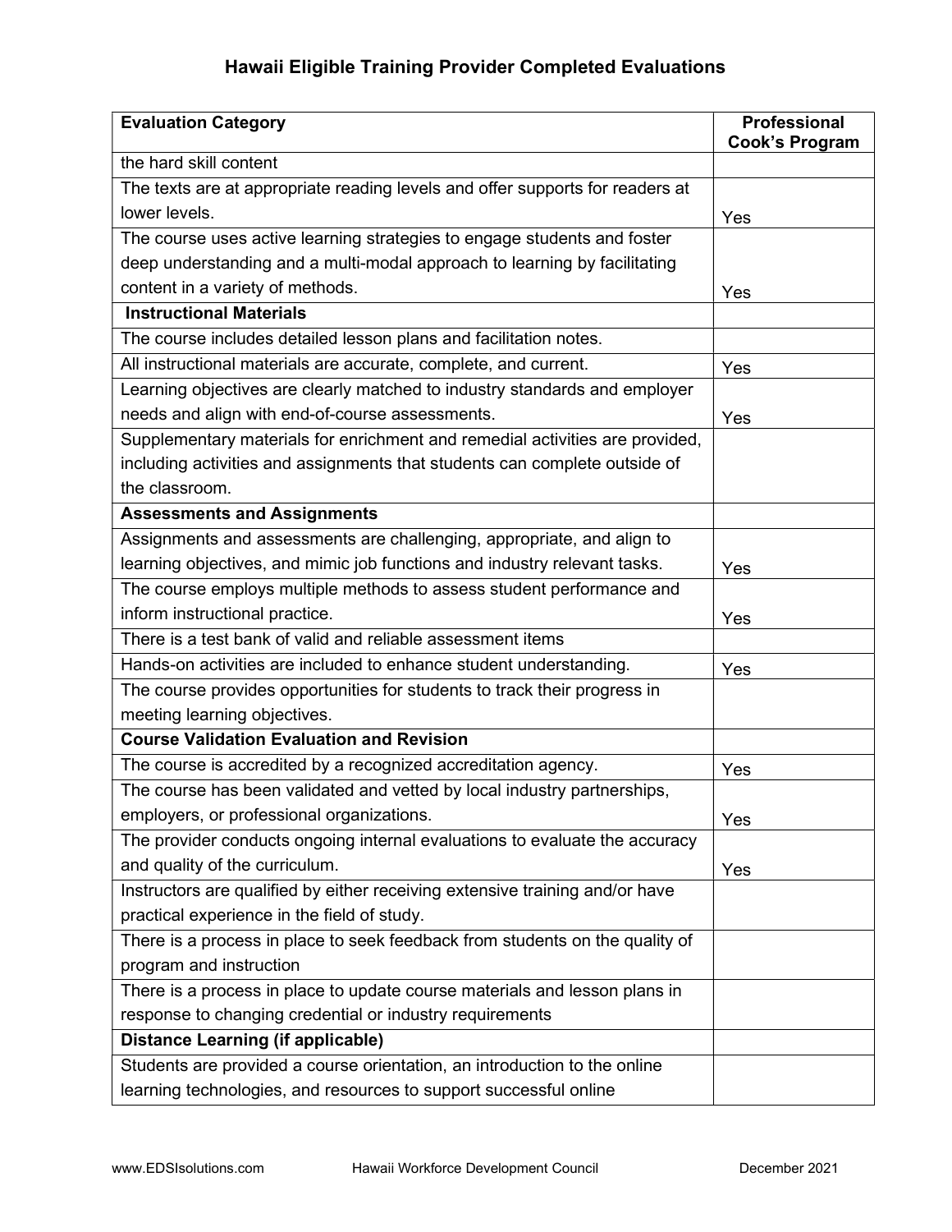## Hawaii Eligible Training Provider Completed Evaluations

| Evaluation Category | Professional Cook's Program |
|---|---|
| the hard skill content | |
| The texts are at appropriate reading levels and offer supports for readers at lower levels. | Yes |
| The course uses active learning strategies to engage students and foster deep understanding and a multi-modal approach to learning by facilitating content in a variety of methods. | Yes |
| **Instructional Materials** | |
| The course includes detailed lesson plans and facilitation notes. | |
| All instructional materials are accurate, complete, and current. | Yes |
| Learning objectives are clearly matched to industry standards and employer needs and align with end-of-course assessments. | Yes |
| Supplementary materials for enrichment and remedial activities are provided, including activities and assignments that students can complete outside of the classroom. | |
| **Assessments and Assignments** | |
| Assignments and assessments are challenging, appropriate, and align to learning objectives, and mimic job functions and industry relevant tasks. | Yes |
| The course employs multiple methods to assess student performance and inform instructional practice. | Yes |
| There is a test bank of valid and reliable assessment items | |
| Hands-on activities are included to enhance student understanding. | Yes |
| The course provides opportunities for students to track their progress in meeting learning objectives. | |
| **Course Validation Evaluation and Revision** | |
| The course is accredited by a recognized accreditation agency. | Yes |
| The course has been validated and vetted by local industry partnerships, employers, or professional organizations. | Yes |
| The provider conducts ongoing internal evaluations to evaluate the accuracy and quality of the curriculum. | Yes |
| Instructors are qualified by either receiving extensive training and/or have practical experience in the field of study. | |
| There is a process in place to seek feedback from students on the quality of program and instruction | |
| There is a process in place to update course materials and lesson plans in response to changing credential or industry requirements | |
| **Distance Learning (if applicable)** | |
| Students are provided a course orientation, an introduction to the online learning technologies, and resources to support successful online | |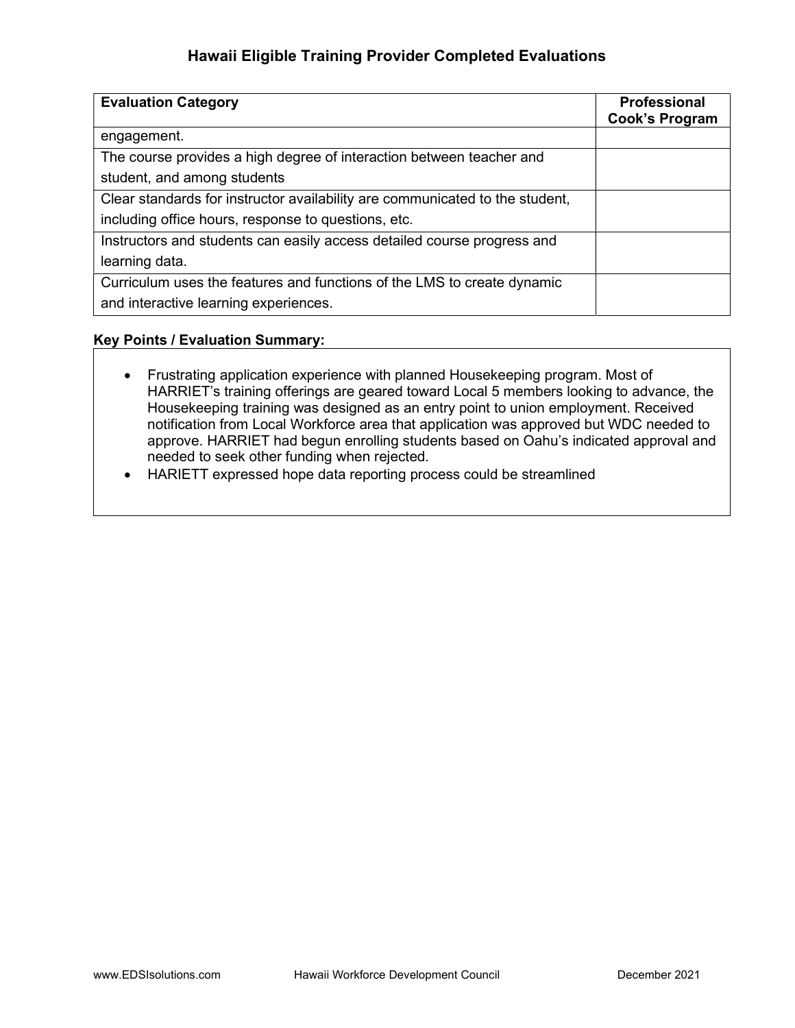## Hawaii Eligible Training Provider Completed Evaluations

| Evaluation Category | Professional Cook's Program |
| --- | --- |
| engagement. | |
| The course provides a high degree of interaction between teacher and student, and among students | |
| Clear standards for instructor availability are communicated to the student, including office hours, response to questions, etc. | |
| Instructors and students can easily access detailed course progress and learning data. | |
| Curriculum uses the features and functions of the LMS to create dynamic and interactive learning experiences. | |

**Key Points / Evaluation Summary:**

- Frustrating application experience with planned Housekeeping program. Most of HARRIET's training offerings are geared toward Local 5 members looking to advance, the Housekeeping training was designed as an entry point to union employment. Received notification from Local Workforce area that application was approved but WDC needed to approve. HARRIET had begun enrolling students based on Oahu's indicated approval and needed to seek other funding when rejected.
- HARIETT expressed hope data reporting process could be streamlined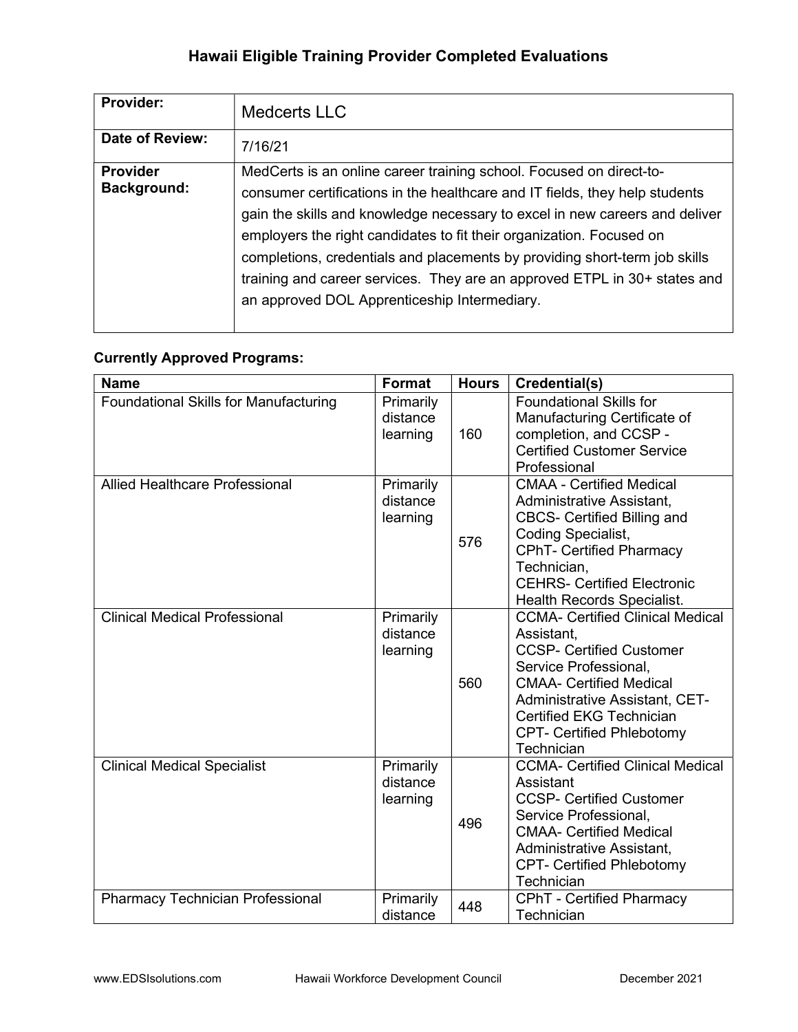# Hawaii Eligible Training Provider Completed Evaluations

| | |
|---|---|
| **Provider:** | Medcerts LLC |
| **Date of Review:** | 7/16/21 |
| **Provider Background:** | MedCerts is an online career training school. Focused on direct-to-consumer certifications in the healthcare and IT fields, they help students gain the skills and knowledge necessary to excel in new careers and deliver employers the right candidates to fit their organization. Focused on completions, credentials and placements by providing short-term job skills training and career services. They are an approved ETPL in 30+ states and an approved DOL Apprenticeship Intermediary. |

**Currently Approved Programs:**

| Name | Format | Hours | Credential(s) |
|---|---|---|---|
| Foundational Skills for Manufacturing | Primarily distance learning | 160 | Foundational Skills for Manufacturing Certificate of completion, and CCSP - Certified Customer Service Professional |
| Allied Healthcare Professional | Primarily distance learning | 576 | CMAA - Certified Medical Administrative Assistant, CBCS- Certified Billing and Coding Specialist, CPhT- Certified Pharmacy Technician, CEHRS- Certified Electronic Health Records Specialist. |
| Clinical Medical Professional | Primarily distance learning | 560 | CCMA- Certified Clinical Medical Assistant, CCSP- Certified Customer Service Professional, CMAA- Certified Medical Administrative Assistant, CET- Certified EKG Technician CPT- Certified Phlebotomy Technician |
| Clinical Medical Specialist | Primarily distance learning | 496 | CCMA- Certified Clinical Medical Assistant CCSP- Certified Customer Service Professional, CMAA- Certified Medical Administrative Assistant, CPT- Certified Phlebotomy Technician |
| Pharmacy Technician Professional | Primarily distance | 448 | CPhT - Certified Pharmacy Technician |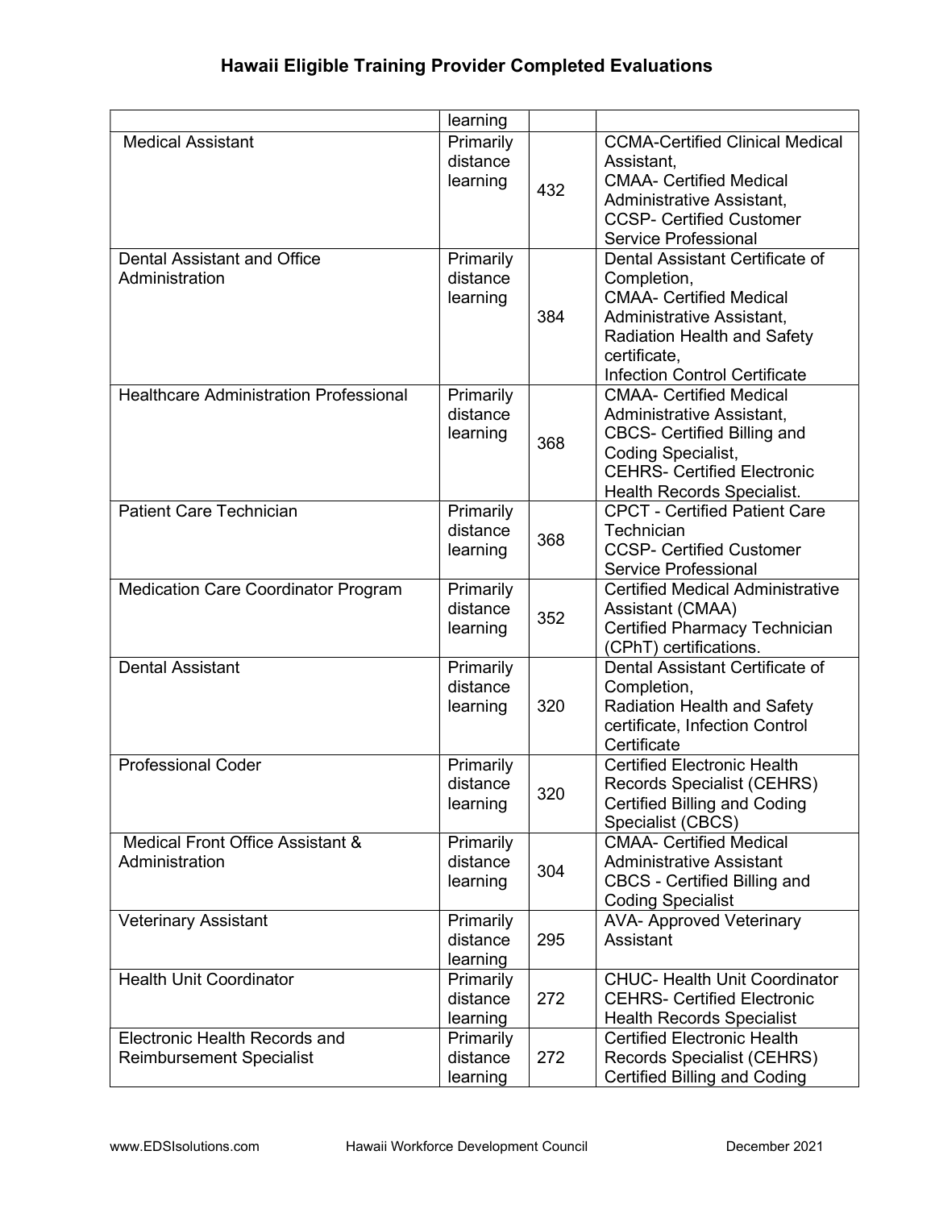# Hawaii Eligible Training Provider Completed Evaluations

|  |  |  |  |
|---|---|---|---|
|  | learning |  |  |
| Medical Assistant | Primarily distance learning | 432 | CCMA-Certified Clinical Medical Assistant, CMAA- Certified Medical Administrative Assistant, CCSP- Certified Customer Service Professional |
| Dental Assistant and Office Administration | Primarily distance learning | 384 | Dental Assistant Certificate of Completion, CMAA- Certified Medical Administrative Assistant, Radiation Health and Safety certificate, Infection Control Certificate |
| Healthcare Administration Professional | Primarily distance learning | 368 | CMAA- Certified Medical Administrative Assistant, CBCS- Certified Billing and Coding Specialist, CEHRS- Certified Electronic Health Records Specialist. |
| Patient Care Technician | Primarily distance learning | 368 | CPCT - Certified Patient Care Technician CCSP- Certified Customer Service Professional |
| Medication Care Coordinator Program | Primarily distance learning | 352 | Certified Medical Administrative Assistant (CMAA) Certified Pharmacy Technician (CPhT) certifications. |
| Dental Assistant | Primarily distance learning | 320 | Dental Assistant Certificate of Completion, Radiation Health and Safety certificate, Infection Control Certificate |
| Professional Coder | Primarily distance learning | 320 | Certified Electronic Health Records Specialist (CEHRS) Certified Billing and Coding Specialist (CBCS) |
| Medical Front Office Assistant & Administration | Primarily distance learning | 304 | CMAA- Certified Medical Administrative Assistant CBCS - Certified Billing and Coding Specialist |
| Veterinary Assistant | Primarily distance learning | 295 | AVA- Approved Veterinary Assistant |
| Health Unit Coordinator | Primarily distance learning | 272 | CHUC- Health Unit Coordinator CEHRS- Certified Electronic Health Records Specialist |
| Electronic Health Records and Reimbursement Specialist | Primarily distance learning | 272 | Certified Electronic Health Records Specialist (CEHRS) Certified Billing and Coding |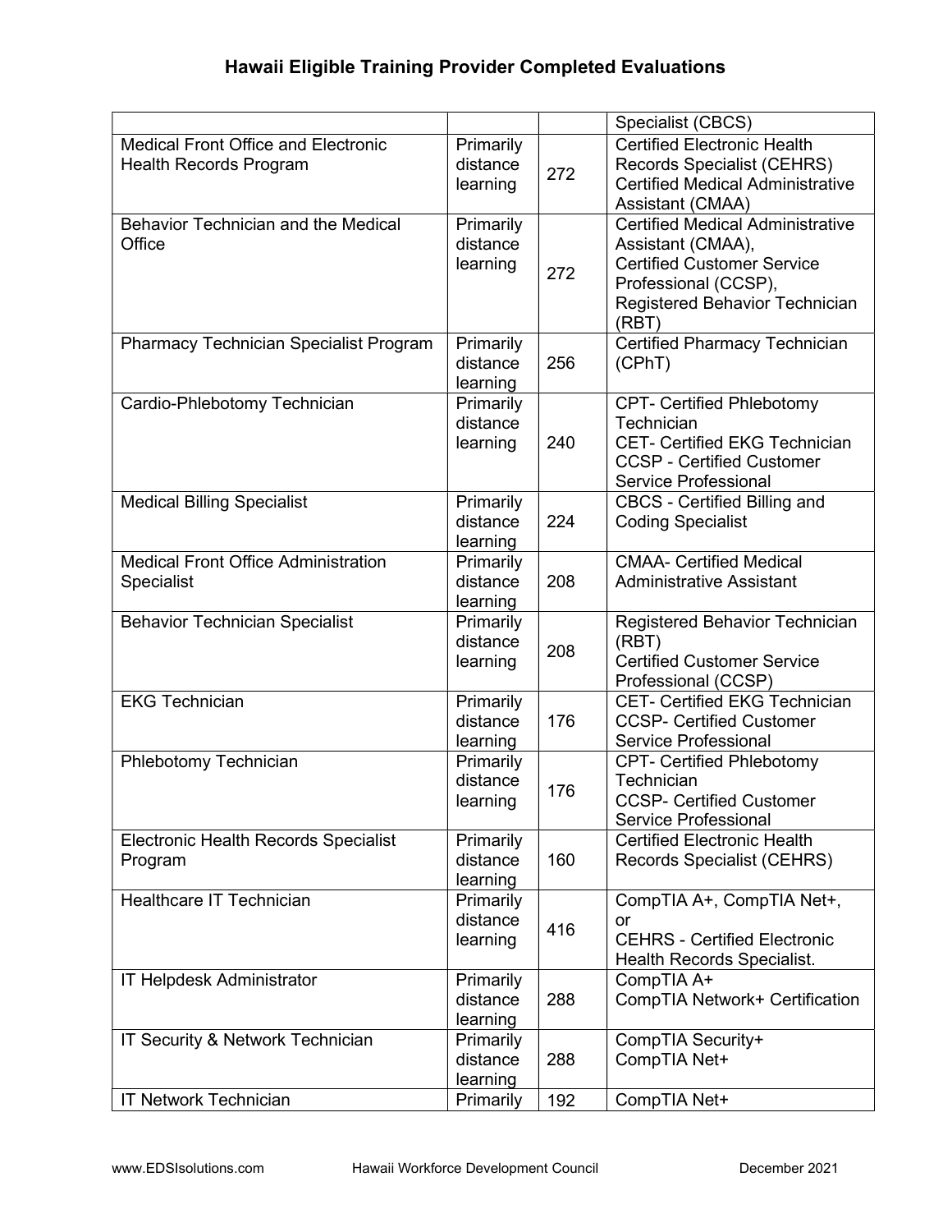## Hawaii Eligible Training Provider Completed Evaluations

| | | | |
|---|---|---|---|
| | | | Specialist (CBCS) |
| Medical Front Office and Electronic Health Records Program | Primarily distance learning | 272 | Certified Electronic Health Records Specialist (CEHRS) Certified Medical Administrative Assistant (CMAA) |
| Behavior Technician and the Medical Office | Primarily distance learning | 272 | Certified Medical Administrative Assistant (CMAA), Certified Customer Service Professional (CCSP), Registered Behavior Technician (RBT) |
| Pharmacy Technician Specialist Program | Primarily distance learning | 256 | Certified Pharmacy Technician (CPhT) |
| Cardio-Phlebotomy Technician | Primarily distance learning | 240 | CPT- Certified Phlebotomy Technician CET- Certified EKG Technician CCSP - Certified Customer Service Professional |
| Medical Billing Specialist | Primarily distance learning | 224 | CBCS - Certified Billing and Coding Specialist |
| Medical Front Office Administration Specialist | Primarily distance learning | 208 | CMAA- Certified Medical Administrative Assistant |
| Behavior Technician Specialist | Primarily distance learning | 208 | Registered Behavior Technician (RBT) Certified Customer Service Professional (CCSP) |
| EKG Technician | Primarily distance learning | 176 | CET- Certified EKG Technician CCSP- Certified Customer Service Professional |
| Phlebotomy Technician | Primarily distance learning | 176 | CPT- Certified Phlebotomy Technician CCSP- Certified Customer Service Professional |
| Electronic Health Records Specialist Program | Primarily distance learning | 160 | Certified Electronic Health Records Specialist (CEHRS) |
| Healthcare IT Technician | Primarily distance learning | 416 | CompTIA A+, CompTIA Net+, or CEHRS - Certified Electronic Health Records Specialist. |
| IT Helpdesk Administrator | Primarily distance learning | 288 | CompTIA A+ CompTIA Network+ Certification |
| IT Security & Network Technician | Primarily distance learning | 288 | CompTIA Security+ CompTIA Net+ |
| IT Network Technician | Primarily | 192 | CompTIA Net+ |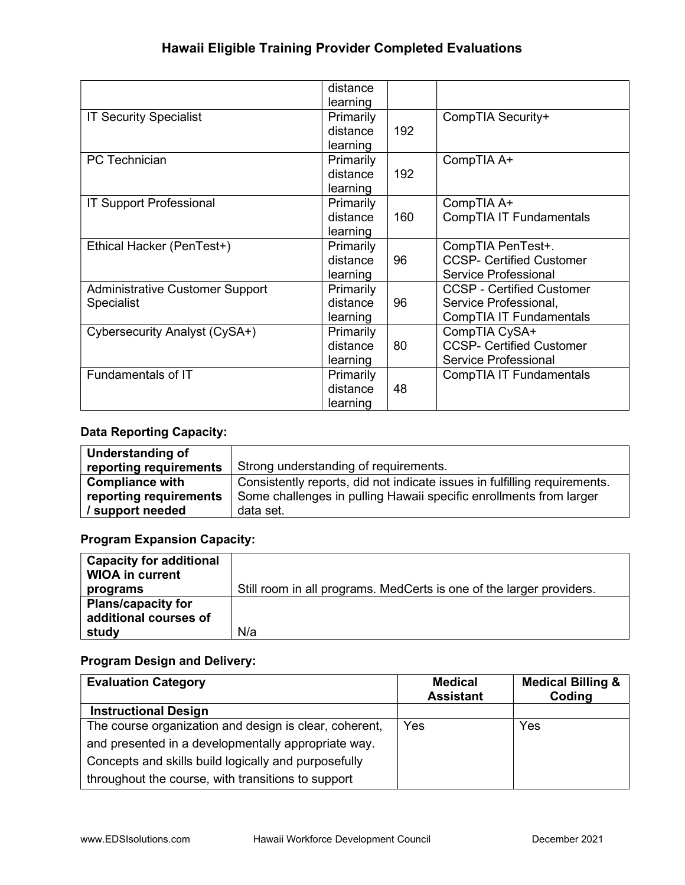|  | distance learning |  |  |
|---|---|---|---|
| IT Security Specialist | Primarily distance learning | 192 | CompTIA Security+ |
| PC Technician | Primarily distance learning | 192 | CompTIA A+ |
| IT Support Professional | Primarily distance learning | 160 | CompTIA A+<br>CompTIA IT Fundamentals |
| Ethical Hacker (PenTest+) | Primarily distance learning | 96 | CompTIA PenTest+.<br>CCSP- Certified Customer Service Professional |
| Administrative Customer Support Specialist | Primarily distance learning | 96 | CCSP - Certified Customer Service Professional,<br>CompTIA IT Fundamentals |
| Cybersecurity Analyst (CySA+) | Primarily distance learning | 80 | CompTIA CySA+<br>CCSP- Certified Customer Service Professional |
| Fundamentals of IT | Primarily distance learning | 48 | CompTIA IT Fundamentals |

**Data Reporting Capacity:**

| **Understanding of reporting requirements** | Strong understanding of requirements. |
|---|---|
| **Compliance with reporting requirements / support needed** | Consistently reports, did not indicate issues in fulfilling requirements. Some challenges in pulling Hawaii specific enrollments from larger data set. |

**Program Expansion Capacity:**

| **Capacity for additional WIOA in current programs** | Still room in all programs. MedCerts is one of the larger providers. |
|---|---|
| **Plans/capacity for additional courses of study** | N/a |

**Program Design and Delivery:**

| Evaluation Category | Medical Assistant | Medical Billing & Coding |
|---|---|---|
| **Instructional Design** |  |  |
| The course organization and design is clear, coherent, and presented in a developmentally appropriate way. Concepts and skills build logically and purposefully throughout the course, with transitions to support | Yes | Yes |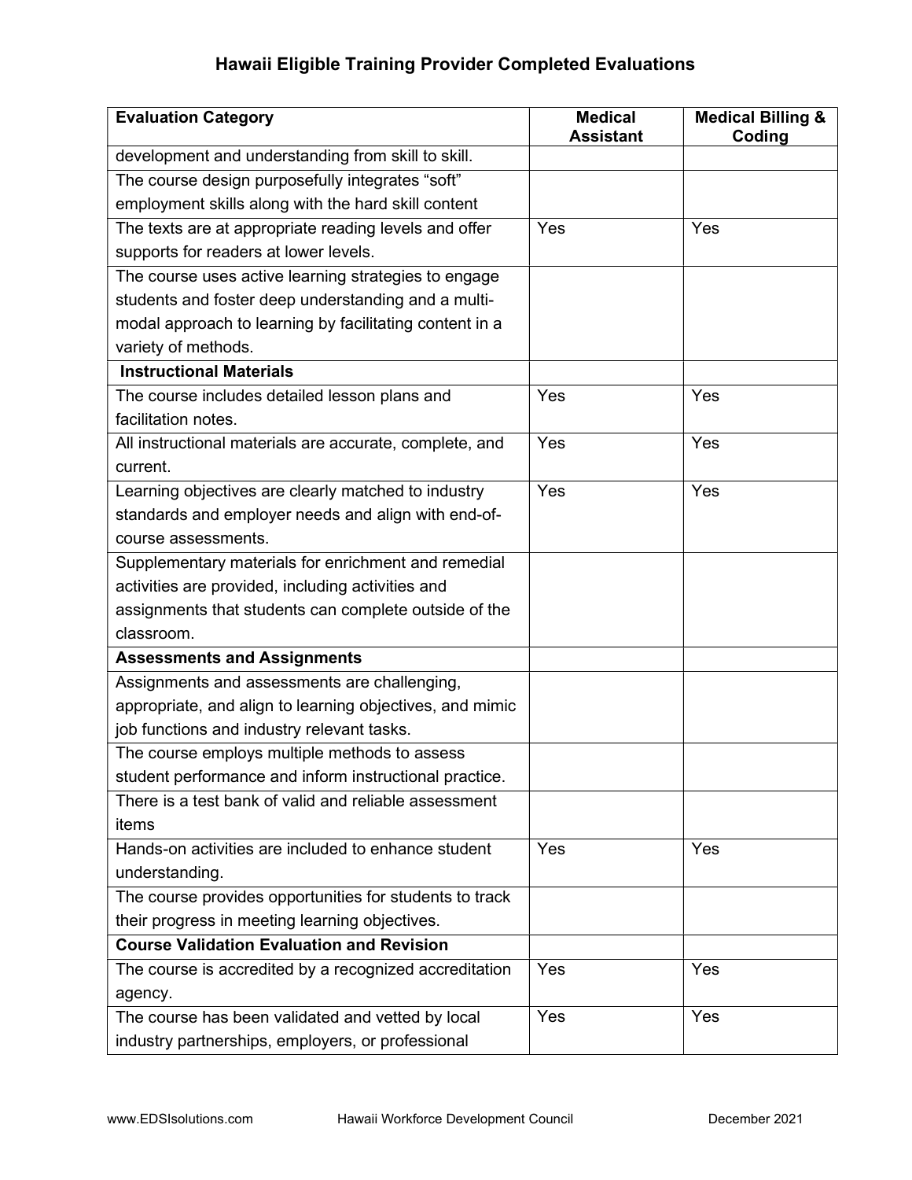## Hawaii Eligible Training Provider Completed Evaluations

| Evaluation Category | Medical Assistant | Medical Billing & Coding |
|---|---|---|
| development and understanding from skill to skill. | | |
| The course design purposefully integrates "soft" employment skills along with the hard skill content | | |
| The texts are at appropriate reading levels and offer supports for readers at lower levels. | Yes | Yes |
| The course uses active learning strategies to engage students and foster deep understanding and a multi-modal approach to learning by facilitating content in a variety of methods. | | |
| **Instructional Materials** | | |
| The course includes detailed lesson plans and facilitation notes. | Yes | Yes |
| All instructional materials are accurate, complete, and current. | Yes | Yes |
| Learning objectives are clearly matched to industry standards and employer needs and align with end-of-course assessments. | Yes | Yes |
| Supplementary materials for enrichment and remedial activities are provided, including activities and assignments that students can complete outside of the classroom. | | |
| **Assessments and Assignments** | | |
| Assignments and assessments are challenging, appropriate, and align to learning objectives, and mimic job functions and industry relevant tasks. | | |
| The course employs multiple methods to assess student performance and inform instructional practice. | | |
| There is a test bank of valid and reliable assessment items | | |
| Hands-on activities are included to enhance student understanding. | Yes | Yes |
| The course provides opportunities for students to track their progress in meeting learning objectives. | | |
| **Course Validation Evaluation and Revision** | | |
| The course is accredited by a recognized accreditation agency. | Yes | Yes |
| The course has been validated and vetted by local industry partnerships, employers, or professional | Yes | Yes |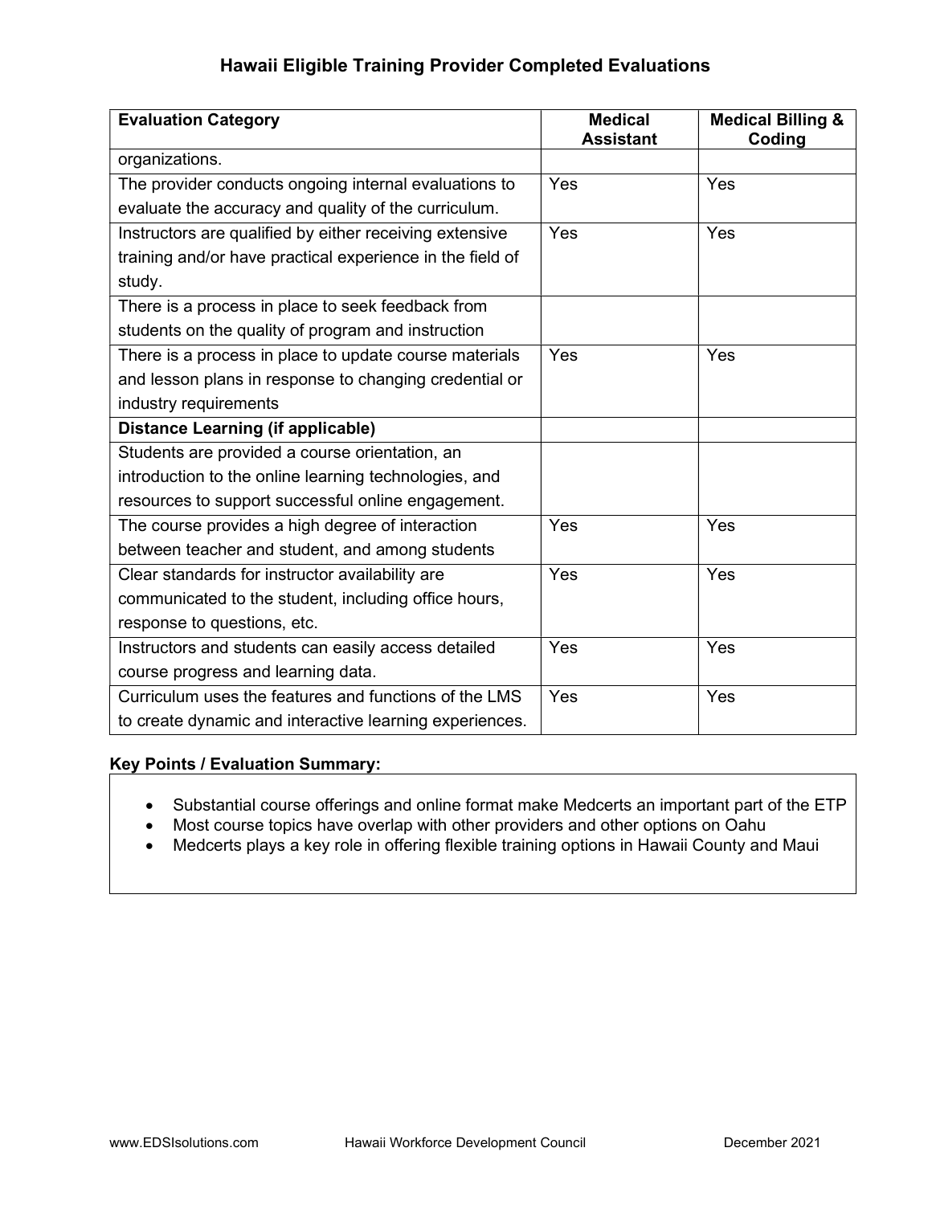## Hawaii Eligible Training Provider Completed Evaluations

| Evaluation Category | Medical Assistant | Medical Billing & Coding |
|---|---|---|
| organizations. | | |
| The provider conducts ongoing internal evaluations to evaluate the accuracy and quality of the curriculum. | Yes | Yes |
| Instructors are qualified by either receiving extensive training and/or have practical experience in the field of study. | Yes | Yes |
| There is a process in place to seek feedback from students on the quality of program and instruction | | |
| There is a process in place to update course materials and lesson plans in response to changing credential or industry requirements | Yes | Yes |
| **Distance Learning (if applicable)** | | |
| Students are provided a course orientation, an introduction to the online learning technologies, and resources to support successful online engagement. | | |
| The course provides a high degree of interaction between teacher and student, and among students | Yes | Yes |
| Clear standards for instructor availability are communicated to the student, including office hours, response to questions, etc. | Yes | Yes |
| Instructors and students can easily access detailed course progress and learning data. | Yes | Yes |
| Curriculum uses the features and functions of the LMS to create dynamic and interactive learning experiences. | Yes | Yes |

**Key Points / Evaluation Summary:**

- Substantial course offerings and online format make Medcerts an important part of the ETP
- Most course topics have overlap with other providers and other options on Oahu
- Medcerts plays a key role in offering flexible training options in Hawaii County and Maui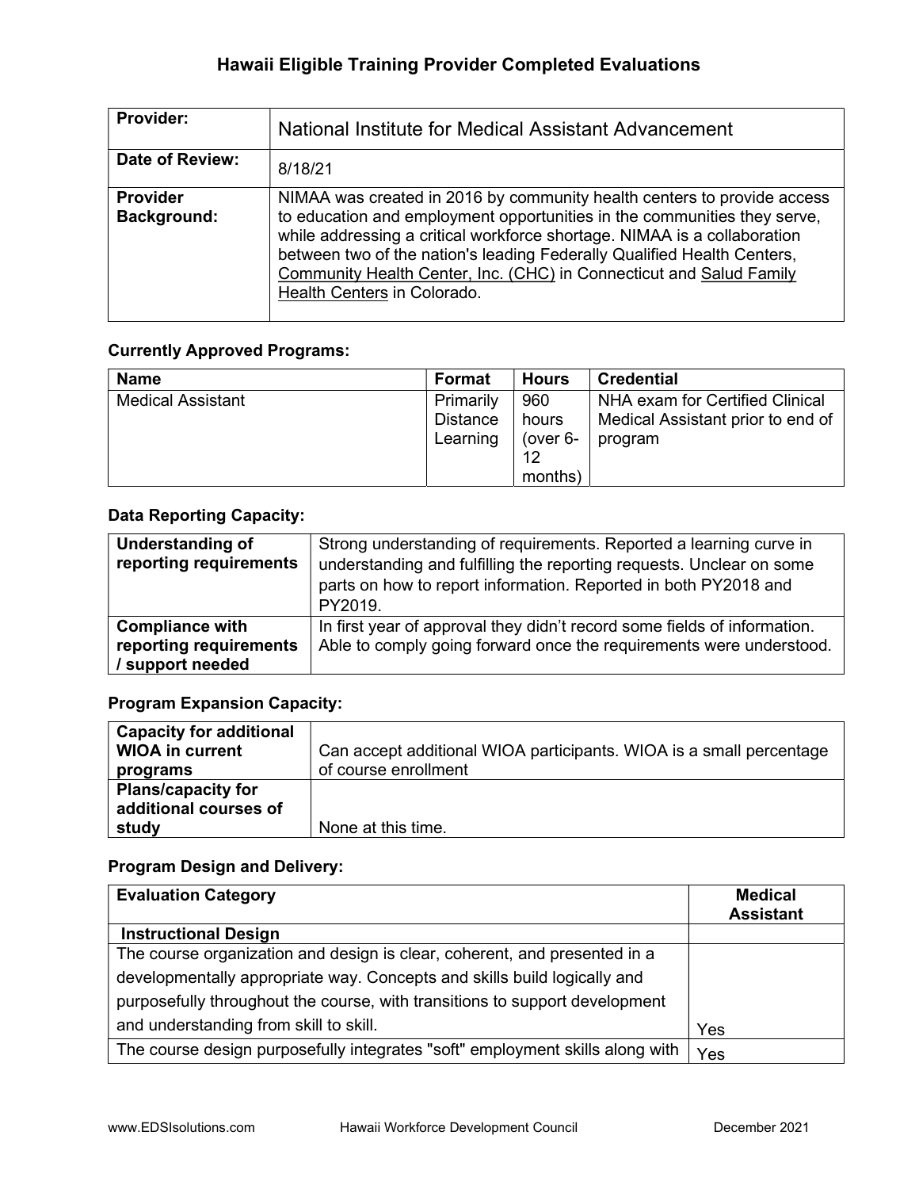# Hawaii Eligible Training Provider Completed Evaluations

| **Provider:** | National Institute for Medical Assistant Advancement |
|---|---|
| **Date of Review:** | 8/18/21 |
| **Provider Background:** | NIMAA was created in 2016 by community health centers to provide access to education and employment opportunities in the communities they serve, while addressing a critical workforce shortage. NIMAA is a collaboration between two of the nation's leading Federally Qualified Health Centers, Community Health Center, Inc. (CHC) in Connecticut and Salud Family Health Centers in Colorado. |

### Currently Approved Programs:

| Name | Format | Hours | Credential |
|---|---|---|---|
| Medical Assistant | Primarily Distance Learning | 960 hours (over 6-12 months) | NHA exam for Certified Clinical Medical Assistant prior to end of program |

### Data Reporting Capacity:

| **Understanding of reporting requirements** | Strong understanding of requirements. Reported a learning curve in understanding and fulfilling the reporting requests. Unclear on some parts on how to report information. Reported in both PY2018 and PY2019. |
|---|---|
| **Compliance with reporting requirements / support needed** | In first year of approval they didn't record some fields of information. Able to comply going forward once the requirements were understood. |

### Program Expansion Capacity:

| **Capacity for additional WIOA in current programs** | Can accept additional WIOA participants. WIOA is a small percentage of course enrollment |
|---|---|
| **Plans/capacity for additional courses of study** | None at this time. |

### Program Design and Delivery:

| Evaluation Category | Medical Assistant |
|---|---|
| **Instructional Design** | |
| The course organization and design is clear, coherent, and presented in a developmentally appropriate way. Concepts and skills build logically and purposefully throughout the course, with transitions to support development and understanding from skill to skill. | Yes |
| The course design purposefully integrates "soft" employment skills along with | Yes |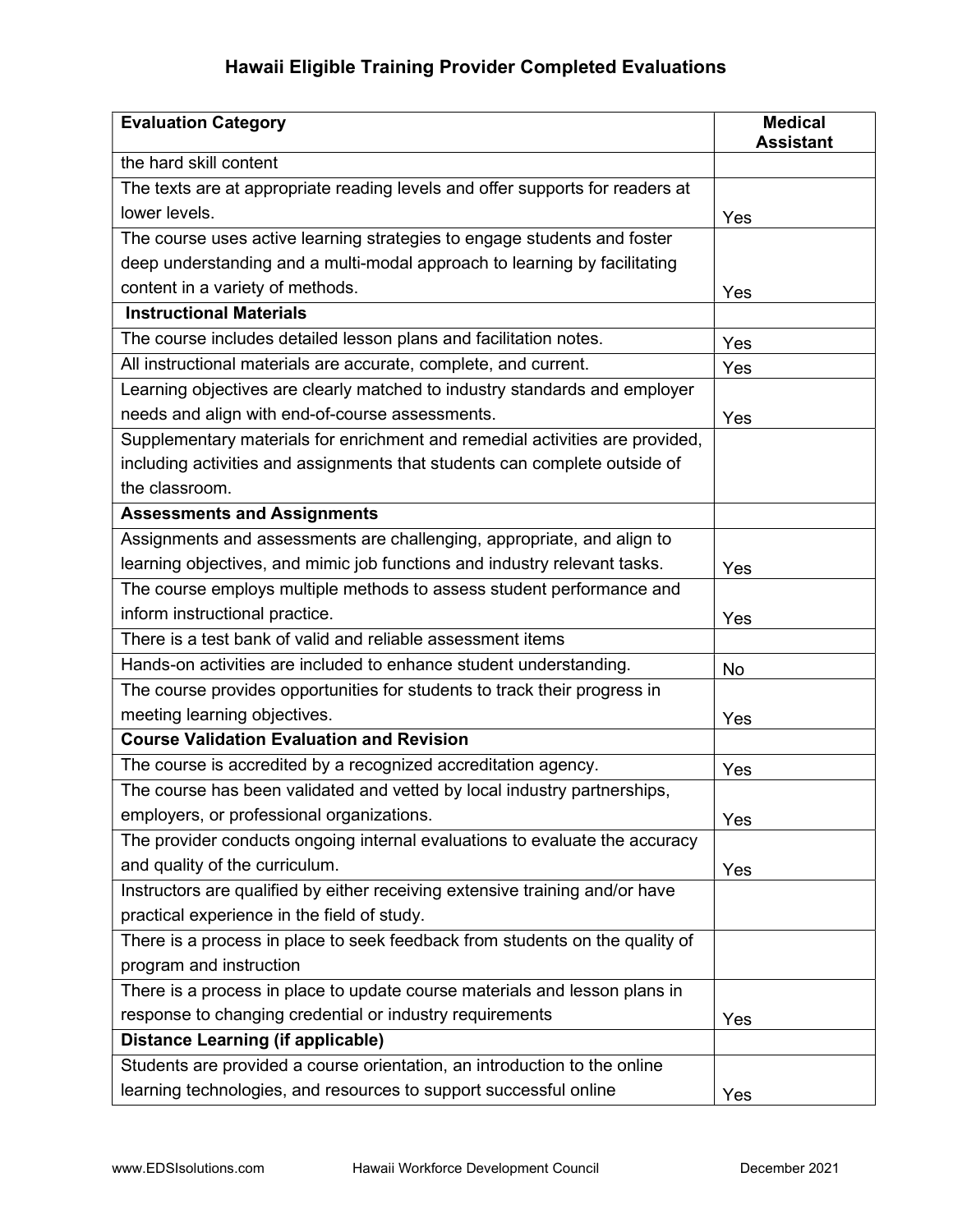## Hawaii Eligible Training Provider Completed Evaluations

| Evaluation Category | Medical Assistant |
|---|---|
| the hard skill content | |
| The texts are at appropriate reading levels and offer supports for readers at lower levels. | Yes |
| The course uses active learning strategies to engage students and foster deep understanding and a multi-modal approach to learning by facilitating content in a variety of methods. | Yes |
| **Instructional Materials** | |
| The course includes detailed lesson plans and facilitation notes. | Yes |
| All instructional materials are accurate, complete, and current. | Yes |
| Learning objectives are clearly matched to industry standards and employer needs and align with end-of-course assessments. | Yes |
| Supplementary materials for enrichment and remedial activities are provided, including activities and assignments that students can complete outside of the classroom. | |
| **Assessments and Assignments** | |
| Assignments and assessments are challenging, appropriate, and align to learning objectives, and mimic job functions and industry relevant tasks. | Yes |
| The course employs multiple methods to assess student performance and inform instructional practice. | Yes |
| There is a test bank of valid and reliable assessment items | |
| Hands-on activities are included to enhance student understanding. | No |
| The course provides opportunities for students to track their progress in meeting learning objectives. | Yes |
| **Course Validation Evaluation and Revision** | |
| The course is accredited by a recognized accreditation agency. | Yes |
| The course has been validated and vetted by local industry partnerships, employers, or professional organizations. | Yes |
| The provider conducts ongoing internal evaluations to evaluate the accuracy and quality of the curriculum. | Yes |
| Instructors are qualified by either receiving extensive training and/or have practical experience in the field of study. | |
| There is a process in place to seek feedback from students on the quality of program and instruction | |
| There is a process in place to update course materials and lesson plans in response to changing credential or industry requirements | Yes |
| **Distance Learning (if applicable)** | |
| Students are provided a course orientation, an introduction to the online learning technologies, and resources to support successful online | Yes |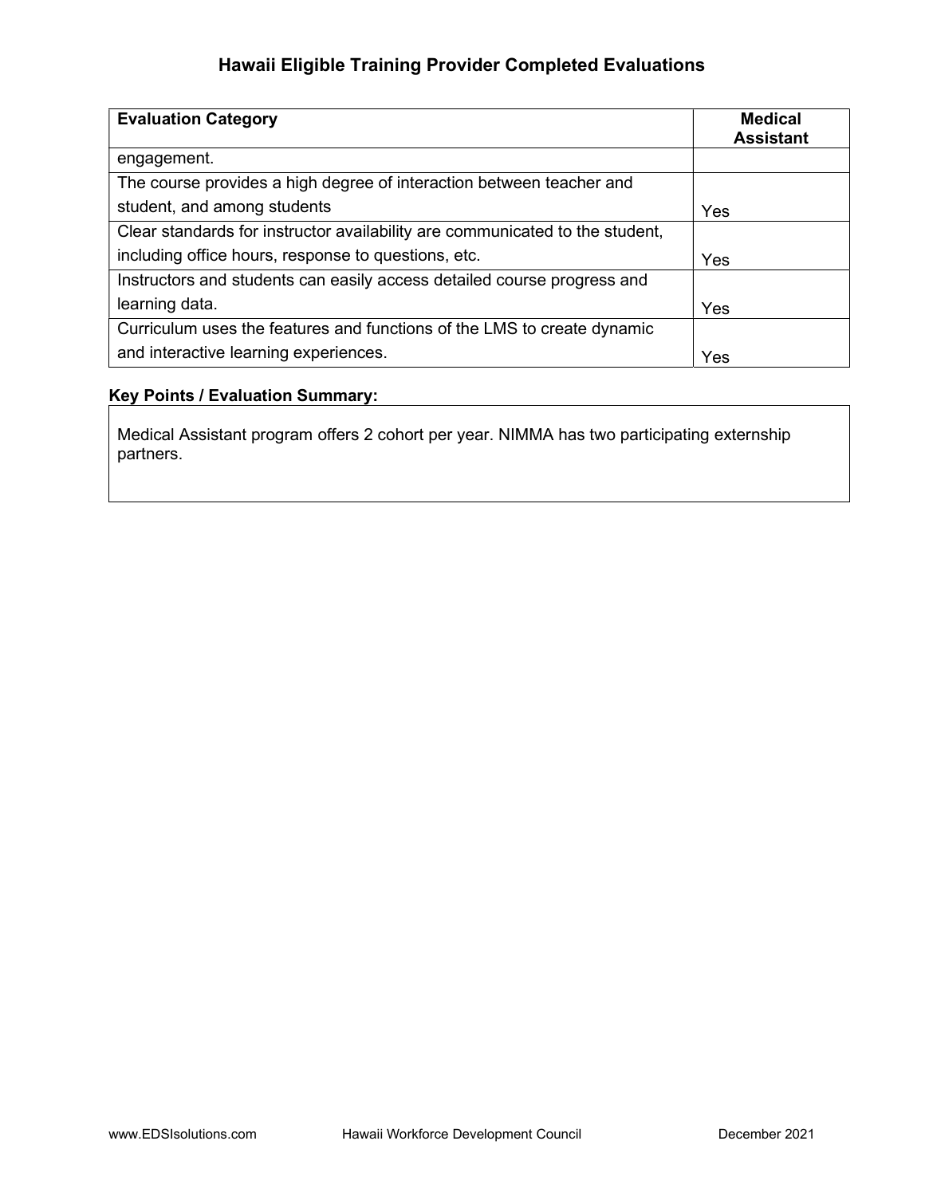## Hawaii Eligible Training Provider Completed Evaluations

| Evaluation Category | Medical Assistant |
|---|---|
| engagement. | |
| The course provides a high degree of interaction between teacher and student, and among students | Yes |
| Clear standards for instructor availability are communicated to the student, including office hours, response to questions, etc. | Yes |
| Instructors and students can easily access detailed course progress and learning data. | Yes |
| Curriculum uses the features and functions of the LMS to create dynamic and interactive learning experiences. | Yes |

**Key Points / Evaluation Summary:**

Medical Assistant program offers 2 cohort per year. NIMMA has two participating externship partners.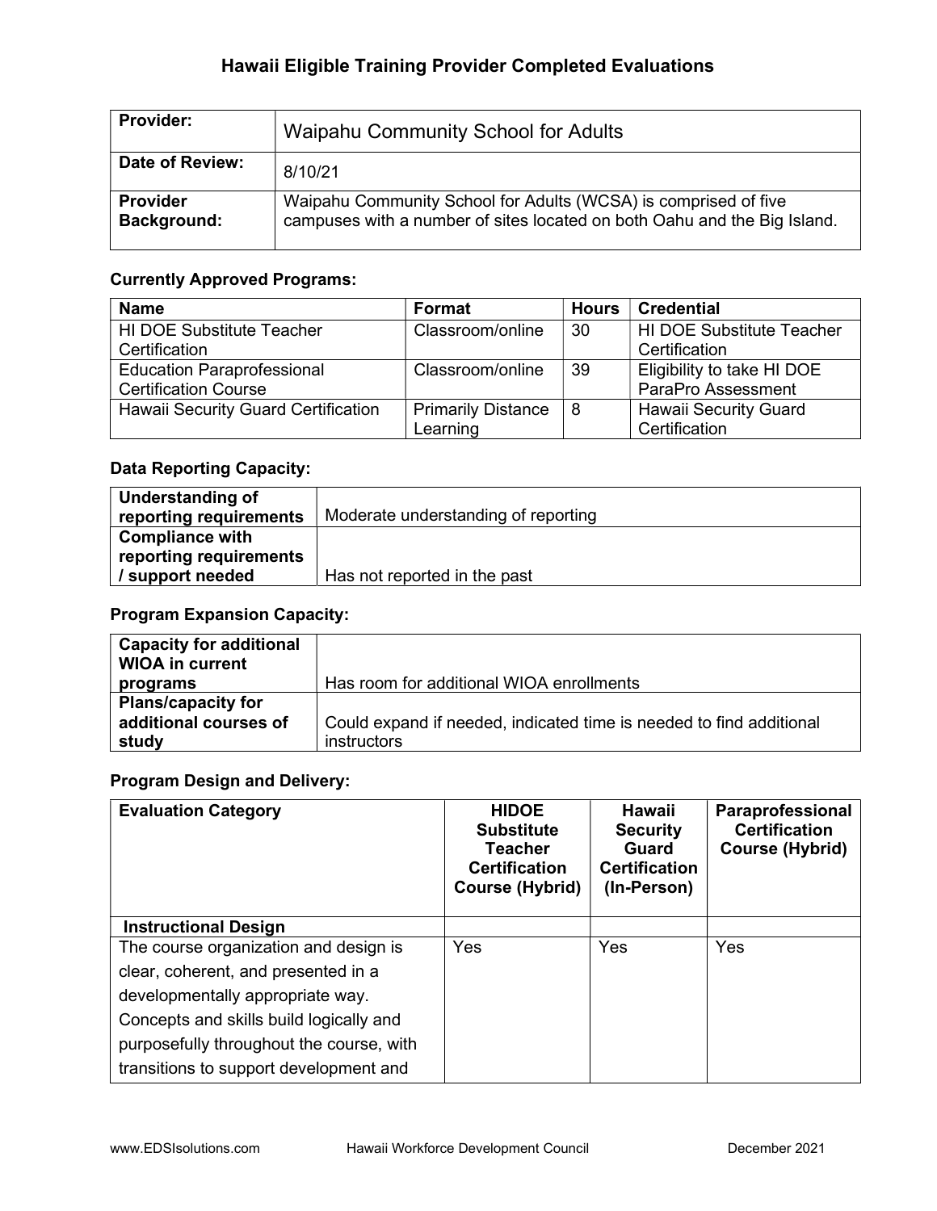# Hawaii Eligible Training Provider Completed Evaluations

| **Provider:** | Waipahu Community School for Adults |
|---|---|
| **Date of Review:** | 8/10/21 |
| **Provider Background:** | Waipahu Community School for Adults (WCSA) is comprised of five campuses with a number of sites located on both Oahu and the Big Island. |

### Currently Approved Programs:

| Name | Format | Hours | Credential |
|---|---|---|---|
| HI DOE Substitute Teacher Certification | Classroom/online | 30 | HI DOE Substitute Teacher Certification |
| Education Paraprofessional Certification Course | Classroom/online | 39 | Eligibility to take HI DOE ParaPro Assessment |
| Hawaii Security Guard Certification | Primarily Distance Learning | 8 | Hawaii Security Guard Certification |

### Data Reporting Capacity:

| **Understanding of reporting requirements** | Moderate understanding of reporting |
|---|---|
| **Compliance with reporting requirements / support needed** | Has not reported in the past |

### Program Expansion Capacity:

| **Capacity for additional WIOA in current programs** | Has room for additional WIOA enrollments |
|---|---|
| **Plans/capacity for additional courses of study** | Could expand if needed, indicated time is needed to find additional instructors |

### Program Design and Delivery:

| Evaluation Category | HIDOE Substitute Teacher Certification Course (Hybrid) | Hawaii Security Guard Certification (In-Person) | Paraprofessional Certification Course (Hybrid) |
|---|---|---|---|
| **Instructional Design** | | | |
| The course organization and design is clear, coherent, and presented in a developmentally appropriate way. Concepts and skills build logically and purposefully throughout the course, with transitions to support development and | Yes | Yes | Yes |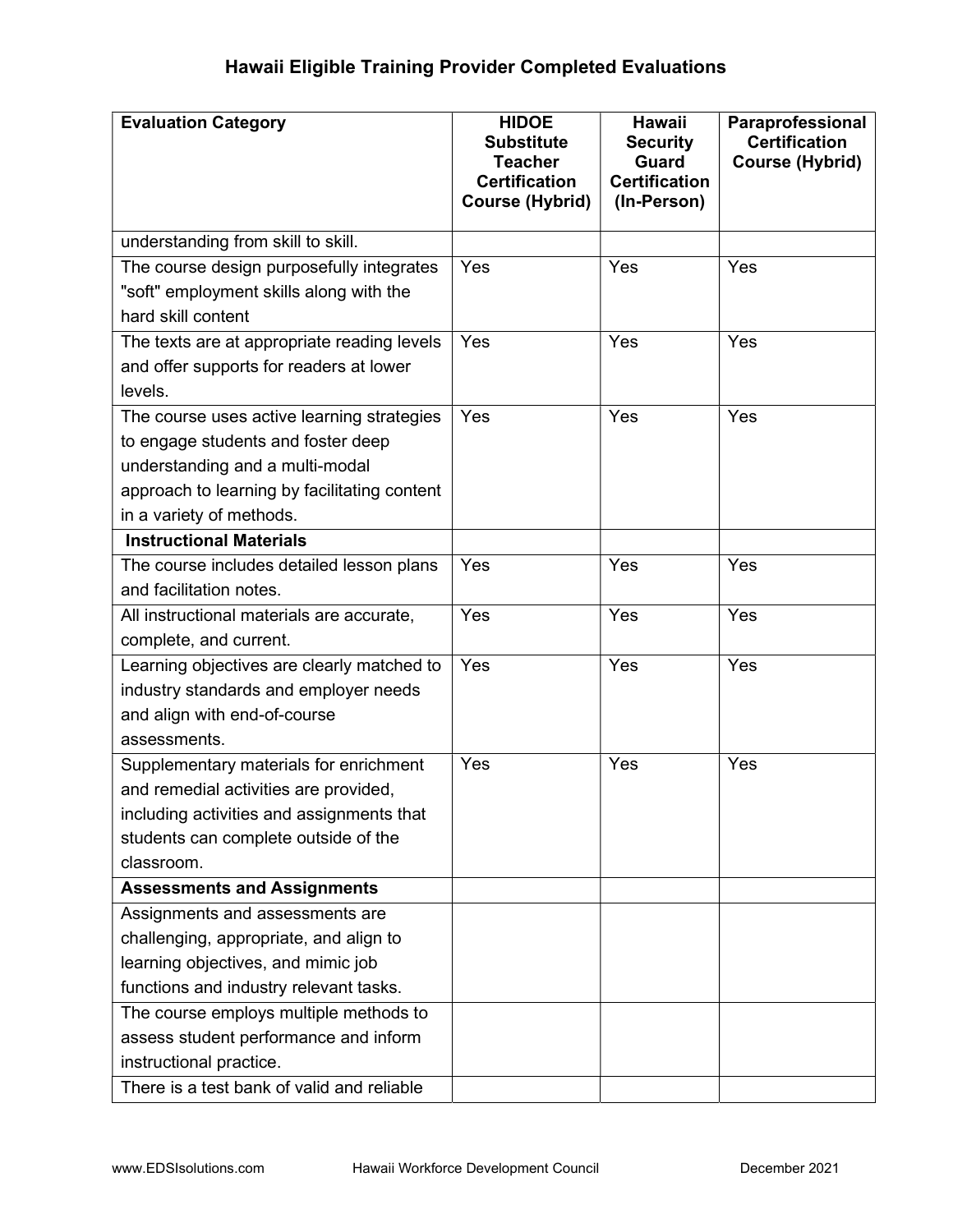# Hawaii Eligible Training Provider Completed Evaluations

| Evaluation Category | HIDOE Substitute Teacher Certification Course (Hybrid) | Hawaii Security Guard Certification (In-Person) | Paraprofessional Certification Course (Hybrid) |
|---|---|---|---|
| understanding from skill to skill. | | | |
| The course design purposefully integrates "soft" employment skills along with the hard skill content | Yes | Yes | Yes |
| The texts are at appropriate reading levels and offer supports for readers at lower levels. | Yes | Yes | Yes |
| The course uses active learning strategies to engage students and foster deep understanding and a multi-modal approach to learning by facilitating content in a variety of methods. | Yes | Yes | Yes |
| **Instructional Materials** | | | |
| The course includes detailed lesson plans and facilitation notes. | Yes | Yes | Yes |
| All instructional materials are accurate, complete, and current. | Yes | Yes | Yes |
| Learning objectives are clearly matched to industry standards and employer needs and align with end-of-course assessments. | Yes | Yes | Yes |
| Supplementary materials for enrichment and remedial activities are provided, including activities and assignments that students can complete outside of the classroom. | Yes | Yes | Yes |
| **Assessments and Assignments** | | | |
| Assignments and assessments are challenging, appropriate, and align to learning objectives, and mimic job functions and industry relevant tasks. | | | |
| The course employs multiple methods to assess student performance and inform instructional practice. | | | |
| There is a test bank of valid and reliable | | | |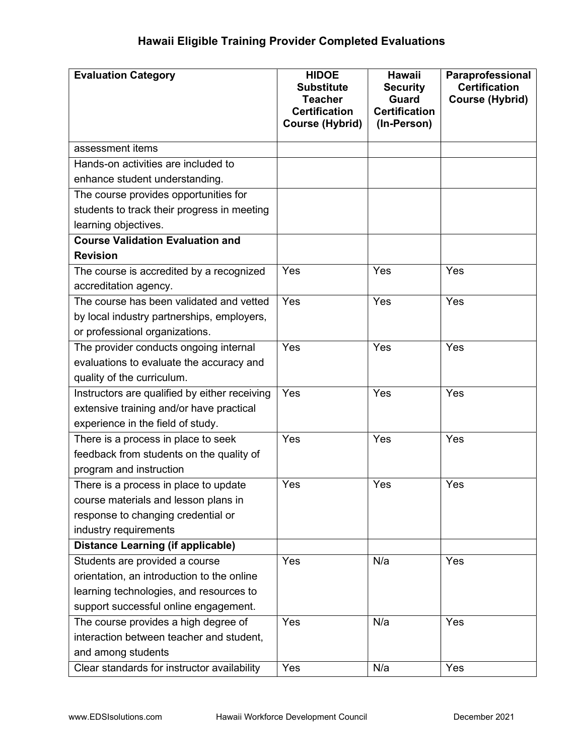## Hawaii Eligible Training Provider Completed Evaluations

| Evaluation Category | HIDOE Substitute Teacher Certification Course (Hybrid) | Hawaii Security Guard Certification (In-Person) | Paraprofessional Certification Course (Hybrid) |
|---|---|---|---|
| assessment items | | | |
| Hands-on activities are included to enhance student understanding. | | | |
| The course provides opportunities for students to track their progress in meeting learning objectives. | | | |
| **Course Validation Evaluation and Revision** | | | |
| The course is accredited by a recognized accreditation agency. | Yes | Yes | Yes |
| The course has been validated and vetted by local industry partnerships, employers, or professional organizations. | Yes | Yes | Yes |
| The provider conducts ongoing internal evaluations to evaluate the accuracy and quality of the curriculum. | Yes | Yes | Yes |
| Instructors are qualified by either receiving extensive training and/or have practical experience in the field of study. | Yes | Yes | Yes |
| There is a process in place to seek feedback from students on the quality of program and instruction | Yes | Yes | Yes |
| There is a process in place to update course materials and lesson plans in response to changing credential or industry requirements | Yes | Yes | Yes |
| **Distance Learning (if applicable)** | | | |
| Students are provided a course orientation, an introduction to the online learning technologies, and resources to support successful online engagement. | Yes | N/a | Yes |
| The course provides a high degree of interaction between teacher and student, and among students | Yes | N/a | Yes |
| Clear standards for instructor availability | Yes | N/a | Yes |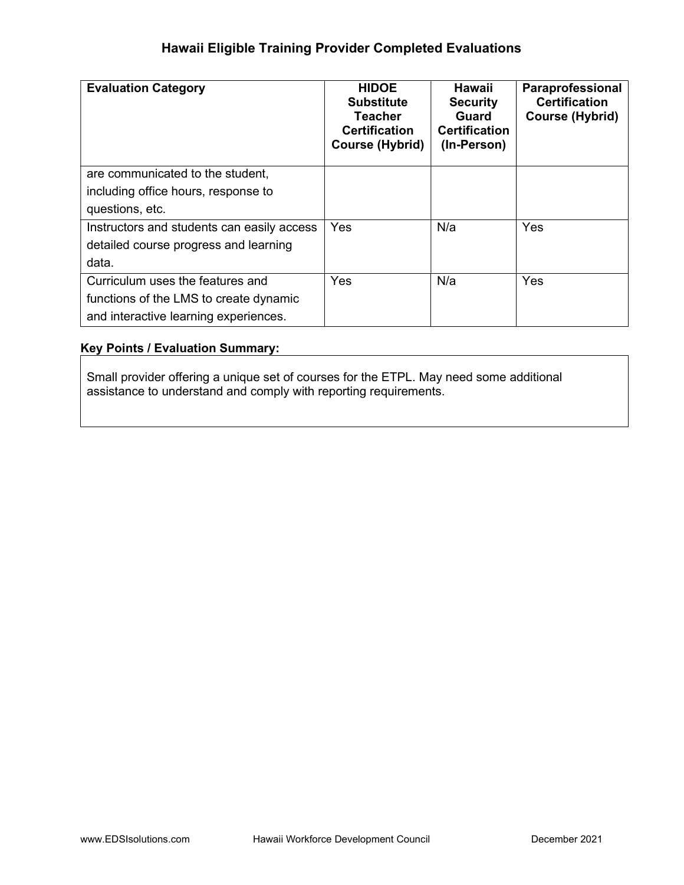# Hawaii Eligible Training Provider Completed Evaluations

| Evaluation Category | HIDOE Substitute Teacher Certification Course (Hybrid) | Hawaii Security Guard Certification (In-Person) | Paraprofessional Certification Course (Hybrid) |
| --- | --- | --- | --- |
| are communicated to the student, including office hours, response to questions, etc. | | | |
| Instructors and students can easily access detailed course progress and learning data. | Yes | N/a | Yes |
| Curriculum uses the features and functions of the LMS to create dynamic and interactive learning experiences. | Yes | N/a | Yes |

**Key Points / Evaluation Summary:**

Small provider offering a unique set of courses for the ETPL. May need some additional assistance to understand and comply with reporting requirements.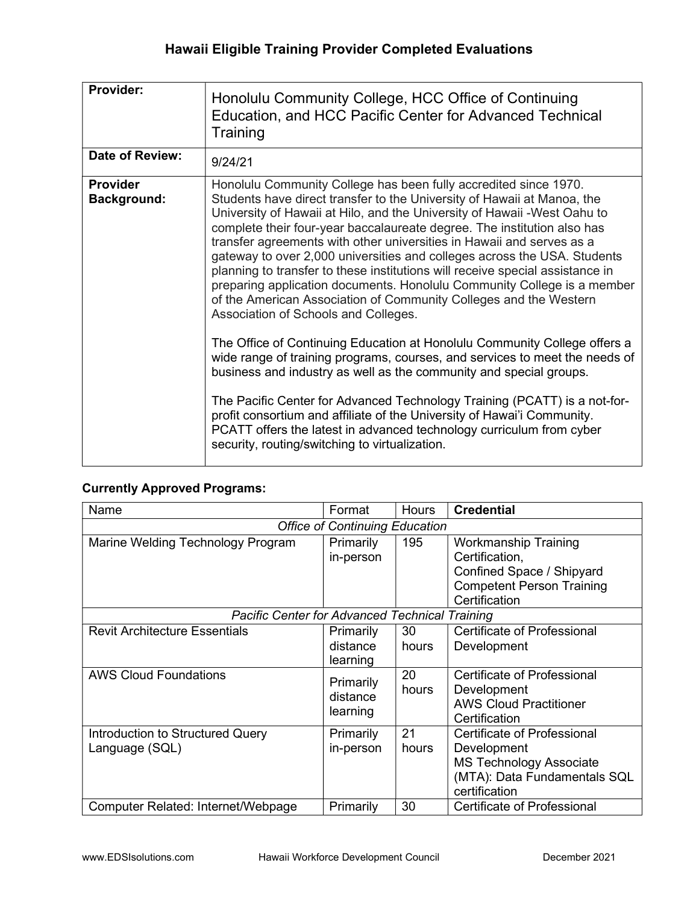## Hawaii Eligible Training Provider Completed Evaluations

| | |
|---|---|
| **Provider:** | Honolulu Community College, HCC Office of Continuing Education, and HCC Pacific Center for Advanced Technical Training |
| **Date of Review:** | 9/24/21 |
| **Provider Background:** | Honolulu Community College has been fully accredited since 1970. Students have direct transfer to the University of Hawaii at Manoa, the University of Hawaii at Hilo, and the University of Hawaii -West Oahu to complete their four-year baccalaureate degree. The institution also has transfer agreements with other universities in Hawaii and serves as a gateway to over 2,000 universities and colleges across the USA. Students planning to transfer to these institutions will receive special assistance in preparing application documents. Honolulu Community College is a member of the American Association of Community Colleges and the Western Association of Schools and Colleges.<br><br>The Office of Continuing Education at Honolulu Community College offers a wide range of training programs, courses, and services to meet the needs of business and industry as well as the community and special groups.<br><br>The Pacific Center for Advanced Technology Training (PCATT) is a not-for-profit consortium and affiliate of the University of Hawai'i Community. PCATT offers the latest in advanced technology curriculum from cyber security, routing/switching to virtualization. |

**Currently Approved Programs:**

| Name | Format | Hours | **Credential** |
|---|---|---|---|
| *Office of Continuing Education* | | | |
| Marine Welding Technology Program | Primarily in-person | 195 | Workmanship Training Certification, Confined Space / Shipyard Competent Person Training Certification |
| *Pacific Center for Advanced Technical Training* | | | |
| Revit Architecture Essentials | Primarily distance learning | 30 hours | Certificate of Professional Development |
| AWS Cloud Foundations | Primarily distance learning | 20 hours | Certificate of Professional Development AWS Cloud Practitioner Certification |
| Introduction to Structured Query Language (SQL) | Primarily in-person | 21 hours | Certificate of Professional Development MS Technology Associate (MTA): Data Fundamentals SQL certification |
| Computer Related: Internet/Webpage | Primarily | 30 | Certificate of Professional |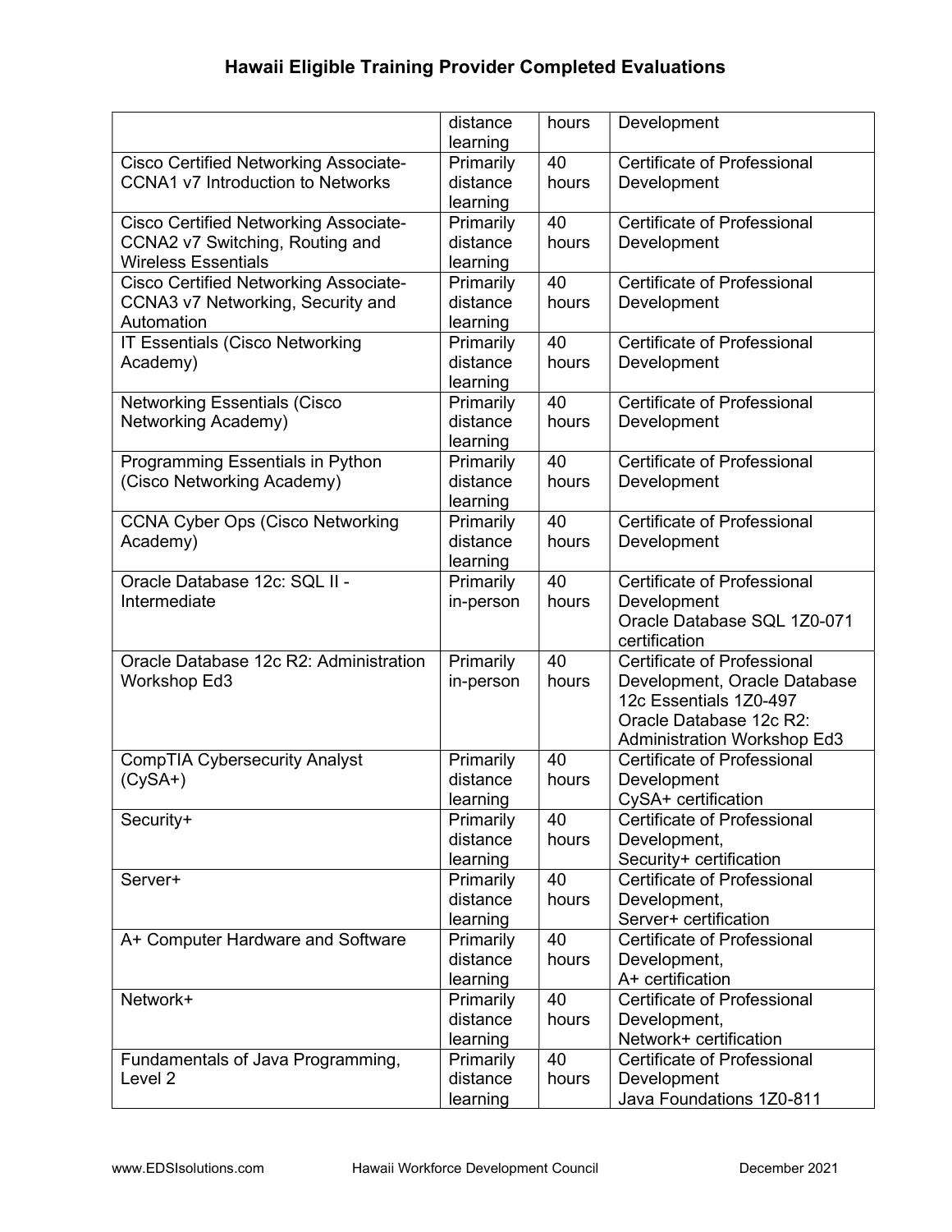# Hawaii Eligible Training Provider Completed Evaluations

| | | | |
|---|---|---|---|
| | distance learning | hours | Development |
| Cisco Certified Networking Associate-CCNA1 v7 Introduction to Networks | Primarily distance learning | 40 hours | Certificate of Professional Development |
| Cisco Certified Networking Associate-CCNA2 v7 Switching, Routing and Wireless Essentials | Primarily distance learning | 40 hours | Certificate of Professional Development |
| Cisco Certified Networking Associate-CCNA3 v7 Networking, Security and Automation | Primarily distance learning | 40 hours | Certificate of Professional Development |
| IT Essentials (Cisco Networking Academy) | Primarily distance learning | 40 hours | Certificate of Professional Development |
| Networking Essentials (Cisco Networking Academy) | Primarily distance learning | 40 hours | Certificate of Professional Development |
| Programming Essentials in Python (Cisco Networking Academy) | Primarily distance learning | 40 hours | Certificate of Professional Development |
| CCNA Cyber Ops (Cisco Networking Academy) | Primarily distance learning | 40 hours | Certificate of Professional Development |
| Oracle Database 12c: SQL II - Intermediate | Primarily in-person | 40 hours | Certificate of Professional Development Oracle Database SQL 1Z0-071 certification |
| Oracle Database 12c R2: Administration Workshop Ed3 | Primarily in-person | 40 hours | Certificate of Professional Development, Oracle Database 12c Essentials 1Z0-497 Oracle Database 12c R2: Administration Workshop Ed3 |
| CompTIA Cybersecurity Analyst (CySA+) | Primarily distance learning | 40 hours | Certificate of Professional Development CySA+ certification |
| Security+ | Primarily distance learning | 40 hours | Certificate of Professional Development, Security+ certification |
| Server+ | Primarily distance learning | 40 hours | Certificate of Professional Development, Server+ certification |
| A+ Computer Hardware and Software | Primarily distance learning | 40 hours | Certificate of Professional Development, A+ certification |
| Network+ | Primarily distance learning | 40 hours | Certificate of Professional Development, Network+ certification |
| Fundamentals of Java Programming, Level 2 | Primarily distance learning | 40 hours | Certificate of Professional Development Java Foundations 1Z0-811 |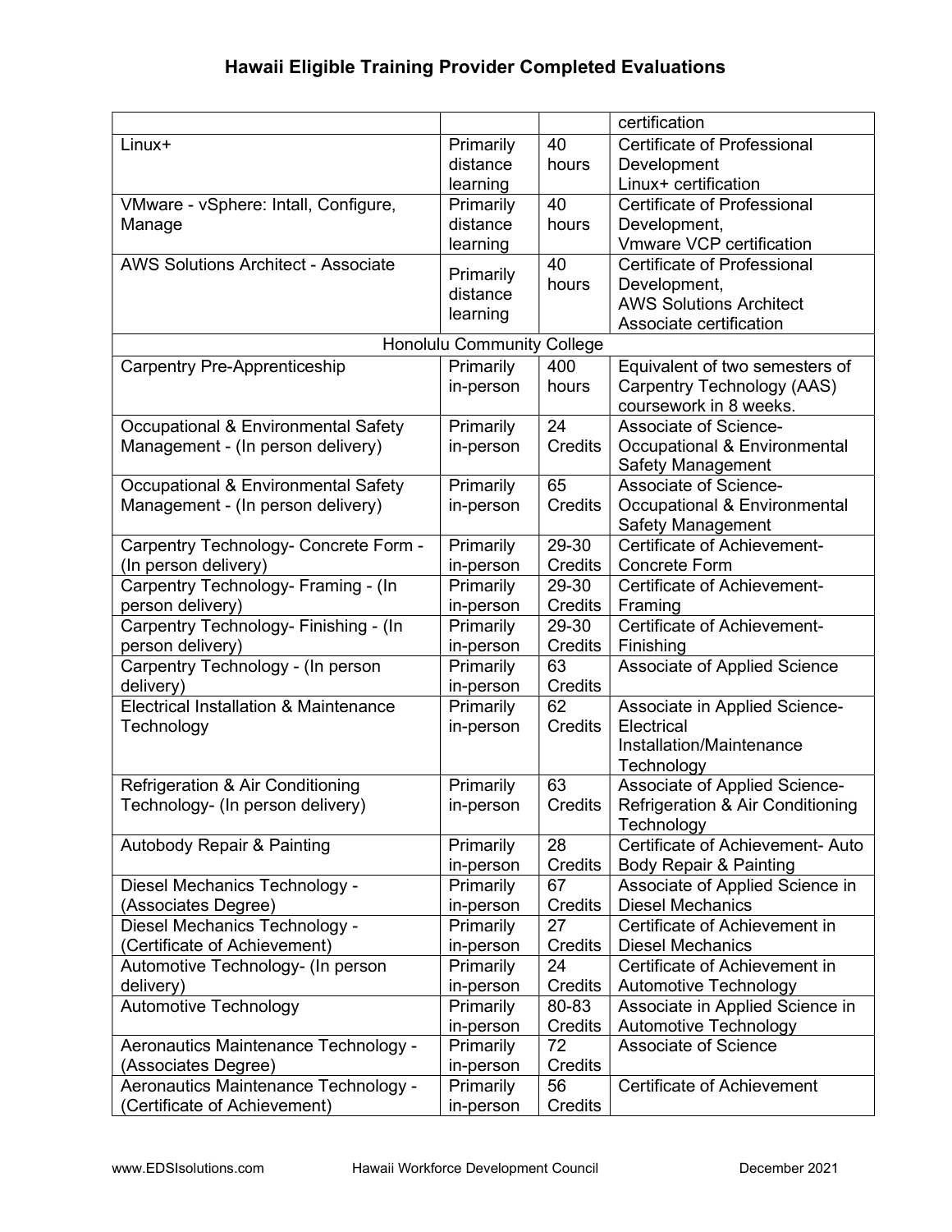# Hawaii Eligible Training Provider Completed Evaluations

| | | | |
|---|---|---|---|
| | | | certification |
| Linux+ | Primarily distance learning | 40 hours | Certificate of Professional Development Linux+ certification |
| VMware - vSphere: Intall, Configure, Manage | Primarily distance learning | 40 hours | Certificate of Professional Development, Vmware VCP certification |
| AWS Solutions Architect - Associate | Primarily distance learning | 40 hours | Certificate of Professional Development, AWS Solutions Architect Associate certification |
| Honolulu Community College | | | |
| Carpentry Pre-Apprenticeship | Primarily in-person | 400 hours | Equivalent of two semesters of Carpentry Technology (AAS) coursework in 8 weeks. |
| Occupational & Environmental Safety Management - (In person delivery) | Primarily in-person | 24 Credits | Associate of Science- Occupational & Environmental Safety Management |
| Occupational & Environmental Safety Management - (In person delivery) | Primarily in-person | 65 Credits | Associate of Science- Occupational & Environmental Safety Management |
| Carpentry Technology- Concrete Form - (In person delivery) | Primarily in-person | 29-30 Credits | Certificate of Achievement- Concrete Form |
| Carpentry Technology- Framing - (In person delivery) | Primarily in-person | 29-30 Credits | Certificate of Achievement- Framing |
| Carpentry Technology- Finishing - (In person delivery) | Primarily in-person | 29-30 Credits | Certificate of Achievement- Finishing |
| Carpentry Technology - (In person delivery) | Primarily in-person | 63 Credits | Associate of Applied Science |
| Electrical Installation & Maintenance Technology | Primarily in-person | 62 Credits | Associate in Applied Science- Electrical Installation/Maintenance Technology |
| Refrigeration & Air Conditioning Technology- (In person delivery) | Primarily in-person | 63 Credits | Associate of Applied Science- Refrigeration & Air Conditioning Technology |
| Autobody Repair & Painting | Primarily in-person | 28 Credits | Certificate of Achievement- Auto Body Repair & Painting |
| Diesel Mechanics Technology - (Associates Degree) | Primarily in-person | 67 Credits | Associate of Applied Science in Diesel Mechanics |
| Diesel Mechanics Technology - (Certificate of Achievement) | Primarily in-person | 27 Credits | Certificate of Achievement in Diesel Mechanics |
| Automotive Technology- (In person delivery) | Primarily in-person | 24 Credits | Certificate of Achievement in Automotive Technology |
| Automotive Technology | Primarily in-person | 80-83 Credits | Associate in Applied Science in Automotive Technology |
| Aeronautics Maintenance Technology - (Associates Degree) | Primarily in-person | 72 Credits | Associate of Science |
| Aeronautics Maintenance Technology - (Certificate of Achievement) | Primarily in-person | 56 Credits | Certificate of Achievement |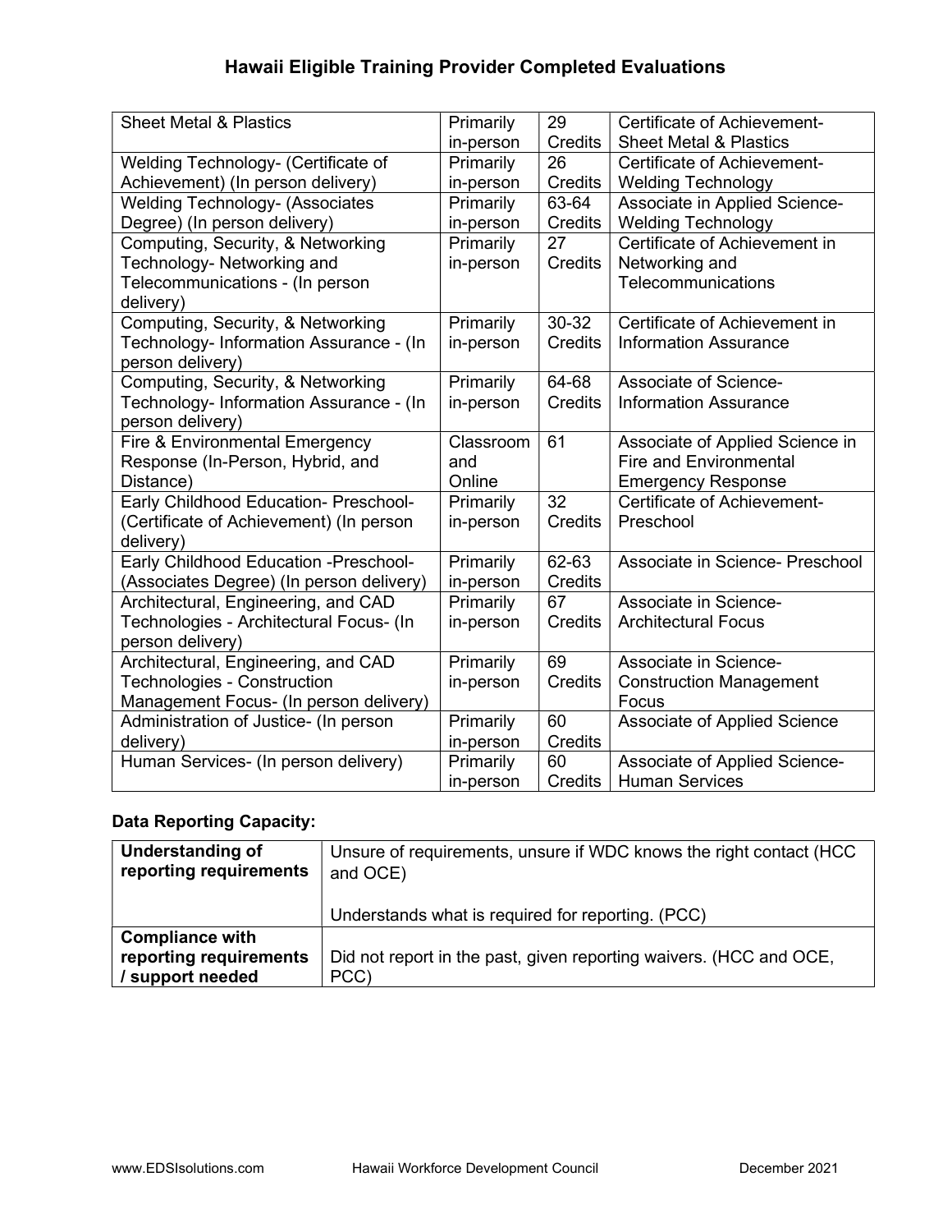# Hawaii Eligible Training Provider Completed Evaluations

| | | | |
|---|---|---|---|
| Sheet Metal & Plastics | Primarily in-person | 29 Credits | Certificate of Achievement- Sheet Metal & Plastics |
| Welding Technology- (Certificate of Achievement) (In person delivery) | Primarily in-person | 26 Credits | Certificate of Achievement- Welding Technology |
| Welding Technology- (Associates Degree) (In person delivery) | Primarily in-person | 63-64 Credits | Associate in Applied Science- Welding Technology |
| Computing, Security, & Networking Technology- Networking and Telecommunications - (In person delivery) | Primarily in-person | 27 Credits | Certificate of Achievement in Networking and Telecommunications |
| Computing, Security, & Networking Technology- Information Assurance - (In person delivery) | Primarily in-person | 30-32 Credits | Certificate of Achievement in Information Assurance |
| Computing, Security, & Networking Technology- Information Assurance - (In person delivery) | Primarily in-person | 64-68 Credits | Associate of Science- Information Assurance |
| Fire & Environmental Emergency Response (In-Person, Hybrid, and Distance) | Classroom and Online | 61 | Associate of Applied Science in Fire and Environmental Emergency Response |
| Early Childhood Education- Preschool- (Certificate of Achievement) (In person delivery) | Primarily in-person | 32 Credits | Certificate of Achievement- Preschool |
| Early Childhood Education -Preschool- (Associates Degree) (In person delivery) | Primarily in-person | 62-63 Credits | Associate in Science- Preschool |
| Architectural, Engineering, and CAD Technologies - Architectural Focus- (In person delivery) | Primarily in-person | 67 Credits | Associate in Science- Architectural Focus |
| Architectural, Engineering, and CAD Technologies - Construction Management Focus- (In person delivery) | Primarily in-person | 69 Credits | Associate in Science- Construction Management Focus |
| Administration of Justice- (In person delivery) | Primarily in-person | 60 Credits | Associate of Applied Science |
| Human Services- (In person delivery) | Primarily in-person | 60 Credits | Associate of Applied Science- Human Services |

**Data Reporting Capacity:**

| | |
|---|---|
| **Understanding of reporting requirements** | Unsure of requirements, unsure if WDC knows the right contact (HCC and OCE)<br><br>Understands what is required for reporting. (PCC) |
| **Compliance with reporting requirements / support needed** | Did not report in the past, given reporting waivers. (HCC and OCE, PCC) |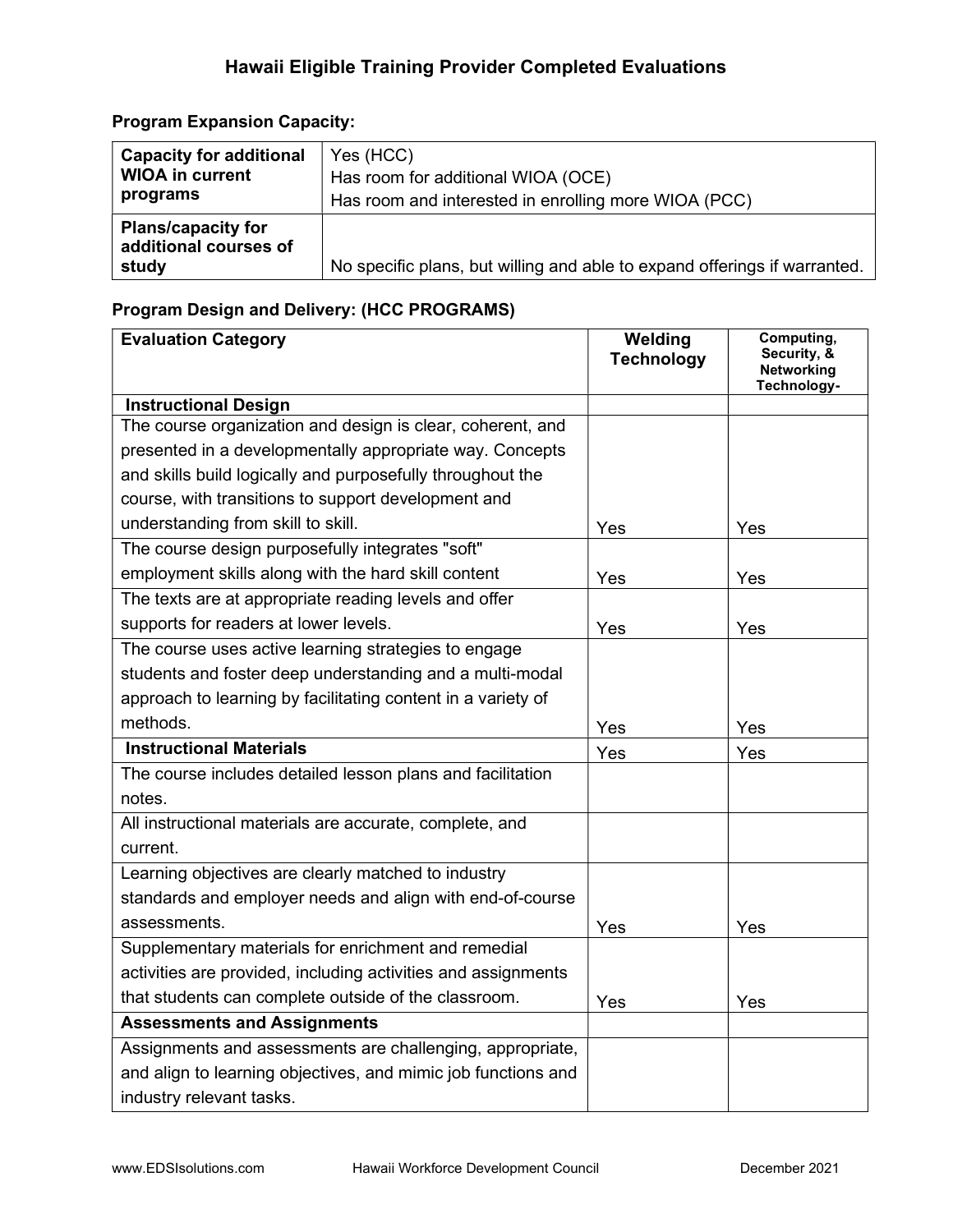# Hawaii Eligible Training Provider Completed Evaluations

**Program Expansion Capacity:**

| **Capacity for additional WIOA in current programs** | Yes (HCC)<br>Has room for additional WIOA (OCE)<br>Has room and interested in enrolling more WIOA (PCC) |
|---|---|
| **Plans/capacity for additional courses of study** | No specific plans, but willing and able to expand offerings if warranted. |

**Program Design and Delivery: (HCC PROGRAMS)**

| **Evaluation Category** | **Welding Technology** | **Computing, Security, & Networking Technology-** |
|---|---|---|
| **Instructional Design** | | |
| The course organization and design is clear, coherent, and presented in a developmentally appropriate way. Concepts and skills build logically and purposefully throughout the course, with transitions to support development and understanding from skill to skill. | Yes | Yes |
| The course design purposefully integrates "soft" employment skills along with the hard skill content | Yes | Yes |
| The texts are at appropriate reading levels and offer supports for readers at lower levels. | Yes | Yes |
| The course uses active learning strategies to engage students and foster deep understanding and a multi-modal approach to learning by facilitating content in a variety of methods. | Yes | Yes |
| **Instructional Materials** | Yes | Yes |
| The course includes detailed lesson plans and facilitation notes. | | |
| All instructional materials are accurate, complete, and current. | | |
| Learning objectives are clearly matched to industry standards and employer needs and align with end-of-course assessments. | Yes | Yes |
| Supplementary materials for enrichment and remedial activities are provided, including activities and assignments that students can complete outside of the classroom. | Yes | Yes |
| **Assessments and Assignments** | | |
| Assignments and assessments are challenging, appropriate, and align to learning objectives, and mimic job functions and industry relevant tasks. | | |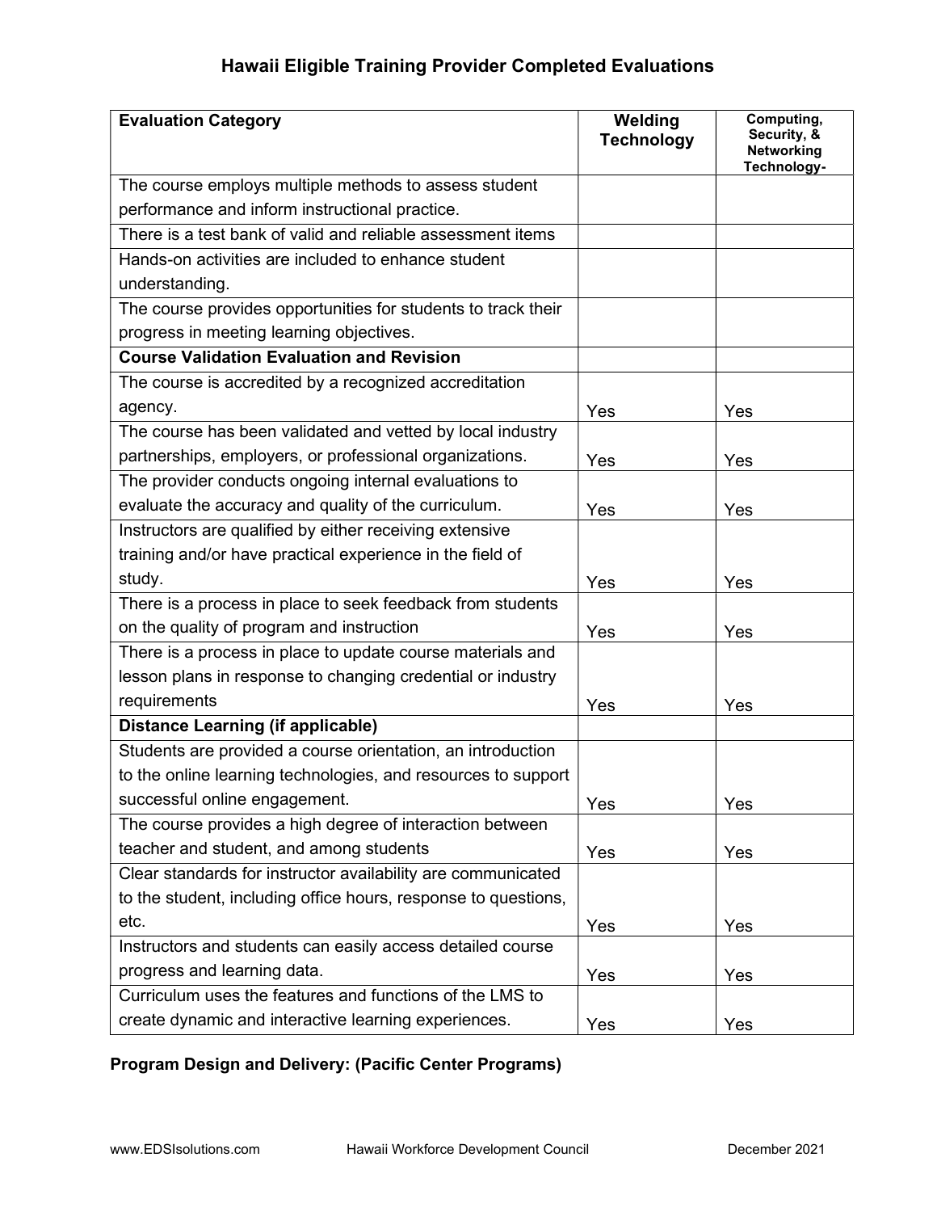## Hawaii Eligible Training Provider Completed Evaluations

| Evaluation Category | Welding Technology | Computing, Security, & Networking Technology- |
|---|---|---|
| The course employs multiple methods to assess student performance and inform instructional practice. | | |
| There is a test bank of valid and reliable assessment items | | |
| Hands-on activities are included to enhance student understanding. | | |
| The course provides opportunities for students to track their progress in meeting learning objectives. | | |
| **Course Validation Evaluation and Revision** | | |
| The course is accredited by a recognized accreditation agency. | Yes | Yes |
| The course has been validated and vetted by local industry partnerships, employers, or professional organizations. | Yes | Yes |
| The provider conducts ongoing internal evaluations to evaluate the accuracy and quality of the curriculum. | Yes | Yes |
| Instructors are qualified by either receiving extensive training and/or have practical experience in the field of study. | Yes | Yes |
| There is a process in place to seek feedback from students on the quality of program and instruction | Yes | Yes |
| There is a process in place to update course materials and lesson plans in response to changing credential or industry requirements | Yes | Yes |
| **Distance Learning (if applicable)** | | |
| Students are provided a course orientation, an introduction to the online learning technologies, and resources to support successful online engagement. | Yes | Yes |
| The course provides a high degree of interaction between teacher and student, and among students | Yes | Yes |
| Clear standards for instructor availability are communicated to the student, including office hours, response to questions, etc. | Yes | Yes |
| Instructors and students can easily access detailed course progress and learning data. | Yes | Yes |
| Curriculum uses the features and functions of the LMS to create dynamic and interactive learning experiences. | Yes | Yes |

**Program Design and Delivery: (Pacific Center Programs)**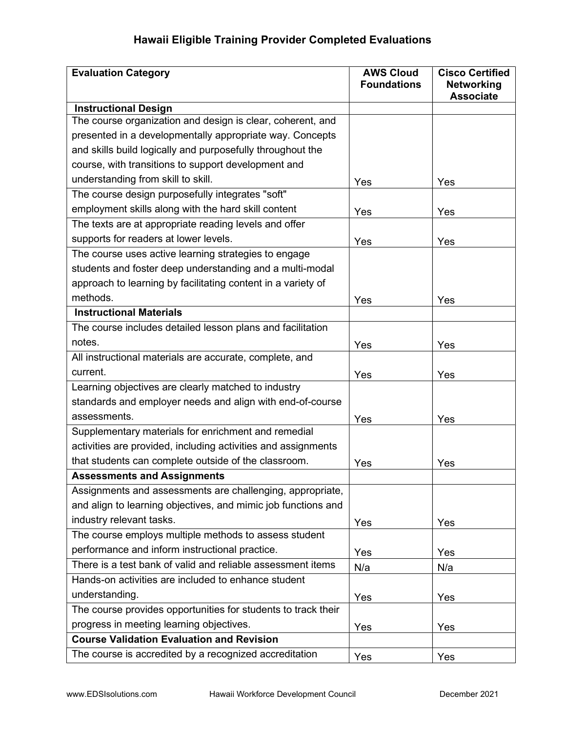# Hawaii Eligible Training Provider Completed Evaluations

| Evaluation Category | AWS Cloud Foundations | Cisco Certified Networking Associate |
|---|---|---|
| **Instructional Design** | | |
| The course organization and design is clear, coherent, and presented in a developmentally appropriate way. Concepts and skills build logically and purposefully throughout the course, with transitions to support development and understanding from skill to skill. | Yes | Yes |
| The course design purposefully integrates "soft" employment skills along with the hard skill content | Yes | Yes |
| The texts are at appropriate reading levels and offer supports for readers at lower levels. | Yes | Yes |
| The course uses active learning strategies to engage students and foster deep understanding and a multi-modal approach to learning by facilitating content in a variety of methods. | Yes | Yes |
| **Instructional Materials** | | |
| The course includes detailed lesson plans and facilitation notes. | Yes | Yes |
| All instructional materials are accurate, complete, and current. | Yes | Yes |
| Learning objectives are clearly matched to industry standards and employer needs and align with end-of-course assessments. | Yes | Yes |
| Supplementary materials for enrichment and remedial activities are provided, including activities and assignments that students can complete outside of the classroom. | Yes | Yes |
| **Assessments and Assignments** | | |
| Assignments and assessments are challenging, appropriate, and align to learning objectives, and mimic job functions and industry relevant tasks. | Yes | Yes |
| The course employs multiple methods to assess student performance and inform instructional practice. | Yes | Yes |
| There is a test bank of valid and reliable assessment items | N/a | N/a |
| Hands-on activities are included to enhance student understanding. | Yes | Yes |
| The course provides opportunities for students to track their progress in meeting learning objectives. | Yes | Yes |
| **Course Validation Evaluation and Revision** | | |
| The course is accredited by a recognized accreditation | Yes | Yes |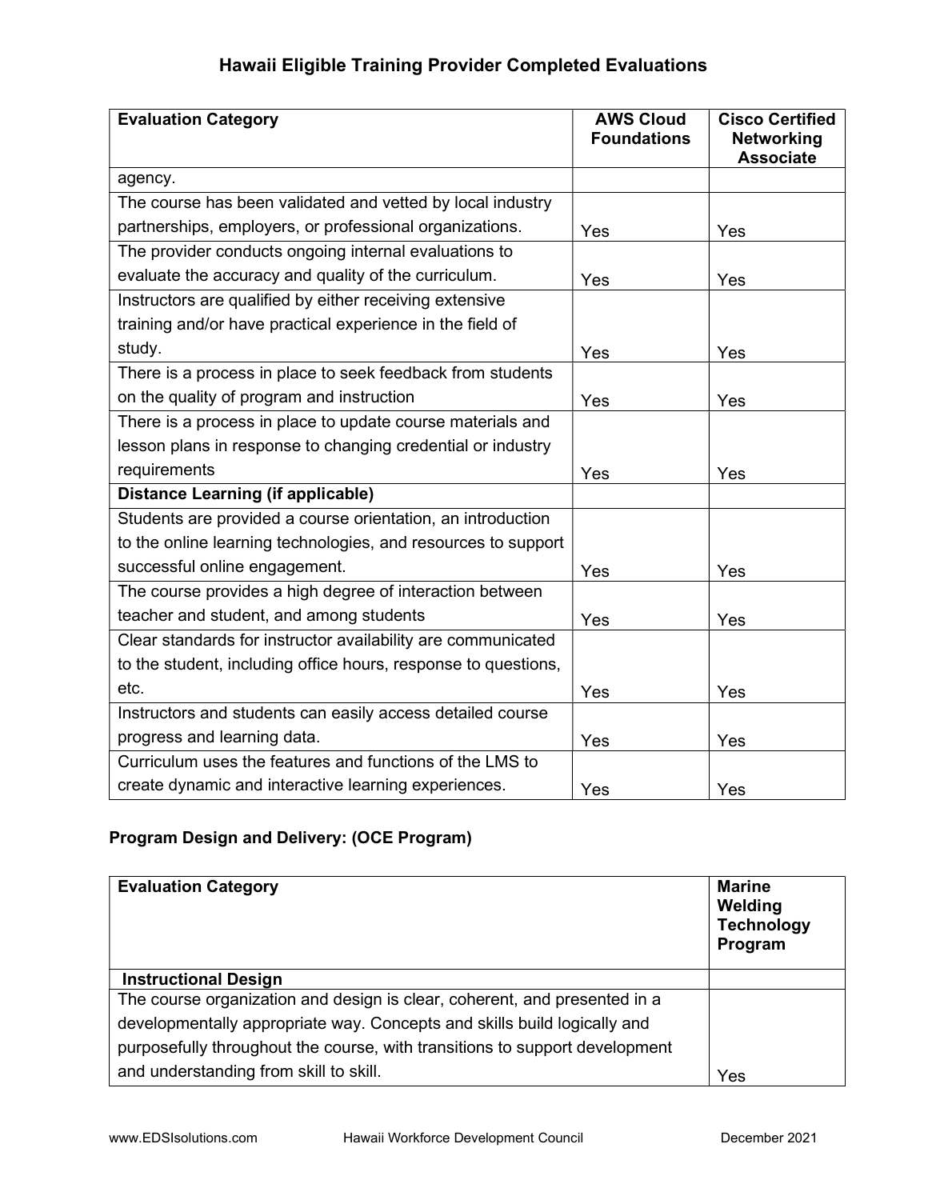## Hawaii Eligible Training Provider Completed Evaluations

| Evaluation Category | AWS Cloud Foundations | Cisco Certified Networking Associate |
|---|---|---|
| agency. | | |
| The course has been validated and vetted by local industry partnerships, employers, or professional organizations. | Yes | Yes |
| The provider conducts ongoing internal evaluations to evaluate the accuracy and quality of the curriculum. | Yes | Yes |
| Instructors are qualified by either receiving extensive training and/or have practical experience in the field of study. | Yes | Yes |
| There is a process in place to seek feedback from students on the quality of program and instruction | Yes | Yes |
| There is a process in place to update course materials and lesson plans in response to changing credential or industry requirements | Yes | Yes |
| **Distance Learning (if applicable)** | | |
| Students are provided a course orientation, an introduction to the online learning technologies, and resources to support successful online engagement. | Yes | Yes |
| The course provides a high degree of interaction between teacher and student, and among students | Yes | Yes |
| Clear standards for instructor availability are communicated to the student, including office hours, response to questions, etc. | Yes | Yes |
| Instructors and students can easily access detailed course progress and learning data. | Yes | Yes |
| Curriculum uses the features and functions of the LMS to create dynamic and interactive learning experiences. | Yes | Yes |

**Program Design and Delivery: (OCE Program)**

| Evaluation Category | Marine Welding Technology Program |
|---|---|
| **Instructional Design** | |
| The course organization and design is clear, coherent, and presented in a developmentally appropriate way. Concepts and skills build logically and purposefully throughout the course, with transitions to support development and understanding from skill to skill. | Yes |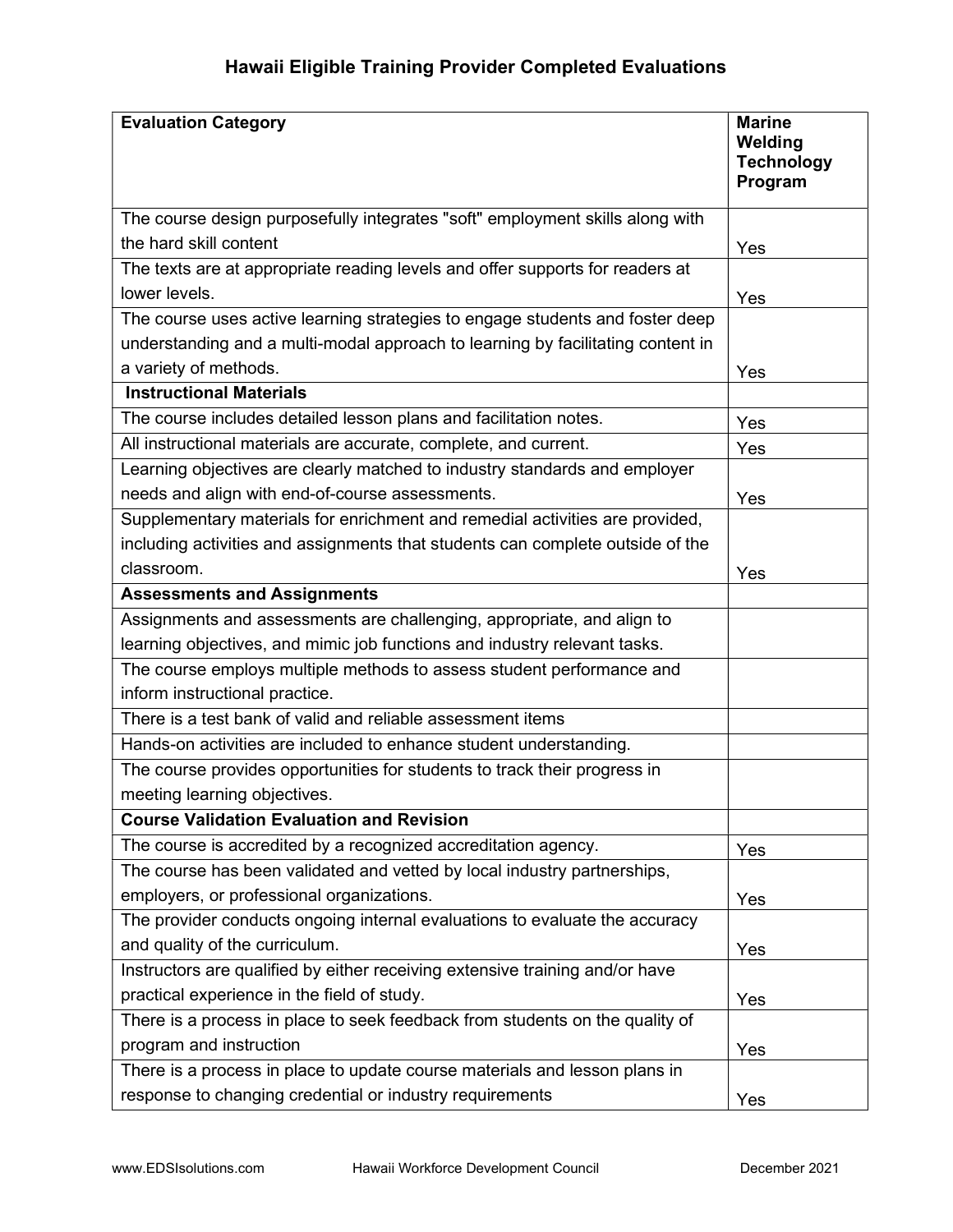# Hawaii Eligible Training Provider Completed Evaluations

| Evaluation Category | Marine Welding Technology Program |
|---|---|
| The course design purposefully integrates "soft" employment skills along with the hard skill content | Yes |
| The texts are at appropriate reading levels and offer supports for readers at lower levels. | Yes |
| The course uses active learning strategies to engage students and foster deep understanding and a multi-modal approach to learning by facilitating content in a variety of methods. | Yes |
| **Instructional Materials** | |
| The course includes detailed lesson plans and facilitation notes. | Yes |
| All instructional materials are accurate, complete, and current. | Yes |
| Learning objectives are clearly matched to industry standards and employer needs and align with end-of-course assessments. | Yes |
| Supplementary materials for enrichment and remedial activities are provided, including activities and assignments that students can complete outside of the classroom. | Yes |
| **Assessments and Assignments** | |
| Assignments and assessments are challenging, appropriate, and align to learning objectives, and mimic job functions and industry relevant tasks. | |
| The course employs multiple methods to assess student performance and inform instructional practice. | |
| There is a test bank of valid and reliable assessment items | |
| Hands-on activities are included to enhance student understanding. | |
| The course provides opportunities for students to track their progress in meeting learning objectives. | |
| **Course Validation Evaluation and Revision** | |
| The course is accredited by a recognized accreditation agency. | Yes |
| The course has been validated and vetted by local industry partnerships, employers, or professional organizations. | Yes |
| The provider conducts ongoing internal evaluations to evaluate the accuracy and quality of the curriculum. | Yes |
| Instructors are qualified by either receiving extensive training and/or have practical experience in the field of study. | Yes |
| There is a process in place to seek feedback from students on the quality of program and instruction | Yes |
| There is a process in place to update course materials and lesson plans in response to changing credential or industry requirements | Yes |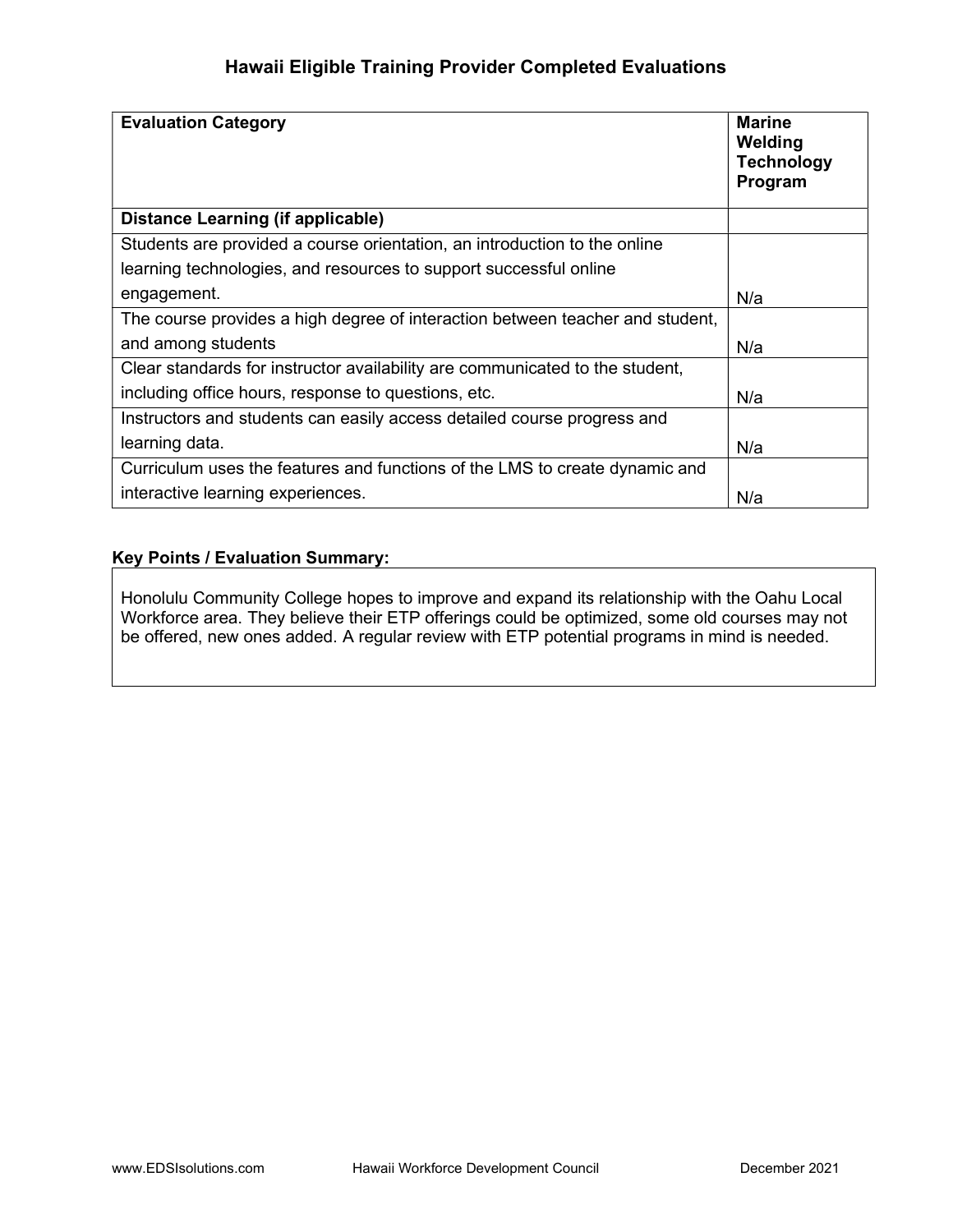# Hawaii Eligible Training Provider Completed Evaluations

| Evaluation Category | Marine Welding Technology Program |
|---|---|
| **Distance Learning (if applicable)** | |
| Students are provided a course orientation, an introduction to the online learning technologies, and resources to support successful online engagement. | N/a |
| The course provides a high degree of interaction between teacher and student, and among students | N/a |
| Clear standards for instructor availability are communicated to the student, including office hours, response to questions, etc. | N/a |
| Instructors and students can easily access detailed course progress and learning data. | N/a |
| Curriculum uses the features and functions of the LMS to create dynamic and interactive learning experiences. | N/a |

**Key Points / Evaluation Summary:**

Honolulu Community College hopes to improve and expand its relationship with the Oahu Local Workforce area. They believe their ETP offerings could be optimized, some old courses may not be offered, new ones added. A regular review with ETP potential programs in mind is needed.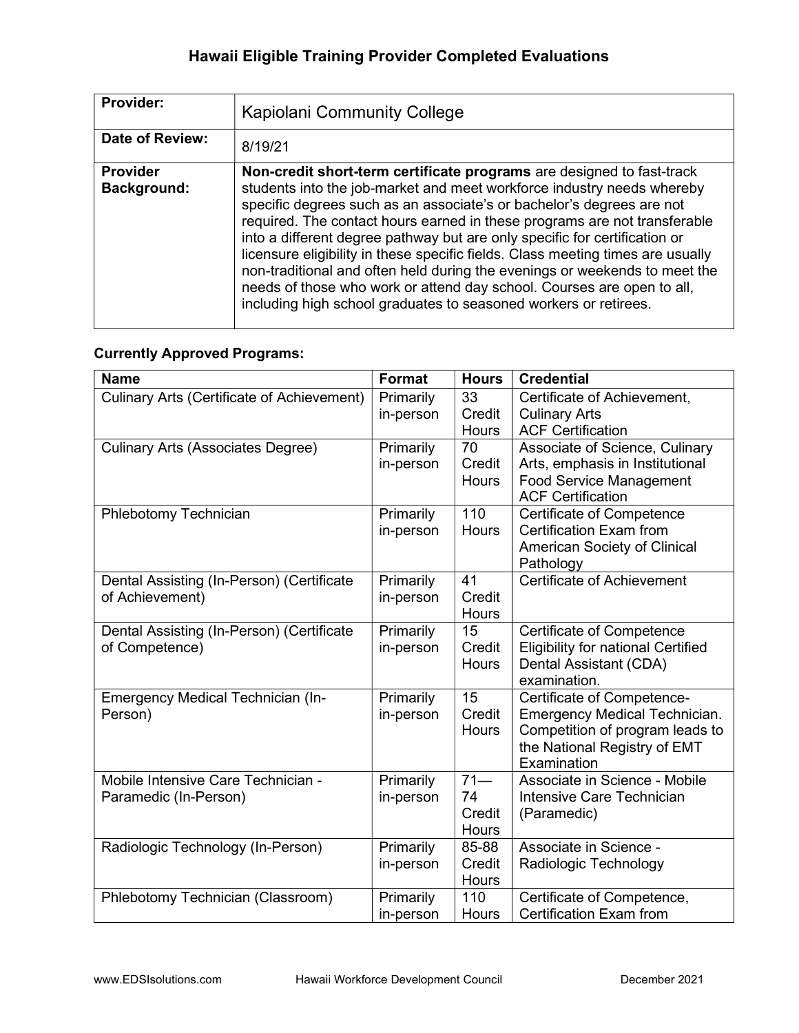# Hawaii Eligible Training Provider Completed Evaluations

| | |
|---|---|
| **Provider:** | Kapiolani Community College |
| **Date of Review:** | 8/19/21 |
| **Provider Background:** | **Non-credit short-term certificate programs** are designed to fast-track students into the job-market and meet workforce industry needs whereby specific degrees such as an associate's or bachelor's degrees are not required. The contact hours earned in these programs are not transferable into a different degree pathway but are only specific for certification or licensure eligibility in these specific fields. Class meeting times are usually non-traditional and often held during the evenings or weekends to meet the needs of those who work or attend day school. Courses are open to all, including high school graduates to seasoned workers or retirees. |

**Currently Approved Programs:**

| Name | Format | Hours | Credential |
|---|---|---|---|
| Culinary Arts (Certificate of Achievement) | Primarily in-person | 33 Credit Hours | Certificate of Achievement, Culinary Arts ACF Certification |
| Culinary Arts (Associates Degree) | Primarily in-person | 70 Credit Hours | Associate of Science, Culinary Arts, emphasis in Institutional Food Service Management ACF Certification |
| Phlebotomy Technician | Primarily in-person | 110 Hours | Certificate of Competence Certification Exam from American Society of Clinical Pathology |
| Dental Assisting (In-Person) (Certificate of Achievement) | Primarily in-person | 41 Credit Hours | Certificate of Achievement |
| Dental Assisting (In-Person) (Certificate of Competence) | Primarily in-person | 15 Credit Hours | Certificate of Competence Eligibility for national Certified Dental Assistant (CDA) examination. |
| Emergency Medical Technician (In-Person) | Primarily in-person | 15 Credit Hours | Certificate of Competence- Emergency Medical Technician. Competition of program leads to the National Registry of EMT Examination |
| Mobile Intensive Care Technician - Paramedic (In-Person) | Primarily in-person | 71—74 Credit Hours | Associate in Science - Mobile Intensive Care Technician (Paramedic) |
| Radiologic Technology (In-Person) | Primarily in-person | 85-88 Credit Hours | Associate in Science - Radiologic Technology |
| Phlebotomy Technician (Classroom) | Primarily in-person | 110 Hours | Certificate of Competence, Certification Exam from |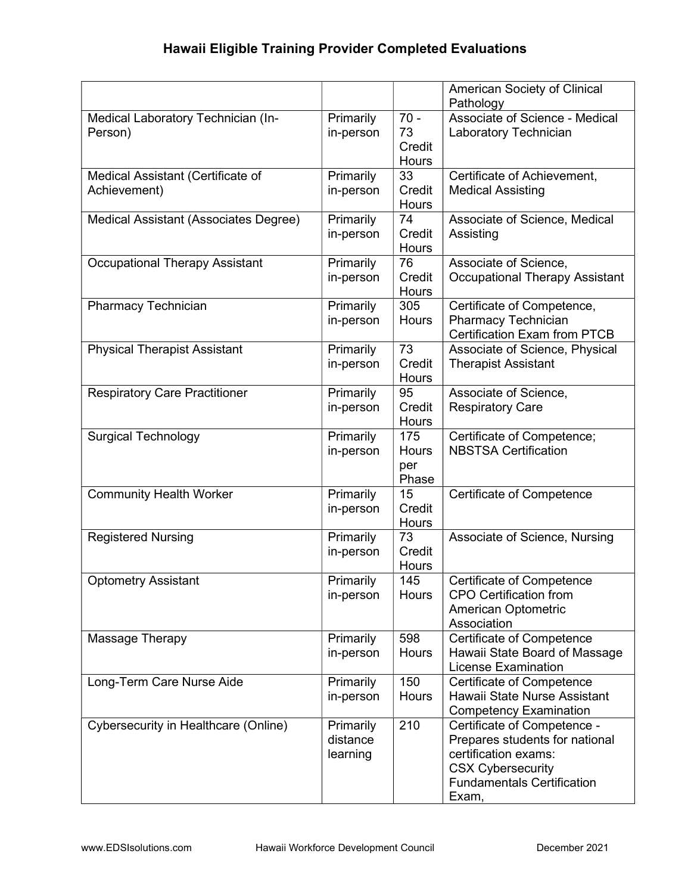## Hawaii Eligible Training Provider Completed Evaluations

| | | | |
|---|---|---|---|
| | | | American Society of Clinical Pathology |
| Medical Laboratory Technician (In-Person) | Primarily in-person | 70 - 73 Credit Hours | Associate of Science - Medical Laboratory Technician |
| Medical Assistant (Certificate of Achievement) | Primarily in-person | 33 Credit Hours | Certificate of Achievement, Medical Assisting |
| Medical Assistant (Associates Degree) | Primarily in-person | 74 Credit Hours | Associate of Science, Medical Assisting |
| Occupational Therapy Assistant | Primarily in-person | 76 Credit Hours | Associate of Science, Occupational Therapy Assistant |
| Pharmacy Technician | Primarily in-person | 305 Hours | Certificate of Competence, Pharmacy Technician Certification Exam from PTCB |
| Physical Therapist Assistant | Primarily in-person | 73 Credit Hours | Associate of Science, Physical Therapist Assistant |
| Respiratory Care Practitioner | Primarily in-person | 95 Credit Hours | Associate of Science, Respiratory Care |
| Surgical Technology | Primarily in-person | 175 Hours per Phase | Certificate of Competence; NBSTSA Certification |
| Community Health Worker | Primarily in-person | 15 Credit Hours | Certificate of Competence |
| Registered Nursing | Primarily in-person | 73 Credit Hours | Associate of Science, Nursing |
| Optometry Assistant | Primarily in-person | 145 Hours | Certificate of Competence CPO Certification from American Optometric Association |
| Massage Therapy | Primarily in-person | 598 Hours | Certificate of Competence Hawaii State Board of Massage License Examination |
| Long-Term Care Nurse Aide | Primarily in-person | 150 Hours | Certificate of Competence Hawaii State Nurse Assistant Competency Examination |
| Cybersecurity in Healthcare (Online) | Primarily distance learning | 210 | Certificate of Competence - Prepares students for national certification exams: CSX Cybersecurity Fundamentals Certification Exam, |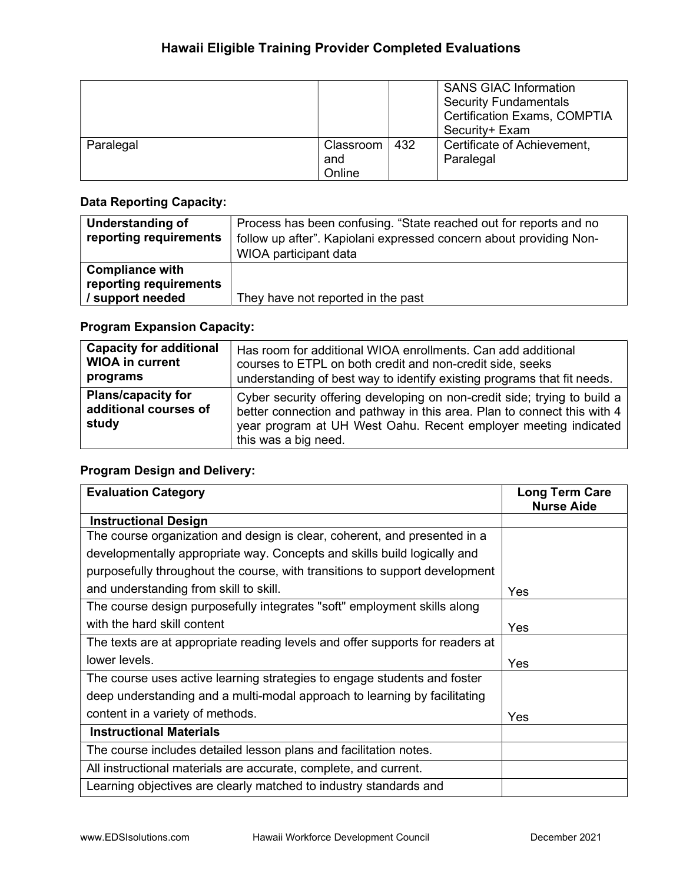| | | | SANS GIAC Information Security Fundamentals Certification Exams, COMPTIA Security+ Exam |
|---|---|---|---|
| Paralegal | Classroom and Online | 432 | Certificate of Achievement, Paralegal |

### Data Reporting Capacity:

| | |
|---|---|
| **Understanding of reporting requirements** | Process has been confusing. "State reached out for reports and no follow up after". Kapiolani expressed concern about providing Non-WIOA participant data |
| **Compliance with reporting requirements / support needed** | They have not reported in the past |

### Program Expansion Capacity:

| | |
|---|---|
| **Capacity for additional WIOA in current programs** | Has room for additional WIOA enrollments. Can add additional courses to ETPL on both credit and non-credit side, seeks understanding of best way to identify existing programs that fit needs. |
| **Plans/capacity for additional courses of study** | Cyber security offering developing on non-credit side; trying to build a better connection and pathway in this area. Plan to connect this with 4 year program at UH West Oahu. Recent employer meeting indicated this was a big need. |

### Program Design and Delivery:

| Evaluation Category | Long Term Care Nurse Aide |
|---|---|
| **Instructional Design** | |
| The course organization and design is clear, coherent, and presented in a developmentally appropriate way. Concepts and skills build logically and purposefully throughout the course, with transitions to support development and understanding from skill to skill. | Yes |
| The course design purposefully integrates "soft" employment skills along with the hard skill content | Yes |
| The texts are at appropriate reading levels and offer supports for readers at lower levels. | Yes |
| The course uses active learning strategies to engage students and foster deep understanding and a multi-modal approach to learning by facilitating content in a variety of methods. | Yes |
| **Instructional Materials** | |
| The course includes detailed lesson plans and facilitation notes. | |
| All instructional materials are accurate, complete, and current. | |
| Learning objectives are clearly matched to industry standards and | |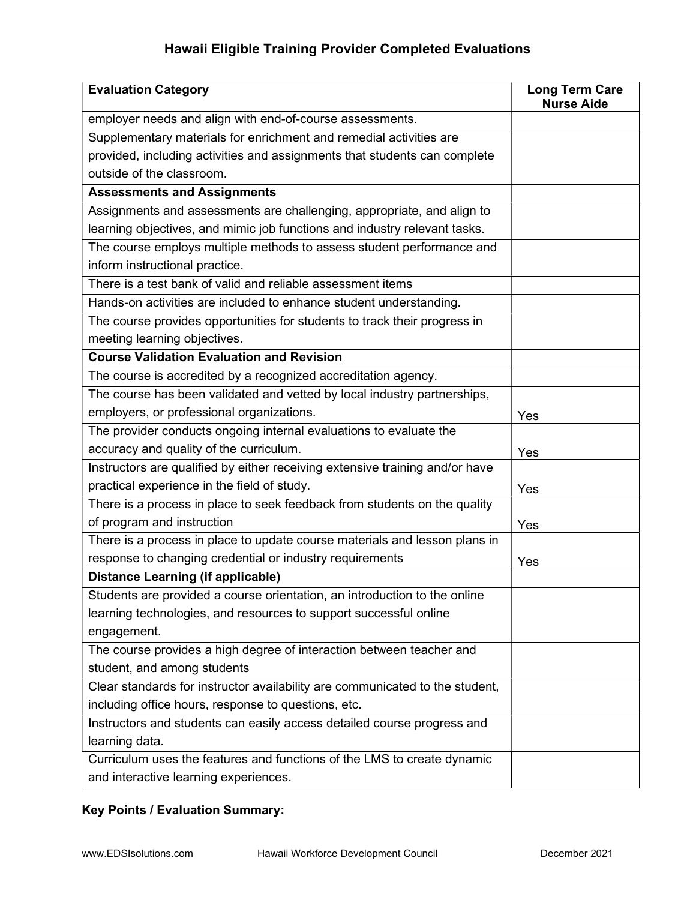## Hawaii Eligible Training Provider Completed Evaluations

| Evaluation Category | Long Term Care Nurse Aide |
|---|---|
| employer needs and align with end-of-course assessments. | |
| Supplementary materials for enrichment and remedial activities are provided, including activities and assignments that students can complete outside of the classroom. | |
| **Assessments and Assignments** | |
| Assignments and assessments are challenging, appropriate, and align to learning objectives, and mimic job functions and industry relevant tasks. | |
| The course employs multiple methods to assess student performance and inform instructional practice. | |
| There is a test bank of valid and reliable assessment items | |
| Hands-on activities are included to enhance student understanding. | |
| The course provides opportunities for students to track their progress in meeting learning objectives. | |
| **Course Validation Evaluation and Revision** | |
| The course is accredited by a recognized accreditation agency. | |
| The course has been validated and vetted by local industry partnerships, employers, or professional organizations. | Yes |
| The provider conducts ongoing internal evaluations to evaluate the accuracy and quality of the curriculum. | Yes |
| Instructors are qualified by either receiving extensive training and/or have practical experience in the field of study. | Yes |
| There is a process in place to seek feedback from students on the quality of program and instruction | Yes |
| There is a process in place to update course materials and lesson plans in response to changing credential or industry requirements | Yes |
| **Distance Learning (if applicable)** | |
| Students are provided a course orientation, an introduction to the online learning technologies, and resources to support successful online engagement. | |
| The course provides a high degree of interaction between teacher and student, and among students | |
| Clear standards for instructor availability are communicated to the student, including office hours, response to questions, etc. | |
| Instructors and students can easily access detailed course progress and learning data. | |
| Curriculum uses the features and functions of the LMS to create dynamic and interactive learning experiences. | |

**Key Points / Evaluation Summary:**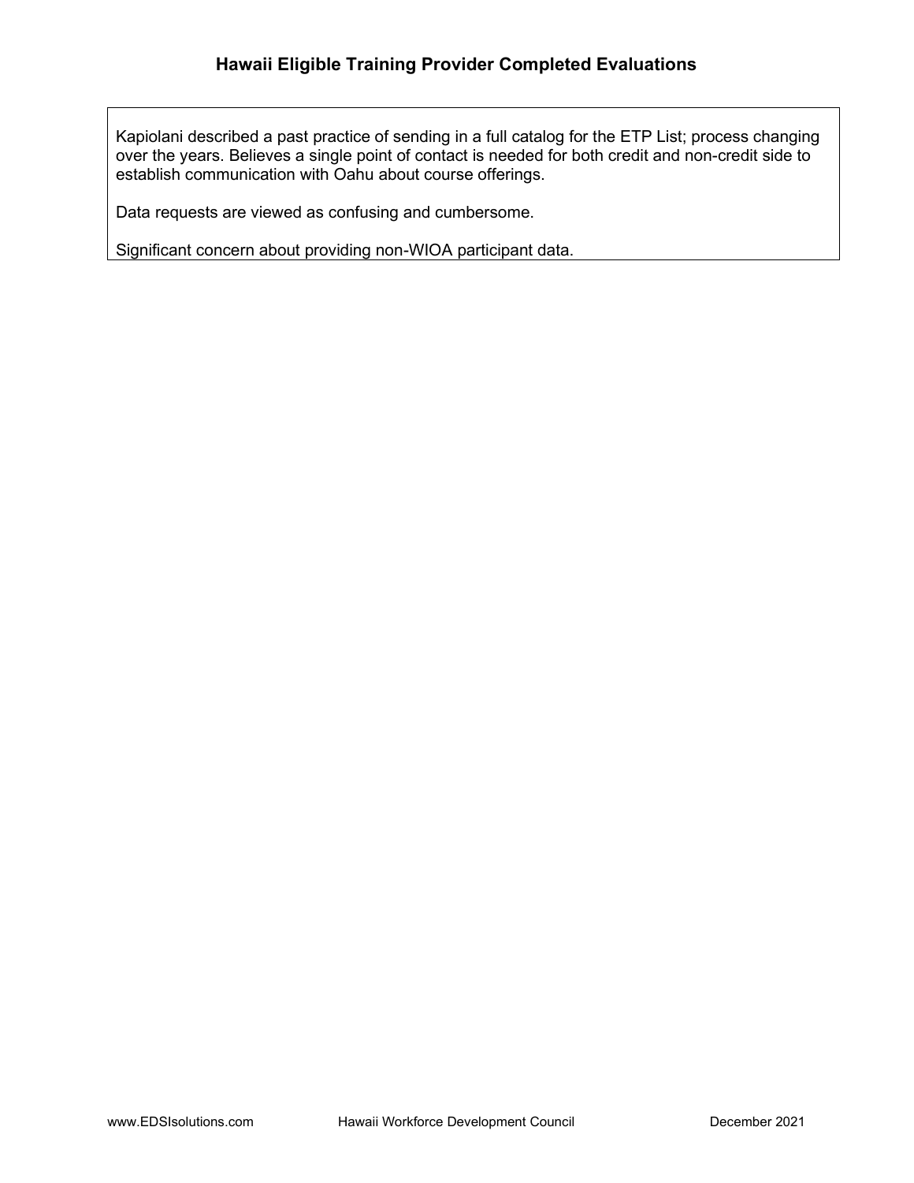Kapiolani described a past practice of sending in a full catalog for the ETP List; process changing over the years. Believes a single point of contact is needed for both credit and non-credit side to establish communication with Oahu about course offerings.

Data requests are viewed as confusing and cumbersome.

Significant concern about providing non-WIOA participant data.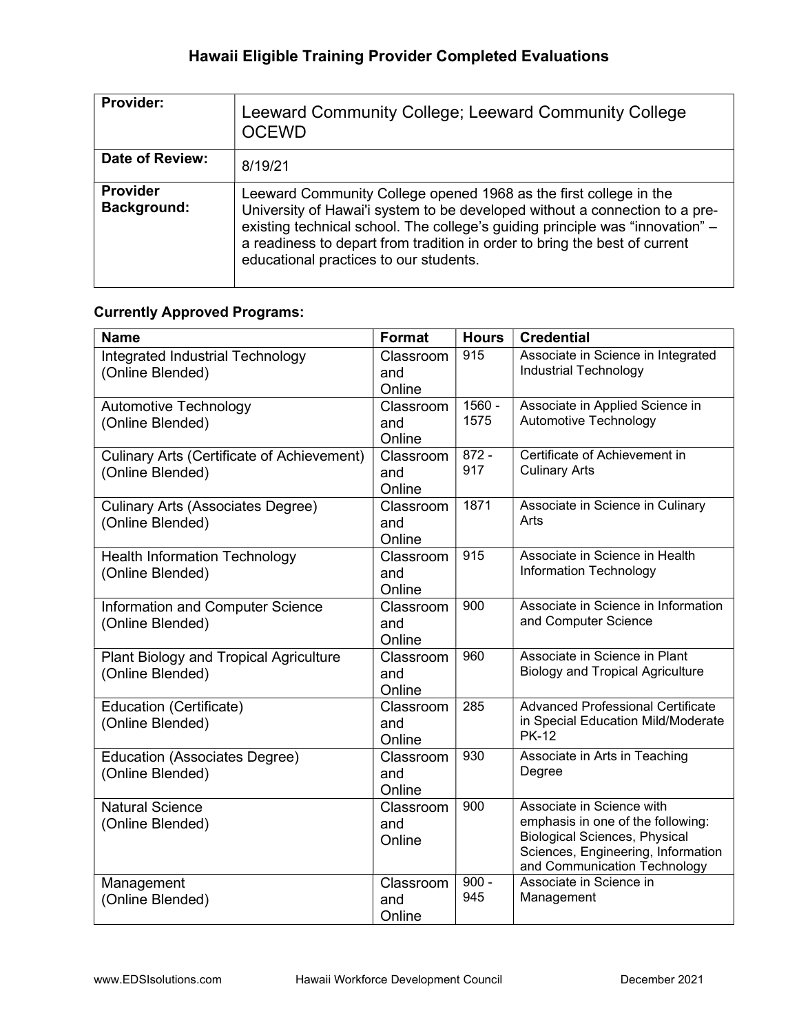## Hawaii Eligible Training Provider Completed Evaluations

| | |
|---|---|
| **Provider:** | Leeward Community College; Leeward Community College OCEWD |
| **Date of Review:** | 8/19/21 |
| **Provider Background:** | Leeward Community College opened 1968 as the first college in the University of Hawai'i system to be developed without a connection to a pre-existing technical school. The college's guiding principle was "innovation" – a readiness to depart from tradition in order to bring the best of current educational practices to our students. |

**Currently Approved Programs:**

| Name | Format | Hours | Credential |
|---|---|---|---|
| Integrated Industrial Technology (Online Blended) | Classroom and Online | 915 | Associate in Science in Integrated Industrial Technology |
| Automotive Technology (Online Blended) | Classroom and Online | 1560 - 1575 | Associate in Applied Science in Automotive Technology |
| Culinary Arts (Certificate of Achievement) (Online Blended) | Classroom and Online | 872 - 917 | Certificate of Achievement in Culinary Arts |
| Culinary Arts (Associates Degree) (Online Blended) | Classroom and Online | 1871 | Associate in Science in Culinary Arts |
| Health Information Technology (Online Blended) | Classroom and Online | 915 | Associate in Science in Health Information Technology |
| Information and Computer Science (Online Blended) | Classroom and Online | 900 | Associate in Science in Information and Computer Science |
| Plant Biology and Tropical Agriculture (Online Blended) | Classroom and Online | 960 | Associate in Science in Plant Biology and Tropical Agriculture |
| Education (Certificate) (Online Blended) | Classroom and Online | 285 | Advanced Professional Certificate in Special Education Mild/Moderate PK-12 |
| Education (Associates Degree) (Online Blended) | Classroom and Online | 930 | Associate in Arts in Teaching Degree |
| Natural Science (Online Blended) | Classroom and Online | 900 | Associate in Science with emphasis in one of the following: Biological Sciences, Physical Sciences, Engineering, Information and Communication Technology |
| Management (Online Blended) | Classroom and Online | 900 - 945 | Associate in Science in Management |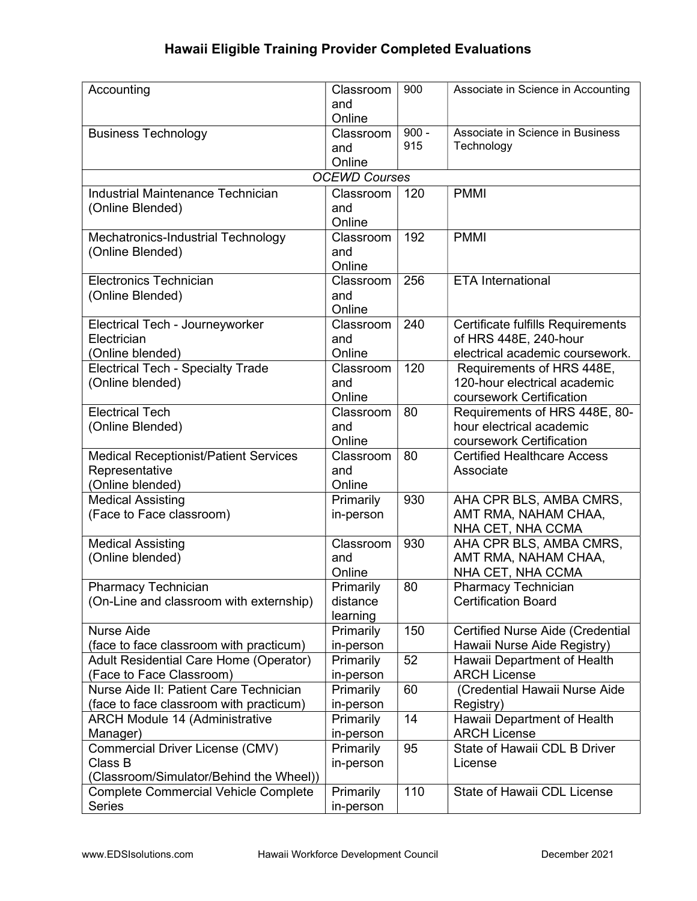## Hawaii Eligible Training Provider Completed Evaluations

| | | | |
|---|---|---|---|
| Accounting | Classroom and Online | 900 | Associate in Science in Accounting |
| Business Technology | Classroom and Online | 900 - 915 | Associate in Science in Business Technology |
| *OCEWD Courses* | | | |
| Industrial Maintenance Technician (Online Blended) | Classroom and Online | 120 | PMMI |
| Mechatronics-Industrial Technology (Online Blended) | Classroom and Online | 192 | PMMI |
| Electronics Technician (Online Blended) | Classroom and Online | 256 | ETA International |
| Electrical Tech - Journeyworker Electrician (Online blended) | Classroom and Online | 240 | Certificate fulfills Requirements of HRS 448E, 240-hour electrical academic coursework. |
| Electrical Tech - Specialty Trade (Online blended) | Classroom and Online | 120 | Requirements of HRS 448E, 120-hour electrical academic coursework Certification |
| Electrical Tech (Online Blended) | Classroom and Online | 80 | Requirements of HRS 448E, 80-hour electrical academic coursework Certification |
| Medical Receptionist/Patient Services Representative (Online blended) | Classroom and Online | 80 | Certified Healthcare Access Associate |
| Medical Assisting (Face to Face classroom) | Primarily in-person | 930 | AHA CPR BLS, AMBA CMRS, AMT RMA, NAHAM CHAA, NHA CET, NHA CCMA |
| Medical Assisting (Online blended) | Classroom and Online | 930 | AHA CPR BLS, AMBA CMRS, AMT RMA, NAHAM CHAA, NHA CET, NHA CCMA |
| Pharmacy Technician (On-Line and classroom with externship) | Primarily distance learning | 80 | Pharmacy Technician Certification Board |
| Nurse Aide (face to face classroom with practicum) | Primarily in-person | 150 | Certified Nurse Aide (Credential Hawaii Nurse Aide Registry) |
| Adult Residential Care Home (Operator) (Face to Face Classroom) | Primarily in-person | 52 | Hawaii Department of Health ARCH License |
| Nurse Aide II: Patient Care Technician (face to face classroom with practicum) | Primarily in-person | 60 | (Credential Hawaii Nurse Aide Registry) |
| ARCH Module 14 (Administrative Manager) | Primarily in-person | 14 | Hawaii Department of Health ARCH License |
| Commercial Driver License (CMV) Class B (Classroom/Simulator/Behind the Wheel)) | Primarily in-person | 95 | State of Hawaii CDL B Driver License |
| Complete Commercial Vehicle Complete Series | Primarily in-person | 110 | State of Hawaii CDL License |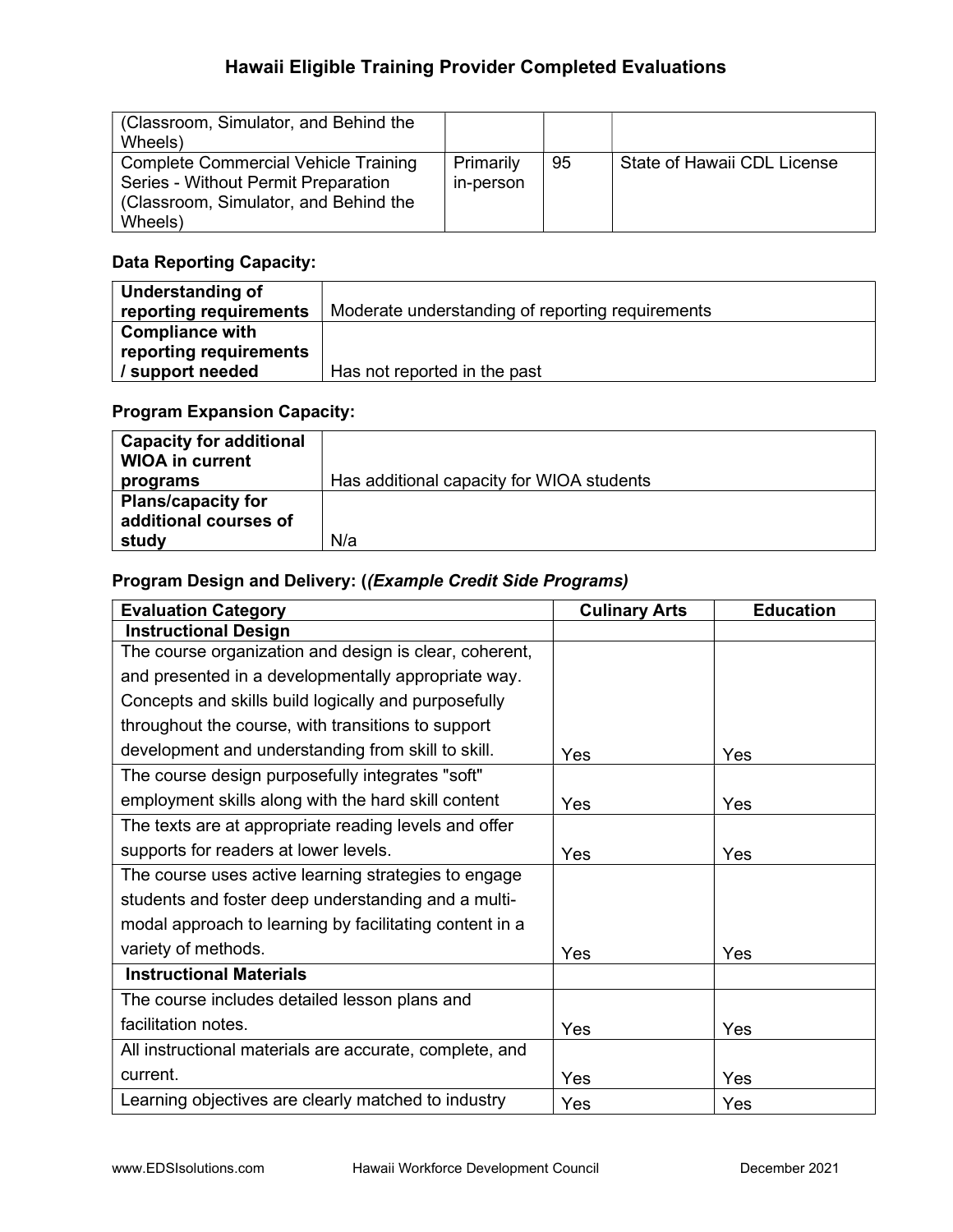| (Classroom, Simulator, and Behind the Wheels) | | | |
|---|---|---|---|
| Complete Commercial Vehicle Training Series - Without Permit Preparation (Classroom, Simulator, and Behind the Wheels) | Primarily in-person | 95 | State of Hawaii CDL License |

### Data Reporting Capacity:

| **Understanding of reporting requirements** | Moderate understanding of reporting requirements |
|---|---|
| **Compliance with reporting requirements / support needed** | Has not reported in the past |

### Program Expansion Capacity:

| **Capacity for additional WIOA in current programs** | Has additional capacity for WIOA students |
|---|---|
| **Plans/capacity for additional courses of study** | N/a |

### Program Design and Delivery: (*(Example Credit Side Programs)*

| Evaluation Category | Culinary Arts | Education |
|---|---|---|
| **Instructional Design** | | |
| The course organization and design is clear, coherent, and presented in a developmentally appropriate way. Concepts and skills build logically and purposefully throughout the course, with transitions to support development and understanding from skill to skill. | Yes | Yes |
| The course design purposefully integrates "soft" employment skills along with the hard skill content | Yes | Yes |
| The texts are at appropriate reading levels and offer supports for readers at lower levels. | Yes | Yes |
| The course uses active learning strategies to engage students and foster deep understanding and a multi-modal approach to learning by facilitating content in a variety of methods. | Yes | Yes |
| **Instructional Materials** | | |
| The course includes detailed lesson plans and facilitation notes. | Yes | Yes |
| All instructional materials are accurate, complete, and current. | Yes | Yes |
| Learning objectives are clearly matched to industry | Yes | Yes |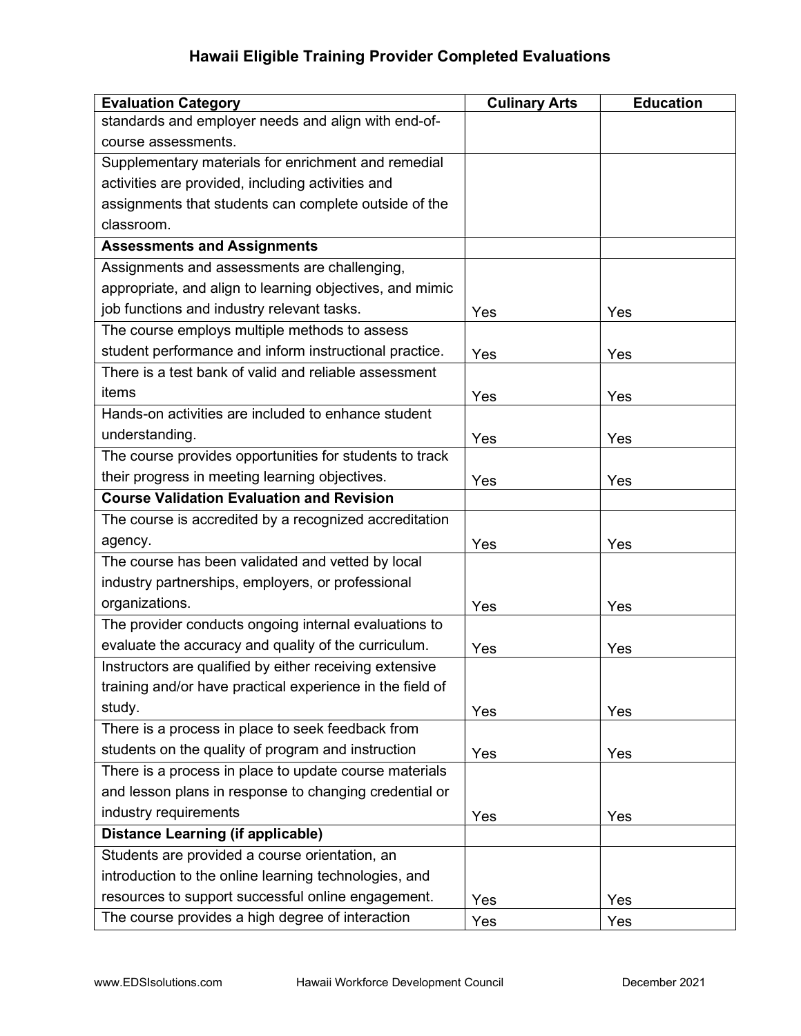## Hawaii Eligible Training Provider Completed Evaluations

| Evaluation Category | Culinary Arts | Education |
|---|---|---|
| standards and employer needs and align with end-of-course assessments. | | |
| Supplementary materials for enrichment and remedial activities are provided, including activities and assignments that students can complete outside of the classroom. | | |
| **Assessments and Assignments** | | |
| Assignments and assessments are challenging, appropriate, and align to learning objectives, and mimic job functions and industry relevant tasks. | Yes | Yes |
| The course employs multiple methods to assess student performance and inform instructional practice. | Yes | Yes |
| There is a test bank of valid and reliable assessment items | Yes | Yes |
| Hands-on activities are included to enhance student understanding. | Yes | Yes |
| The course provides opportunities for students to track their progress in meeting learning objectives. | Yes | Yes |
| **Course Validation Evaluation and Revision** | | |
| The course is accredited by a recognized accreditation agency. | Yes | Yes |
| The course has been validated and vetted by local industry partnerships, employers, or professional organizations. | Yes | Yes |
| The provider conducts ongoing internal evaluations to evaluate the accuracy and quality of the curriculum. | Yes | Yes |
| Instructors are qualified by either receiving extensive training and/or have practical experience in the field of study. | Yes | Yes |
| There is a process in place to seek feedback from students on the quality of program and instruction | Yes | Yes |
| There is a process in place to update course materials and lesson plans in response to changing credential or industry requirements | Yes | Yes |
| **Distance Learning (if applicable)** | | |
| Students are provided a course orientation, an introduction to the online learning technologies, and resources to support successful online engagement. | Yes | Yes |
| The course provides a high degree of interaction | Yes | Yes |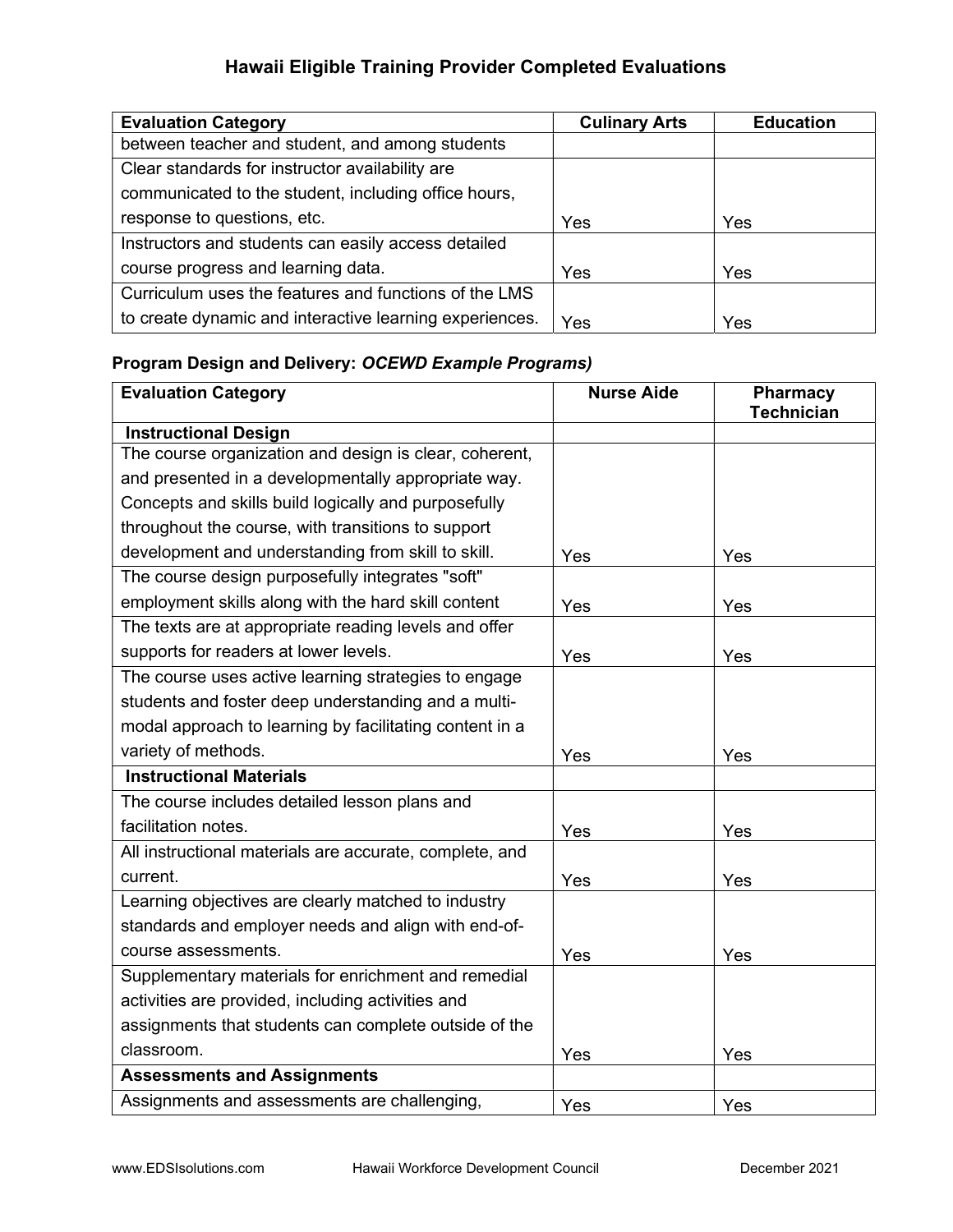# Hawaii Eligible Training Provider Completed Evaluations

| Evaluation Category | Culinary Arts | Education |
|---|---|---|
| between teacher and student, and among students | | |
| Clear standards for instructor availability are communicated to the student, including office hours, response to questions, etc. | Yes | Yes |
| Instructors and students can easily access detailed course progress and learning data. | Yes | Yes |
| Curriculum uses the features and functions of the LMS to create dynamic and interactive learning experiences. | Yes | Yes |

**Program Design and Delivery:** ***OCEWD Example Programs)***

| Evaluation Category | Nurse Aide | Pharmacy Technician |
|---|---|---|
| **Instructional Design** | | |
| The course organization and design is clear, coherent, and presented in a developmentally appropriate way. Concepts and skills build logically and purposefully throughout the course, with transitions to support development and understanding from skill to skill. | Yes | Yes |
| The course design purposefully integrates "soft" employment skills along with the hard skill content | Yes | Yes |
| The texts are at appropriate reading levels and offer supports for readers at lower levels. | Yes | Yes |
| The course uses active learning strategies to engage students and foster deep understanding and a multi-modal approach to learning by facilitating content in a variety of methods. | Yes | Yes |
| **Instructional Materials** | | |
| The course includes detailed lesson plans and facilitation notes. | Yes | Yes |
| All instructional materials are accurate, complete, and current. | Yes | Yes |
| Learning objectives are clearly matched to industry standards and employer needs and align with end-of-course assessments. | Yes | Yes |
| Supplementary materials for enrichment and remedial activities are provided, including activities and assignments that students can complete outside of the classroom. | Yes | Yes |
| **Assessments and Assignments** | | |
| Assignments and assessments are challenging, | Yes | Yes |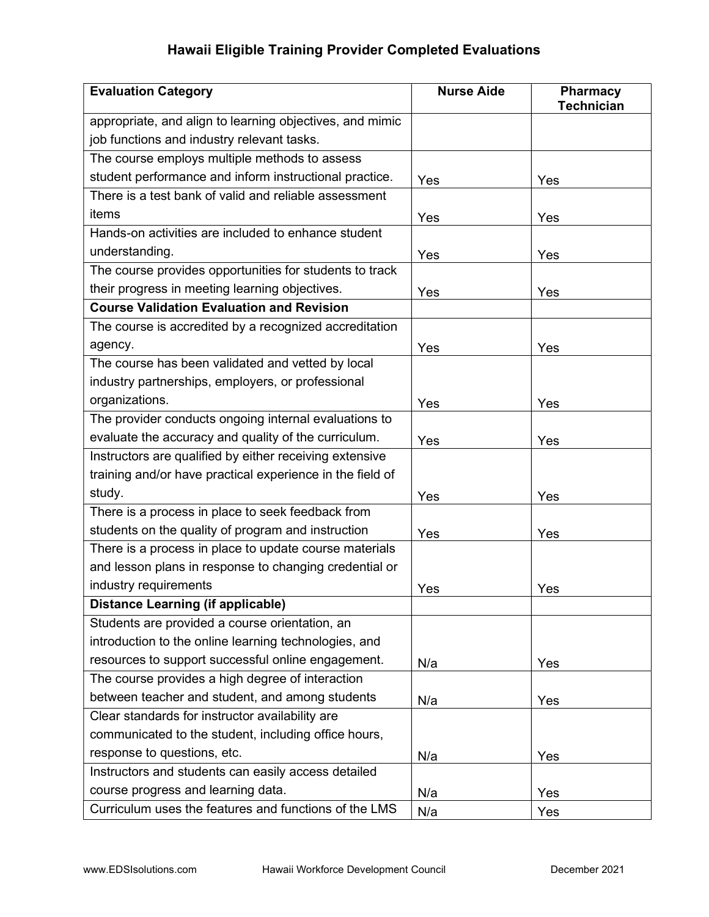## Hawaii Eligible Training Provider Completed Evaluations

| Evaluation Category | Nurse Aide | Pharmacy Technician |
| --- | --- | --- |
| appropriate, and align to learning objectives, and mimic job functions and industry relevant tasks. | | |
| The course employs multiple methods to assess student performance and inform instructional practice. | Yes | Yes |
| There is a test bank of valid and reliable assessment items | Yes | Yes |
| Hands-on activities are included to enhance student understanding. | Yes | Yes |
| The course provides opportunities for students to track their progress in meeting learning objectives. | Yes | Yes |
| **Course Validation Evaluation and Revision** | | |
| The course is accredited by a recognized accreditation agency. | Yes | Yes |
| The course has been validated and vetted by local industry partnerships, employers, or professional organizations. | Yes | Yes |
| The provider conducts ongoing internal evaluations to evaluate the accuracy and quality of the curriculum. | Yes | Yes |
| Instructors are qualified by either receiving extensive training and/or have practical experience in the field of study. | Yes | Yes |
| There is a process in place to seek feedback from students on the quality of program and instruction | Yes | Yes |
| There is a process in place to update course materials and lesson plans in response to changing credential or industry requirements | Yes | Yes |
| **Distance Learning (if applicable)** | | |
| Students are provided a course orientation, an introduction to the online learning technologies, and resources to support successful online engagement. | N/a | Yes |
| The course provides a high degree of interaction between teacher and student, and among students | N/a | Yes |
| Clear standards for instructor availability are communicated to the student, including office hours, response to questions, etc. | N/a | Yes |
| Instructors and students can easily access detailed course progress and learning data. | N/a | Yes |
| Curriculum uses the features and functions of the LMS | N/a | Yes |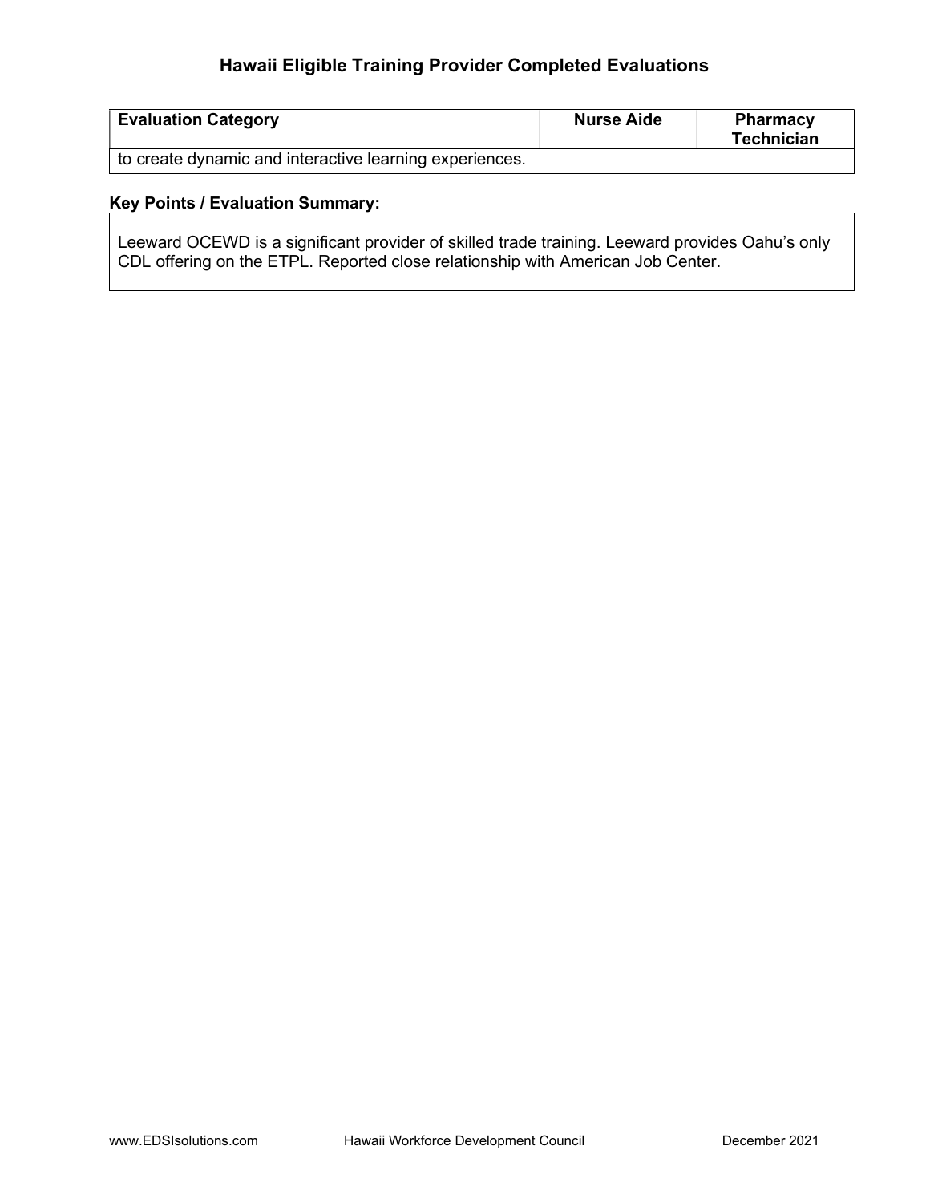## Hawaii Eligible Training Provider Completed Evaluations

| Evaluation Category | Nurse Aide | Pharmacy Technician |
| --- | --- | --- |
| to create dynamic and interactive learning experiences. | | |

**Key Points / Evaluation Summary:**

Leeward OCEWD is a significant provider of skilled trade training. Leeward provides Oahu's only CDL offering on the ETPL. Reported close relationship with American Job Center.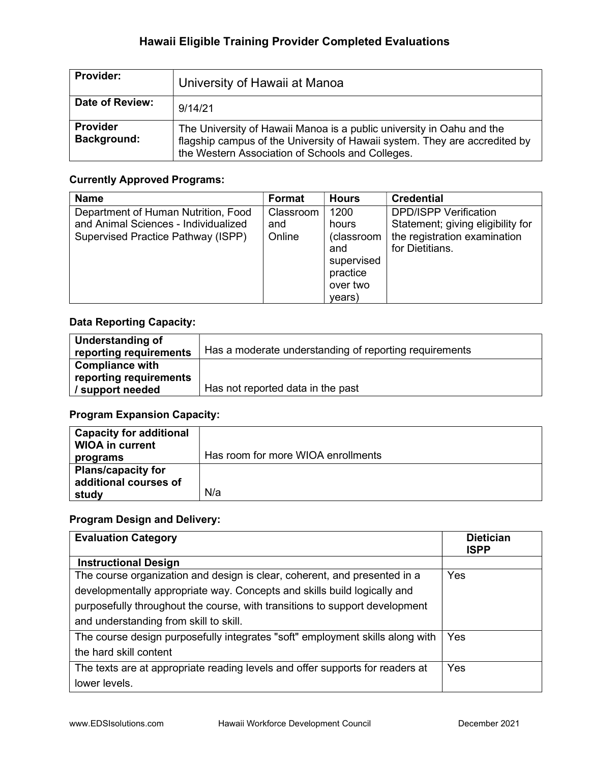## Hawaii Eligible Training Provider Completed Evaluations

| **Provider:** | University of Hawaii at Manoa |
|---|---|
| **Date of Review:** | 9/14/21 |
| **Provider Background:** | The University of Hawaii Manoa is a public university in Oahu and the flagship campus of the University of Hawaii system. They are accredited by the Western Association of Schools and Colleges. |

### Currently Approved Programs:

| Name | Format | Hours | Credential |
|---|---|---|---|
| Department of Human Nutrition, Food and Animal Sciences - Individualized Supervised Practice Pathway (ISPP) | Classroom and Online | 1200 hours (classroom and supervised practice over two years) | DPD/ISPP Verification Statement; giving eligibility for the registration examination for Dietitians. |

### Data Reporting Capacity:

| **Understanding of reporting requirements** | Has a moderate understanding of reporting requirements |
|---|---|
| **Compliance with reporting requirements / support needed** | Has not reported data in the past |

### Program Expansion Capacity:

| **Capacity for additional WIOA in current programs** | Has room for more WIOA enrollments |
|---|---|
| **Plans/capacity for additional courses of study** | N/a |

### Program Design and Delivery:

| **Evaluation Category** | **Dietician ISPP** |
|---|---|
| **Instructional Design** | |
| The course organization and design is clear, coherent, and presented in a developmentally appropriate way. Concepts and skills build logically and purposefully throughout the course, with transitions to support development and understanding from skill to skill. | Yes |
| The course design purposefully integrates "soft" employment skills along with the hard skill content | Yes |
| The texts are at appropriate reading levels and offer supports for readers at lower levels. | Yes |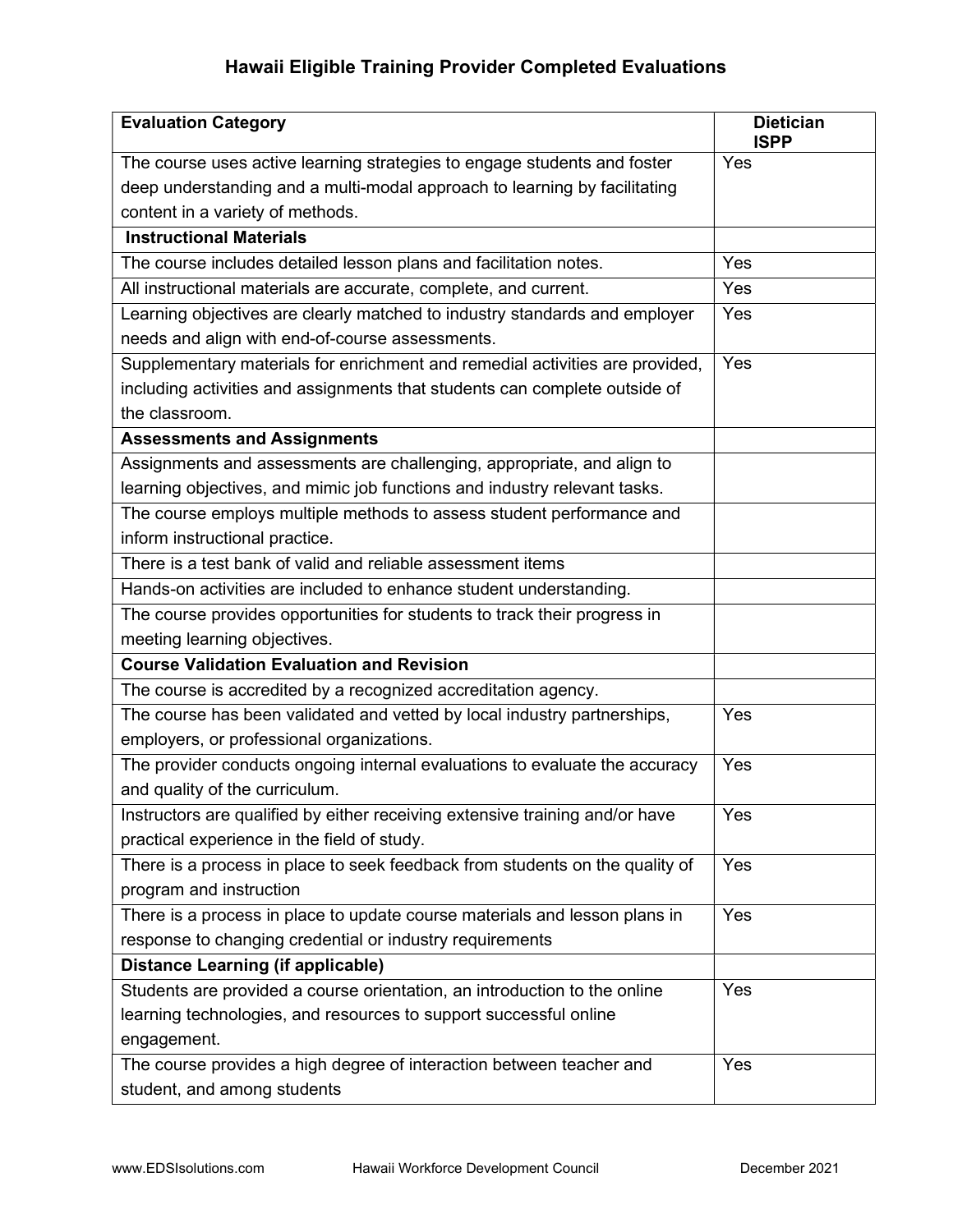# Hawaii Eligible Training Provider Completed Evaluations

| Evaluation Category | Dietician ISPP |
|---|---|
| The course uses active learning strategies to engage students and foster deep understanding and a multi-modal approach to learning by facilitating content in a variety of methods. | Yes |
| **Instructional Materials** | |
| The course includes detailed lesson plans and facilitation notes. | Yes |
| All instructional materials are accurate, complete, and current. | Yes |
| Learning objectives are clearly matched to industry standards and employer needs and align with end-of-course assessments. | Yes |
| Supplementary materials for enrichment and remedial activities are provided, including activities and assignments that students can complete outside of the classroom. | Yes |
| **Assessments and Assignments** | |
| Assignments and assessments are challenging, appropriate, and align to learning objectives, and mimic job functions and industry relevant tasks. | |
| The course employs multiple methods to assess student performance and inform instructional practice. | |
| There is a test bank of valid and reliable assessment items | |
| Hands-on activities are included to enhance student understanding. | |
| The course provides opportunities for students to track their progress in meeting learning objectives. | |
| **Course Validation Evaluation and Revision** | |
| The course is accredited by a recognized accreditation agency. | |
| The course has been validated and vetted by local industry partnerships, employers, or professional organizations. | Yes |
| The provider conducts ongoing internal evaluations to evaluate the accuracy and quality of the curriculum. | Yes |
| Instructors are qualified by either receiving extensive training and/or have practical experience in the field of study. | Yes |
| There is a process in place to seek feedback from students on the quality of program and instruction | Yes |
| There is a process in place to update course materials and lesson plans in response to changing credential or industry requirements | Yes |
| **Distance Learning (if applicable)** | |
| Students are provided a course orientation, an introduction to the online learning technologies, and resources to support successful online engagement. | Yes |
| The course provides a high degree of interaction between teacher and student, and among students | Yes |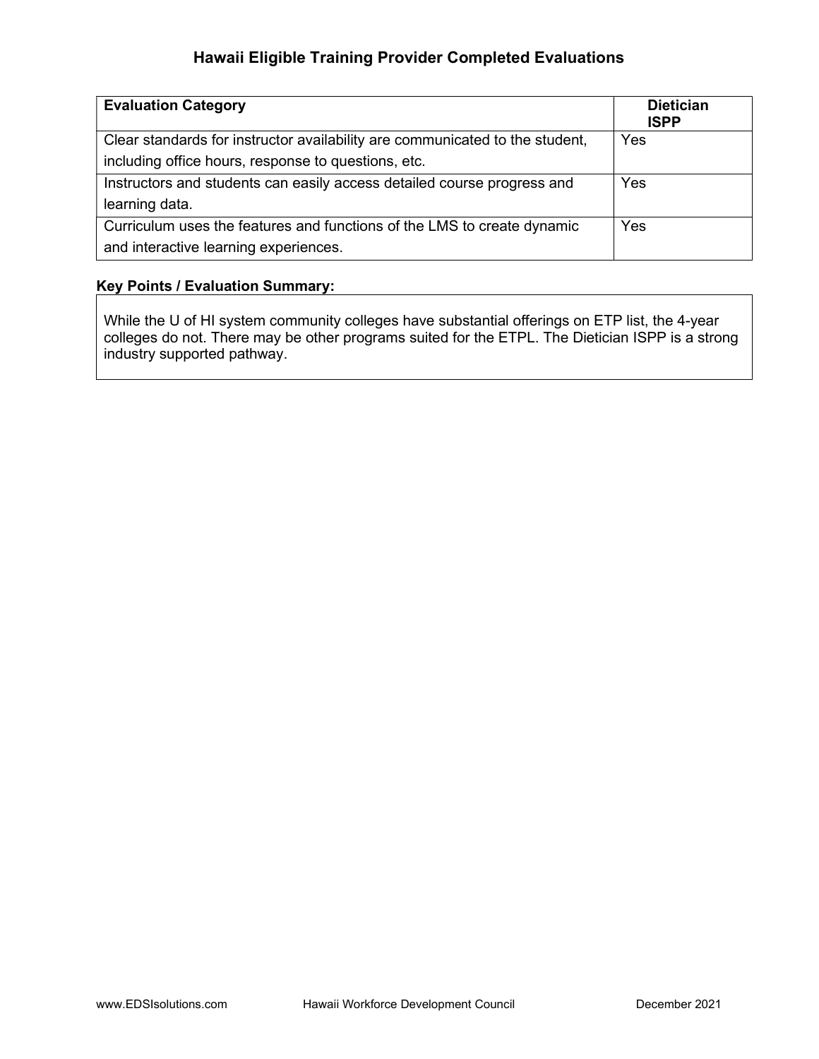## Hawaii Eligible Training Provider Completed Evaluations

| Evaluation Category | Dietician ISPP |
|---|---|
| Clear standards for instructor availability are communicated to the student, including office hours, response to questions, etc. | Yes |
| Instructors and students can easily access detailed course progress and learning data. | Yes |
| Curriculum uses the features and functions of the LMS to create dynamic and interactive learning experiences. | Yes |

**Key Points / Evaluation Summary:**

While the U of HI system community colleges have substantial offerings on ETP list, the 4-year colleges do not. There may be other programs suited for the ETPL. The Dietician ISPP is a strong industry supported pathway.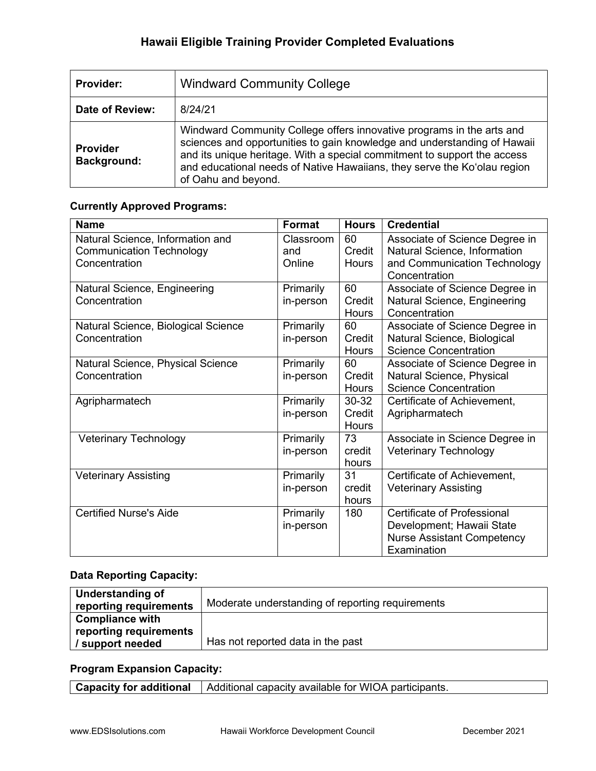## Hawaii Eligible Training Provider Completed Evaluations

| **Provider:** | Windward Community College |
|---|---|
| **Date of Review:** | 8/24/21 |
| **Provider Background:** | Windward Community College offers innovative programs in the arts and sciences and opportunities to gain knowledge and understanding of Hawaii and its unique heritage. With a special commitment to support the access and educational needs of Native Hawaiians, they serve the Koʻolau region of Oahu and beyond. |

**Currently Approved Programs:**

| Name | Format | Hours | Credential |
|---|---|---|---|
| Natural Science, Information and Communication Technology Concentration | Classroom and Online | 60 Credit Hours | Associate of Science Degree in Natural Science, Information and Communication Technology Concentration |
| Natural Science, Engineering Concentration | Primarily in-person | 60 Credit Hours | Associate of Science Degree in Natural Science, Engineering Concentration |
| Natural Science, Biological Science Concentration | Primarily in-person | 60 Credit Hours | Associate of Science Degree in Natural Science, Biological Science Concentration |
| Natural Science, Physical Science Concentration | Primarily in-person | 60 Credit Hours | Associate of Science Degree in Natural Science, Physical Science Concentration |
| Agripharmatech | Primarily in-person | 30-32 Credit Hours | Certificate of Achievement, Agripharmatech |
| Veterinary Technology | Primarily in-person | 73 credit hours | Associate in Science Degree in Veterinary Technology |
| Veterinary Assisting | Primarily in-person | 31 credit hours | Certificate of Achievement, Veterinary Assisting |
| Certified Nurse's Aide | Primarily in-person | 180 | Certificate of Professional Development; Hawaii State Nurse Assistant Competency Examination |

**Data Reporting Capacity:**

| **Understanding of reporting requirements** | Moderate understanding of reporting requirements |
|---|---|
| **Compliance with reporting requirements / support needed** | Has not reported data in the past |

**Program Expansion Capacity:**

| **Capacity for additional** | Additional capacity available for WIOA participants. |
|---|---|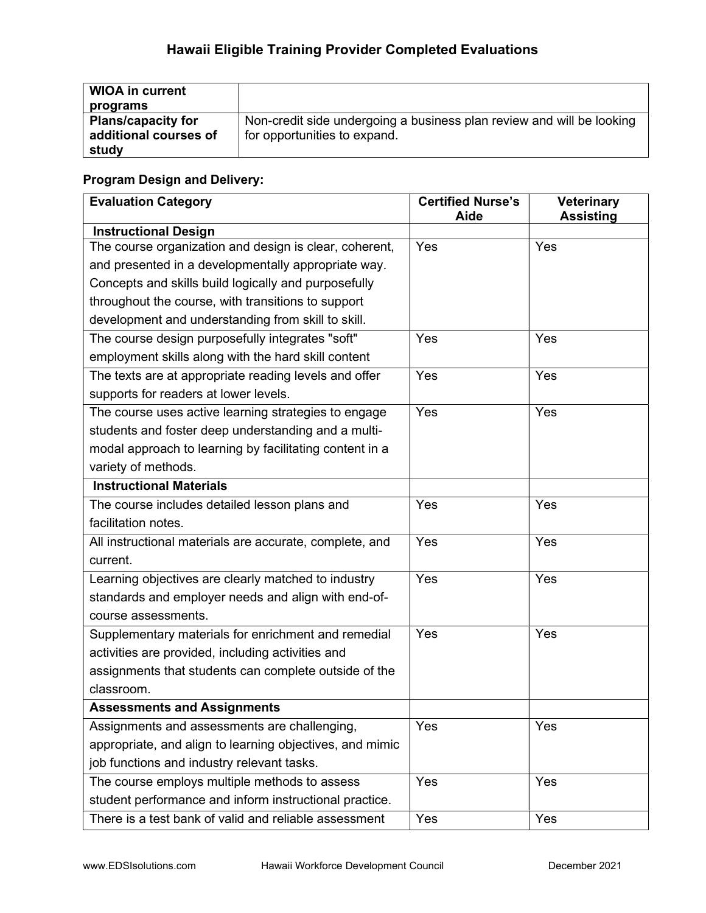# Hawaii Eligible Training Provider Completed Evaluations

| **WIOA in current programs** | |
|---|---|
| **Plans/capacity for additional courses of study** | Non-credit side undergoing a business plan review and will be looking for opportunities to expand. |

**Program Design and Delivery:**

| **Evaluation Category** | **Certified Nurse's Aide** | **Veterinary Assisting** |
|---|---|---|
| **Instructional Design** | | |
| The course organization and design is clear, coherent, and presented in a developmentally appropriate way. Concepts and skills build logically and purposefully throughout the course, with transitions to support development and understanding from skill to skill. | Yes | Yes |
| The course design purposefully integrates "soft" employment skills along with the hard skill content | Yes | Yes |
| The texts are at appropriate reading levels and offer supports for readers at lower levels. | Yes | Yes |
| The course uses active learning strategies to engage students and foster deep understanding and a multi-modal approach to learning by facilitating content in a variety of methods. | Yes | Yes |
| **Instructional Materials** | | |
| The course includes detailed lesson plans and facilitation notes. | Yes | Yes |
| All instructional materials are accurate, complete, and current. | Yes | Yes |
| Learning objectives are clearly matched to industry standards and employer needs and align with end-of-course assessments. | Yes | Yes |
| Supplementary materials for enrichment and remedial activities are provided, including activities and assignments that students can complete outside of the classroom. | Yes | Yes |
| **Assessments and Assignments** | | |
| Assignments and assessments are challenging, appropriate, and align to learning objectives, and mimic job functions and industry relevant tasks. | Yes | Yes |
| The course employs multiple methods to assess student performance and inform instructional practice. | Yes | Yes |
| There is a test bank of valid and reliable assessment | Yes | Yes |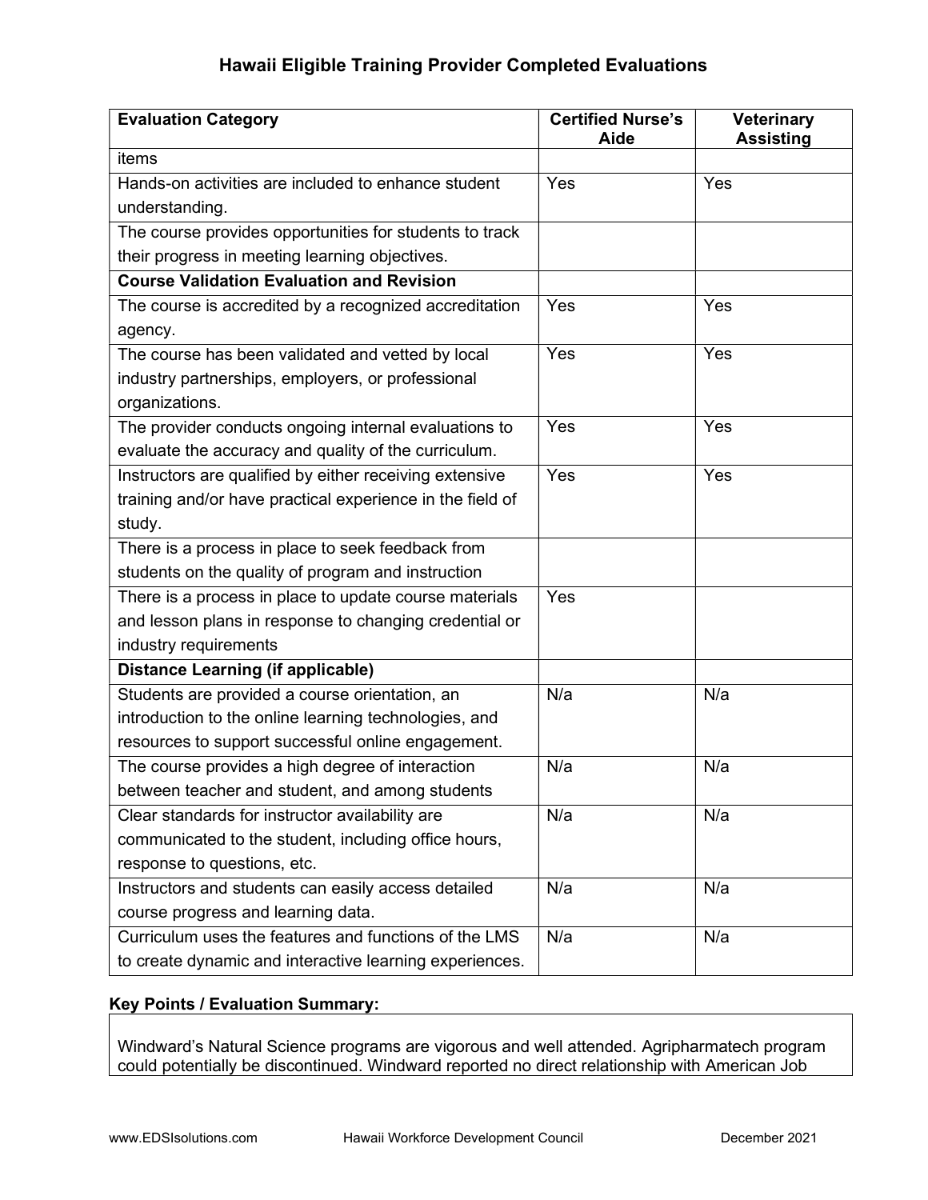## Hawaii Eligible Training Provider Completed Evaluations

| Evaluation Category | Certified Nurse's Aide | Veterinary Assisting |
|---|---|---|
| items | | |
| Hands-on activities are included to enhance student understanding. | Yes | Yes |
| The course provides opportunities for students to track their progress in meeting learning objectives. | | |
| **Course Validation Evaluation and Revision** | | |
| The course is accredited by a recognized accreditation agency. | Yes | Yes |
| The course has been validated and vetted by local industry partnerships, employers, or professional organizations. | Yes | Yes |
| The provider conducts ongoing internal evaluations to evaluate the accuracy and quality of the curriculum. | Yes | Yes |
| Instructors are qualified by either receiving extensive training and/or have practical experience in the field of study. | Yes | Yes |
| There is a process in place to seek feedback from students on the quality of program and instruction | | |
| There is a process in place to update course materials and lesson plans in response to changing credential or industry requirements | Yes | |
| **Distance Learning (if applicable)** | | |
| Students are provided a course orientation, an introduction to the online learning technologies, and resources to support successful online engagement. | N/a | N/a |
| The course provides a high degree of interaction between teacher and student, and among students | N/a | N/a |
| Clear standards for instructor availability are communicated to the student, including office hours, response to questions, etc. | N/a | N/a |
| Instructors and students can easily access detailed course progress and learning data. | N/a | N/a |
| Curriculum uses the features and functions of the LMS to create dynamic and interactive learning experiences. | N/a | N/a |

**Key Points / Evaluation Summary:**

Windward's Natural Science programs are vigorous and well attended. Agripharmatech program could potentially be discontinued. Windward reported no direct relationship with American Job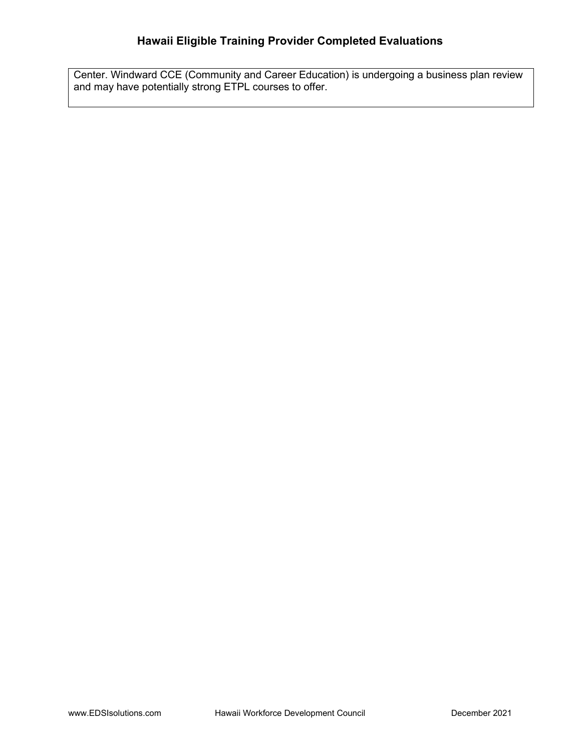Center. Windward CCE (Community and Career Education) is undergoing a business plan review and may have potentially strong ETPL courses to offer.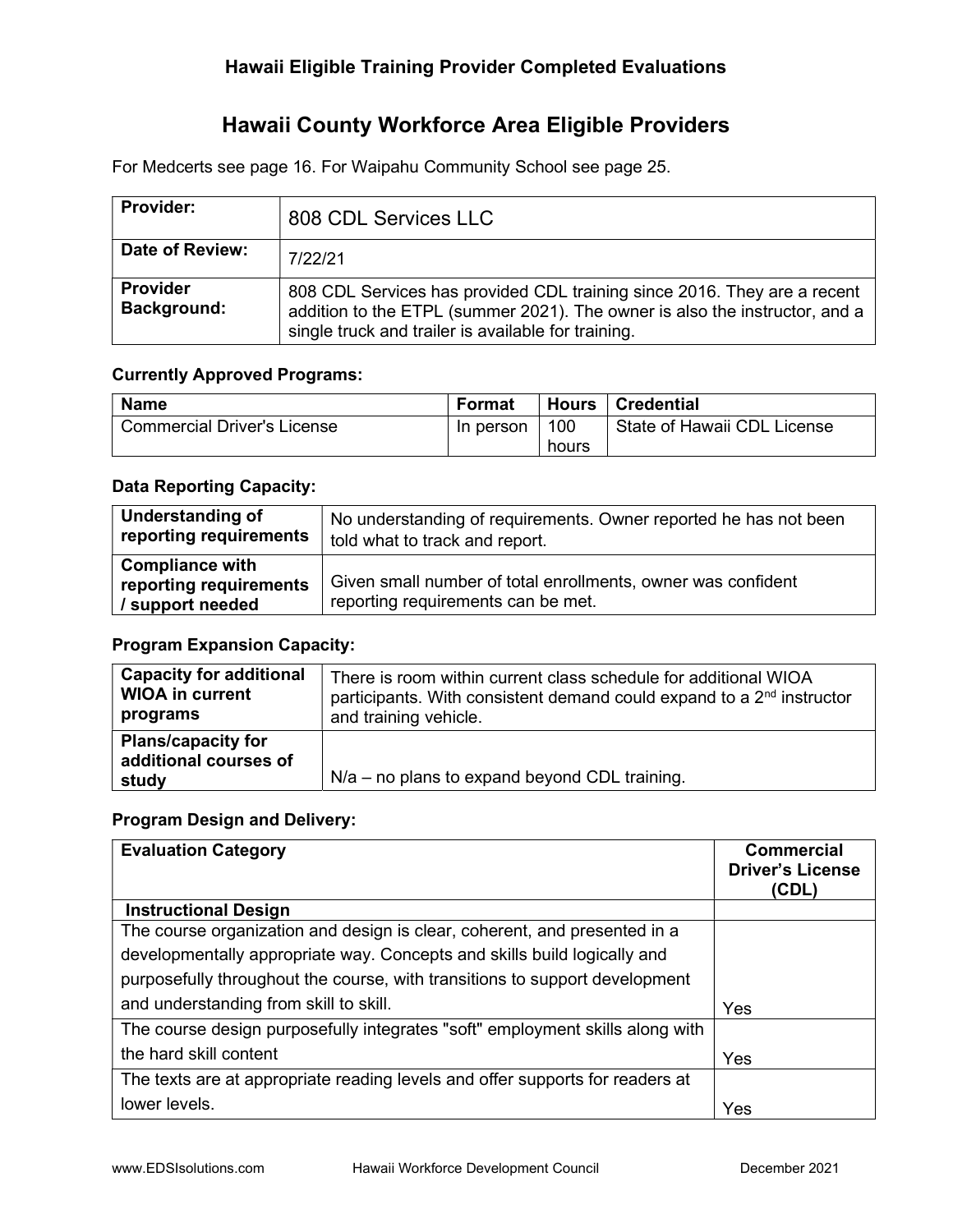## Hawaii Eligible Training Provider Completed Evaluations

# Hawaii County Workforce Area Eligible Providers

For Medcerts see page 16. For Waipahu Community School see page 25.

| **Provider:** | 808 CDL Services LLC |
|---|---|
| **Date of Review:** | 7/22/21 |
| **Provider Background:** | 808 CDL Services has provided CDL training since 2016. They are a recent addition to the ETPL (summer 2021). The owner is also the instructor, and a single truck and trailer is available for training. |

### Currently Approved Programs:

| Name | Format | Hours | Credential |
|---|---|---|---|
| Commercial Driver's License | In person | 100 hours | State of Hawaii CDL License |

### Data Reporting Capacity:

| **Understanding of reporting requirements** | No understanding of requirements. Owner reported he has not been told what to track and report. |
|---|---|
| **Compliance with reporting requirements / support needed** | Given small number of total enrollments, owner was confident reporting requirements can be met. |

### Program Expansion Capacity:

| **Capacity for additional WIOA in current programs** | There is room within current class schedule for additional WIOA participants. With consistent demand could expand to a 2nd instructor and training vehicle. |
|---|---|
| **Plans/capacity for additional courses of study** | N/a – no plans to expand beyond CDL training. |

### Program Design and Delivery:

| Evaluation Category | Commercial Driver's License (CDL) |
|---|---|
| **Instructional Design** | |
| The course organization and design is clear, coherent, and presented in a developmentally appropriate way. Concepts and skills build logically and purposefully throughout the course, with transitions to support development and understanding from skill to skill. | Yes |
| The course design purposefully integrates "soft" employment skills along with the hard skill content | Yes |
| The texts are at appropriate reading levels and offer supports for readers at lower levels. | Yes |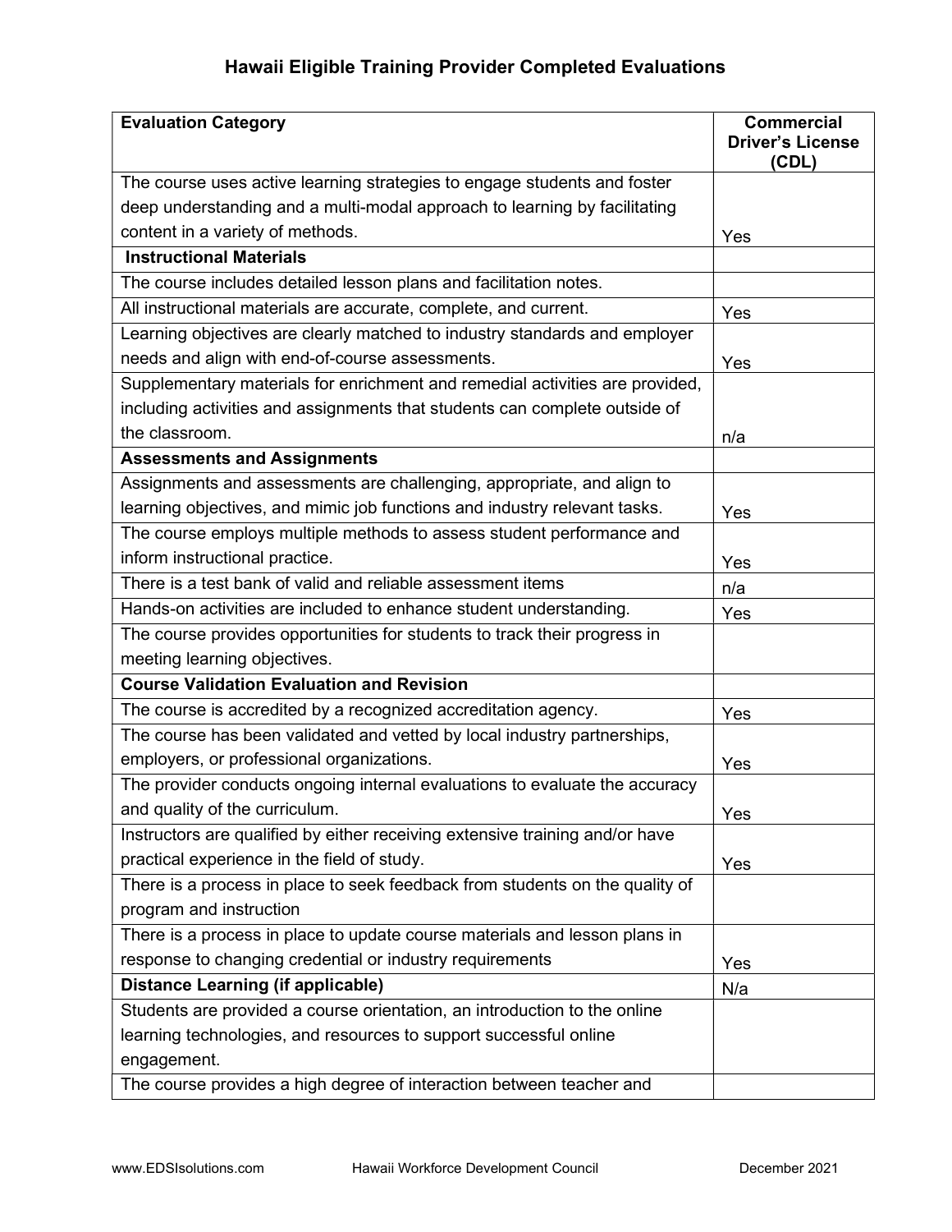## Hawaii Eligible Training Provider Completed Evaluations

| **Evaluation Category** | **Commercial Driver's License (CDL)** |
|---|---|
| The course uses active learning strategies to engage students and foster deep understanding and a multi-modal approach to learning by facilitating content in a variety of methods. | Yes |
| **Instructional Materials** | |
| The course includes detailed lesson plans and facilitation notes. | |
| All instructional materials are accurate, complete, and current. | Yes |
| Learning objectives are clearly matched to industry standards and employer needs and align with end-of-course assessments. | Yes |
| Supplementary materials for enrichment and remedial activities are provided, including activities and assignments that students can complete outside of the classroom. | n/a |
| **Assessments and Assignments** | |
| Assignments and assessments are challenging, appropriate, and align to learning objectives, and mimic job functions and industry relevant tasks. | Yes |
| The course employs multiple methods to assess student performance and inform instructional practice. | Yes |
| There is a test bank of valid and reliable assessment items | n/a |
| Hands-on activities are included to enhance student understanding. | Yes |
| The course provides opportunities for students to track their progress in meeting learning objectives. | |
| **Course Validation Evaluation and Revision** | |
| The course is accredited by a recognized accreditation agency. | Yes |
| The course has been validated and vetted by local industry partnerships, employers, or professional organizations. | Yes |
| The provider conducts ongoing internal evaluations to evaluate the accuracy and quality of the curriculum. | Yes |
| Instructors are qualified by either receiving extensive training and/or have practical experience in the field of study. | Yes |
| There is a process in place to seek feedback from students on the quality of program and instruction | |
| There is a process in place to update course materials and lesson plans in response to changing credential or industry requirements | Yes |
| **Distance Learning (if applicable)** | N/a |
| Students are provided a course orientation, an introduction to the online learning technologies, and resources to support successful online engagement. | |
| The course provides a high degree of interaction between teacher and | |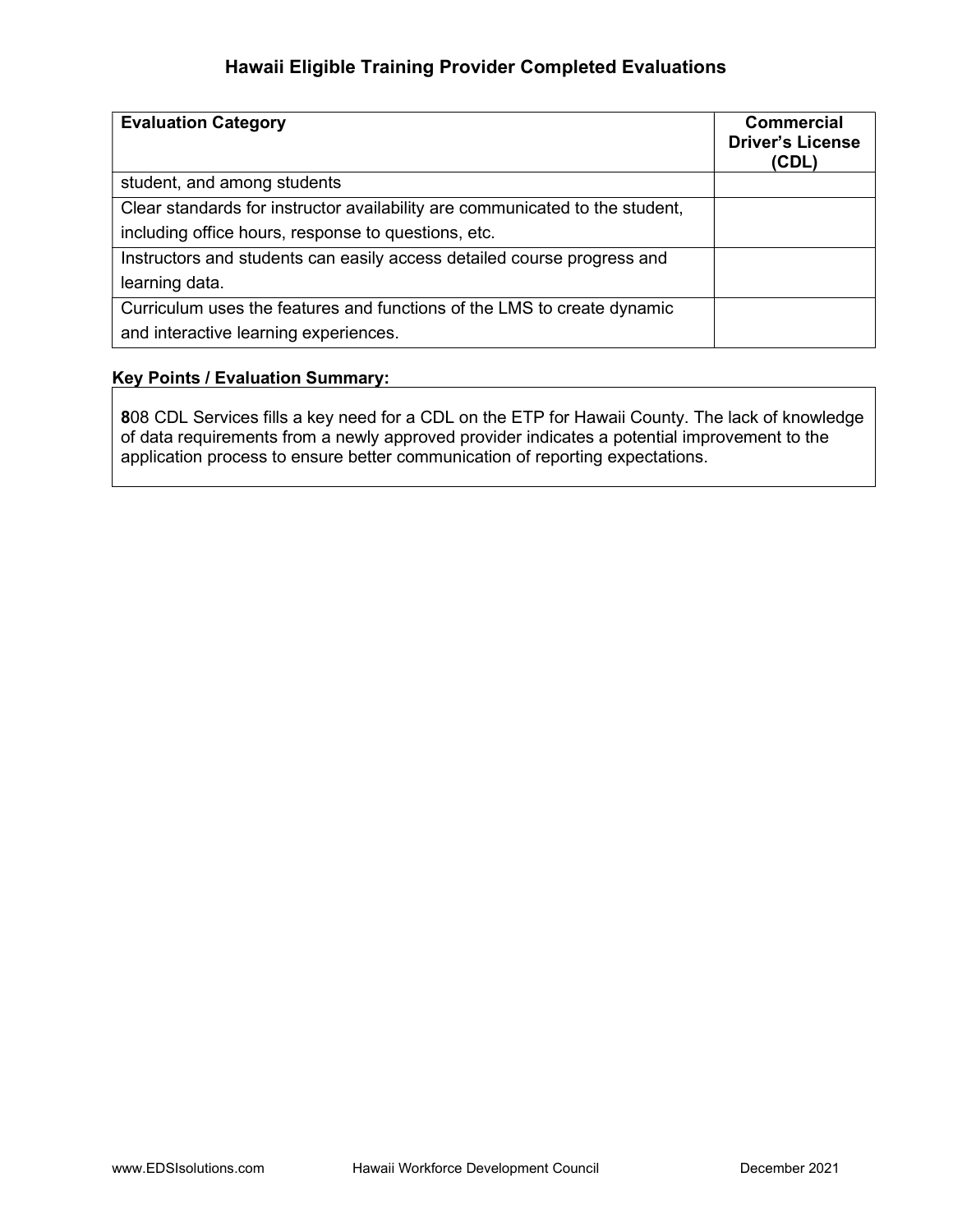## Hawaii Eligible Training Provider Completed Evaluations

| Evaluation Category | Commercial Driver's License (CDL) |
|---|---|
| student, and among students | |
| Clear standards for instructor availability are communicated to the student, including office hours, response to questions, etc. | |
| Instructors and students can easily access detailed course progress and learning data. | |
| Curriculum uses the features and functions of the LMS to create dynamic and interactive learning experiences. | |

**Key Points / Evaluation Summary:**

**8**08 CDL Services fills a key need for a CDL on the ETP for Hawaii County. The lack of knowledge of data requirements from a newly approved provider indicates a potential improvement to the application process to ensure better communication of reporting expectations.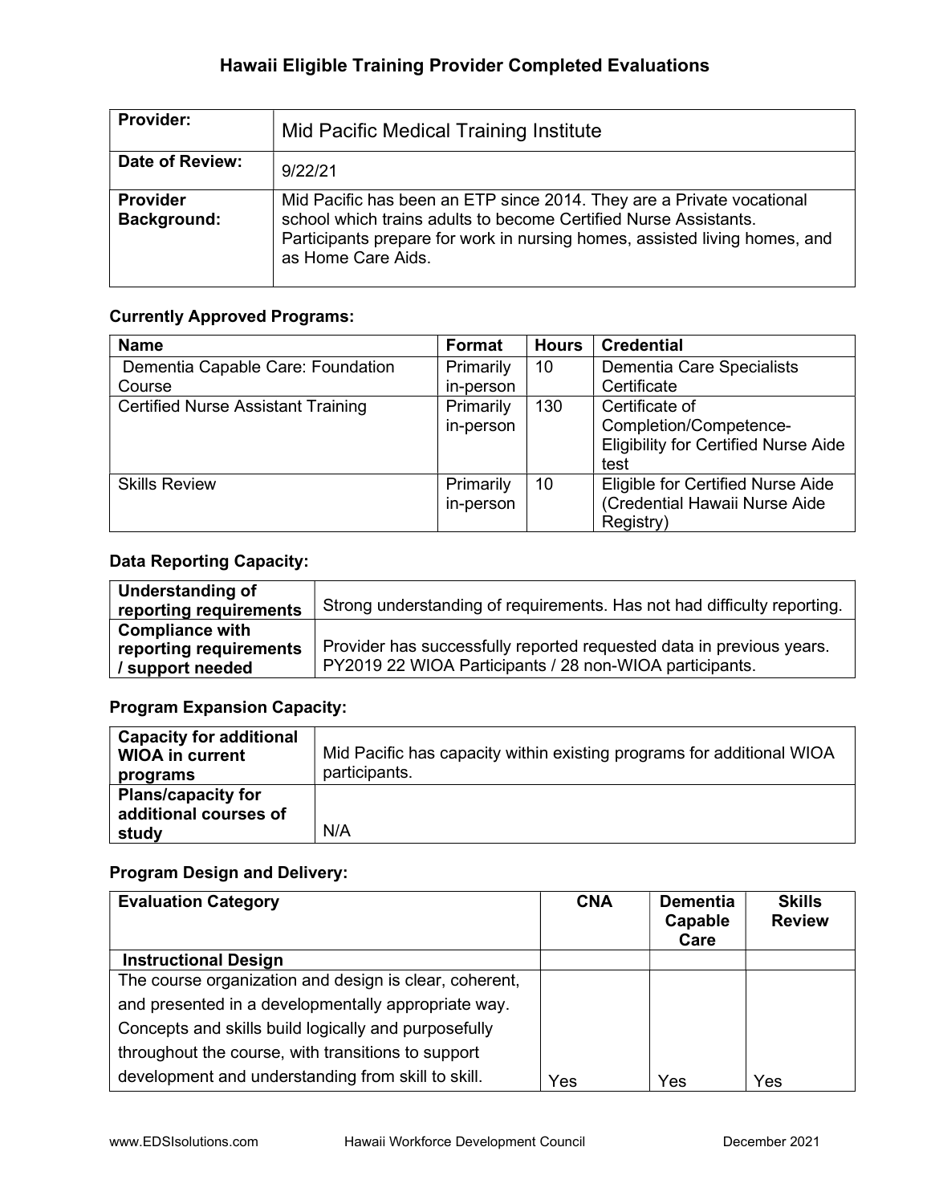## Hawaii Eligible Training Provider Completed Evaluations

| **Provider:** | Mid Pacific Medical Training Institute |
|---|---|
| **Date of Review:** | 9/22/21 |
| **Provider Background:** | Mid Pacific has been an ETP since 2014. They are a Private vocational school which trains adults to become Certified Nurse Assistants. Participants prepare for work in nursing homes, assisted living homes, and as Home Care Aids. |

### Currently Approved Programs:

| Name | Format | Hours | Credential |
|---|---|---|---|
| Dementia Capable Care: Foundation Course | Primarily in-person | 10 | Dementia Care Specialists Certificate |
| Certified Nurse Assistant Training | Primarily in-person | 130 | Certificate of Completion/Competence- Eligibility for Certified Nurse Aide test |
| Skills Review | Primarily in-person | 10 | Eligible for Certified Nurse Aide (Credential Hawaii Nurse Aide Registry) |

### Data Reporting Capacity:

| **Understanding of reporting requirements** | Strong understanding of requirements. Has not had difficulty reporting. |
|---|---|
| **Compliance with reporting requirements / support needed** | Provider has successfully reported requested data in previous years. PY2019 22 WIOA Participants / 28 non-WIOA participants. |

### Program Expansion Capacity:

| **Capacity for additional WIOA in current programs** | Mid Pacific has capacity within existing programs for additional WIOA participants. |
|---|---|
| **Plans/capacity for additional courses of study** | N/A |

### Program Design and Delivery:

| Evaluation Category | CNA | Dementia Capable Care | Skills Review |
|---|---|---|---|
| **Instructional Design** | | | |
| The course organization and design is clear, coherent, and presented in a developmentally appropriate way. Concepts and skills build logically and purposefully throughout the course, with transitions to support development and understanding from skill to skill. | Yes | Yes | Yes |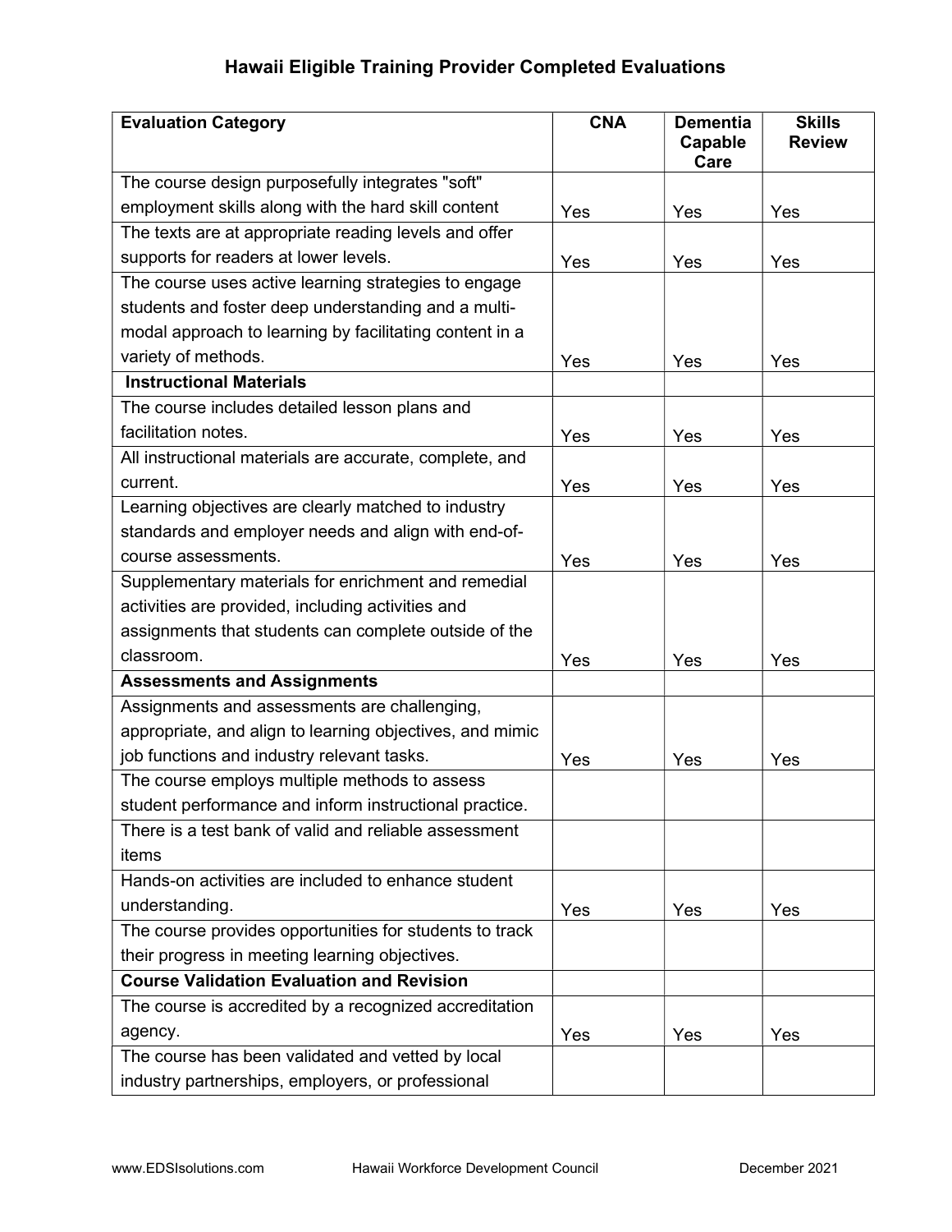# Hawaii Eligible Training Provider Completed Evaluations

| Evaluation Category | CNA | Dementia Capable Care | Skills Review |
|---|---|---|---|
| The course design purposefully integrates "soft" employment skills along with the hard skill content | Yes | Yes | Yes |
| The texts are at appropriate reading levels and offer supports for readers at lower levels. | Yes | Yes | Yes |
| The course uses active learning strategies to engage students and foster deep understanding and a multi-modal approach to learning by facilitating content in a variety of methods. | Yes | Yes | Yes |
| **Instructional Materials** | | | |
| The course includes detailed lesson plans and facilitation notes. | Yes | Yes | Yes |
| All instructional materials are accurate, complete, and current. | Yes | Yes | Yes |
| Learning objectives are clearly matched to industry standards and employer needs and align with end-of-course assessments. | Yes | Yes | Yes |
| Supplementary materials for enrichment and remedial activities are provided, including activities and assignments that students can complete outside of the classroom. | Yes | Yes | Yes |
| **Assessments and Assignments** | | | |
| Assignments and assessments are challenging, appropriate, and align to learning objectives, and mimic job functions and industry relevant tasks. | Yes | Yes | Yes |
| The course employs multiple methods to assess student performance and inform instructional practice. | | | |
| There is a test bank of valid and reliable assessment items | | | |
| Hands-on activities are included to enhance student understanding. | Yes | Yes | Yes |
| The course provides opportunities for students to track their progress in meeting learning objectives. | | | |
| **Course Validation Evaluation and Revision** | | | |
| The course is accredited by a recognized accreditation agency. | Yes | Yes | Yes |
| The course has been validated and vetted by local industry partnerships, employers, or professional | | | |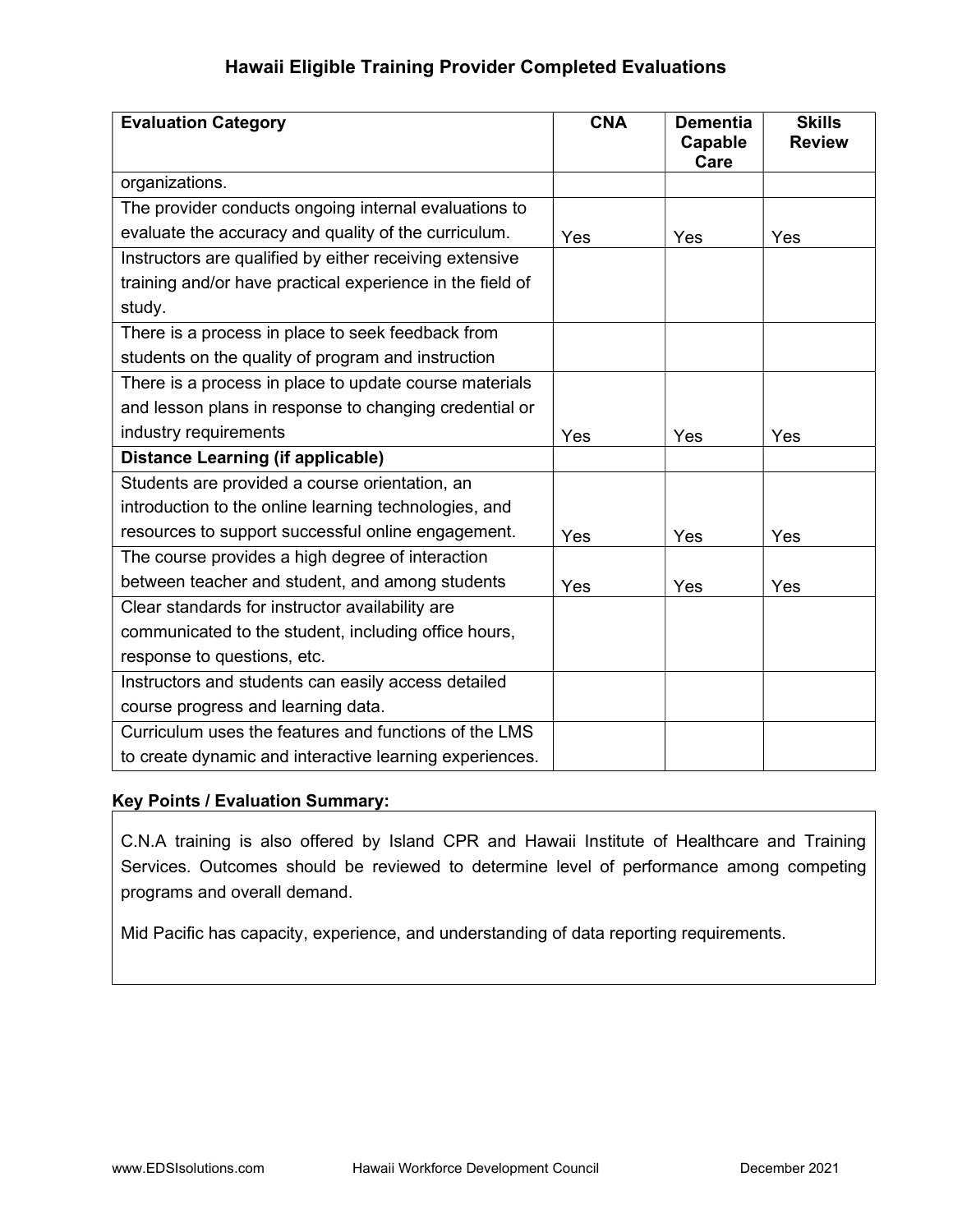## Hawaii Eligible Training Provider Completed Evaluations

| Evaluation Category | CNA | Dementia Capable Care | Skills Review |
|---|---|---|---|
| organizations. | | | |
| The provider conducts ongoing internal evaluations to evaluate the accuracy and quality of the curriculum. | Yes | Yes | Yes |
| Instructors are qualified by either receiving extensive training and/or have practical experience in the field of study. | | | |
| There is a process in place to seek feedback from students on the quality of program and instruction | | | |
| There is a process in place to update course materials and lesson plans in response to changing credential or industry requirements | Yes | Yes | Yes |
| **Distance Learning (if applicable)** | | | |
| Students are provided a course orientation, an introduction to the online learning technologies, and resources to support successful online engagement. | Yes | Yes | Yes |
| The course provides a high degree of interaction between teacher and student, and among students | Yes | Yes | Yes |
| Clear standards for instructor availability are communicated to the student, including office hours, response to questions, etc. | | | |
| Instructors and students can easily access detailed course progress and learning data. | | | |
| Curriculum uses the features and functions of the LMS to create dynamic and interactive learning experiences. | | | |

**Key Points / Evaluation Summary:**

C.N.A training is also offered by Island CPR and Hawaii Institute of Healthcare and Training Services. Outcomes should be reviewed to determine level of performance among competing programs and overall demand.

Mid Pacific has capacity, experience, and understanding of data reporting requirements.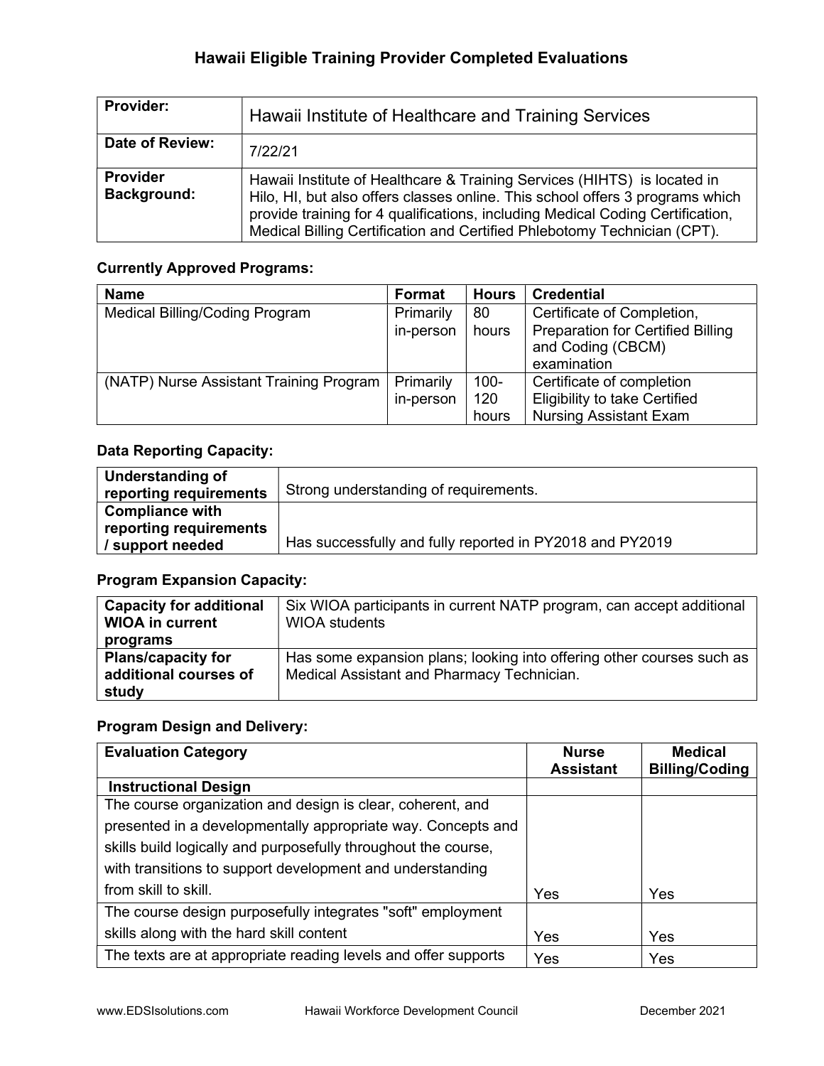# Hawaii Eligible Training Provider Completed Evaluations

| **Provider:** | Hawaii Institute of Healthcare and Training Services |
|---|---|
| **Date of Review:** | 7/22/21 |
| **Provider Background:** | Hawaii Institute of Healthcare & Training Services (HIHTS) is located in Hilo, HI, but also offers classes online. This school offers 3 programs which provide training for 4 qualifications, including Medical Coding Certification, Medical Billing Certification and Certified Phlebotomy Technician (CPT). |

### Currently Approved Programs:

| Name | Format | Hours | Credential |
|---|---|---|---|
| Medical Billing/Coding Program | Primarily in-person | 80 hours | Certificate of Completion, Preparation for Certified Billing and Coding (CBCM) examination |
| (NATP) Nurse Assistant Training Program | Primarily in-person | 100-120 hours | Certificate of completion Eligibility to take Certified Nursing Assistant Exam |

### Data Reporting Capacity:

| **Understanding of reporting requirements** | Strong understanding of requirements. |
|---|---|
| **Compliance with reporting requirements / support needed** | Has successfully and fully reported in PY2018 and PY2019 |

### Program Expansion Capacity:

| **Capacity for additional WIOA in current programs** | Six WIOA participants in current NATP program, can accept additional WIOA students |
|---|---|
| **Plans/capacity for additional courses of study** | Has some expansion plans; looking into offering other courses such as Medical Assistant and Pharmacy Technician. |

### Program Design and Delivery:

| Evaluation Category | Nurse Assistant | Medical Billing/Coding |
|---|---|---|
| **Instructional Design** | | |
| The course organization and design is clear, coherent, and presented in a developmentally appropriate way. Concepts and skills build logically and purposefully throughout the course, with transitions to support development and understanding from skill to skill. | Yes | Yes |
| The course design purposefully integrates "soft" employment skills along with the hard skill content | Yes | Yes |
| The texts are at appropriate reading levels and offer supports | Yes | Yes |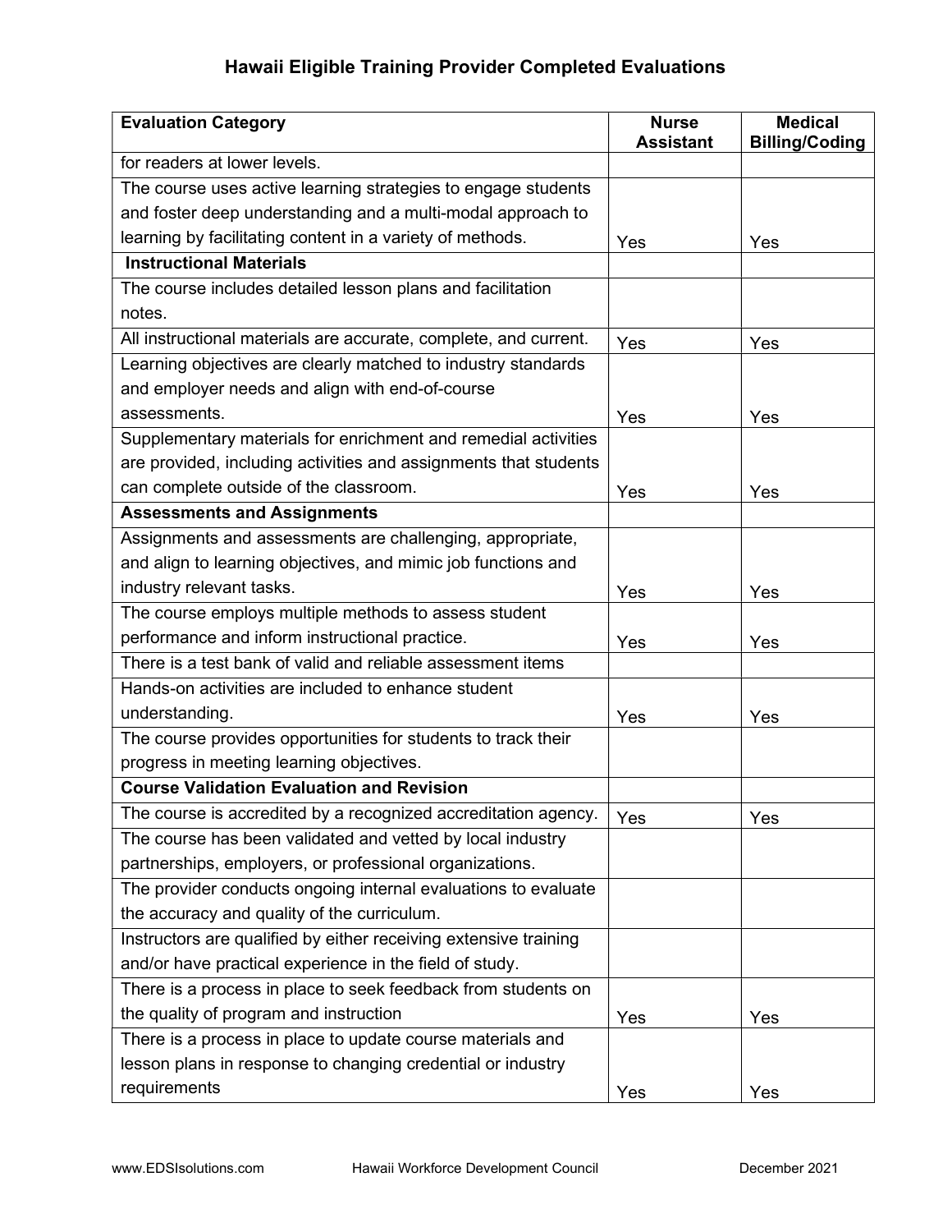## Hawaii Eligible Training Provider Completed Evaluations

| Evaluation Category | Nurse Assistant | Medical Billing/Coding |
|---|---|---|
| for readers at lower levels. | | |
| The course uses active learning strategies to engage students and foster deep understanding and a multi-modal approach to learning by facilitating content in a variety of methods. | Yes | Yes |
| **Instructional Materials** | | |
| The course includes detailed lesson plans and facilitation notes. | | |
| All instructional materials are accurate, complete, and current. | Yes | Yes |
| Learning objectives are clearly matched to industry standards and employer needs and align with end-of-course assessments. | Yes | Yes |
| Supplementary materials for enrichment and remedial activities are provided, including activities and assignments that students can complete outside of the classroom. | Yes | Yes |
| **Assessments and Assignments** | | |
| Assignments and assessments are challenging, appropriate, and align to learning objectives, and mimic job functions and industry relevant tasks. | Yes | Yes |
| The course employs multiple methods to assess student performance and inform instructional practice. | Yes | Yes |
| There is a test bank of valid and reliable assessment items | | |
| Hands-on activities are included to enhance student understanding. | Yes | Yes |
| The course provides opportunities for students to track their progress in meeting learning objectives. | | |
| **Course Validation Evaluation and Revision** | | |
| The course is accredited by a recognized accreditation agency. | Yes | Yes |
| The course has been validated and vetted by local industry partnerships, employers, or professional organizations. | | |
| The provider conducts ongoing internal evaluations to evaluate the accuracy and quality of the curriculum. | | |
| Instructors are qualified by either receiving extensive training and/or have practical experience in the field of study. | | |
| There is a process in place to seek feedback from students on the quality of program and instruction | Yes | Yes |
| There is a process in place to update course materials and lesson plans in response to changing credential or industry requirements | Yes | Yes |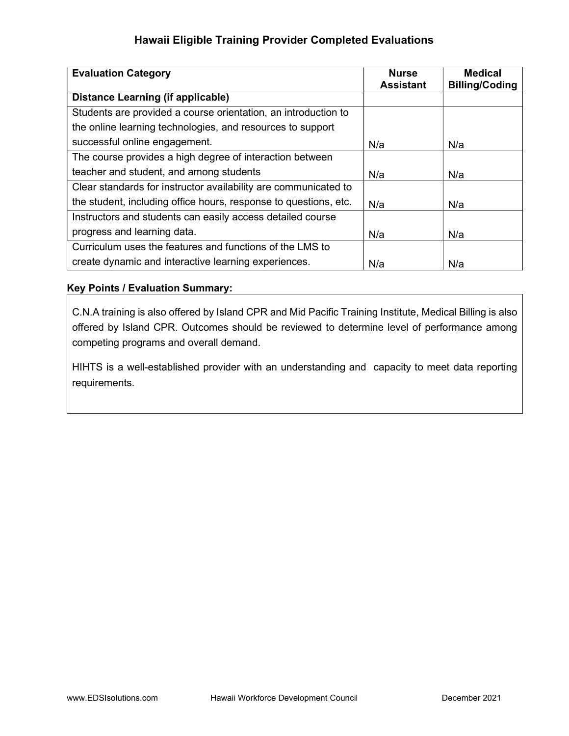## Hawaii Eligible Training Provider Completed Evaluations

| Evaluation Category | Nurse Assistant | Medical Billing/Coding |
|---|---|---|
| **Distance Learning (if applicable)** | | |
| Students are provided a course orientation, an introduction to the online learning technologies, and resources to support successful online engagement. | N/a | N/a |
| The course provides a high degree of interaction between teacher and student, and among students | N/a | N/a |
| Clear standards for instructor availability are communicated to the student, including office hours, response to questions, etc. | N/a | N/a |
| Instructors and students can easily access detailed course progress and learning data. | N/a | N/a |
| Curriculum uses the features and functions of the LMS to create dynamic and interactive learning experiences. | N/a | N/a |

**Key Points / Evaluation Summary:**

C.N.A training is also offered by Island CPR and Mid Pacific Training Institute, Medical Billing is also offered by Island CPR. Outcomes should be reviewed to determine level of performance among competing programs and overall demand.

HIHTS is a well-established provider with an understanding and capacity to meet data reporting requirements.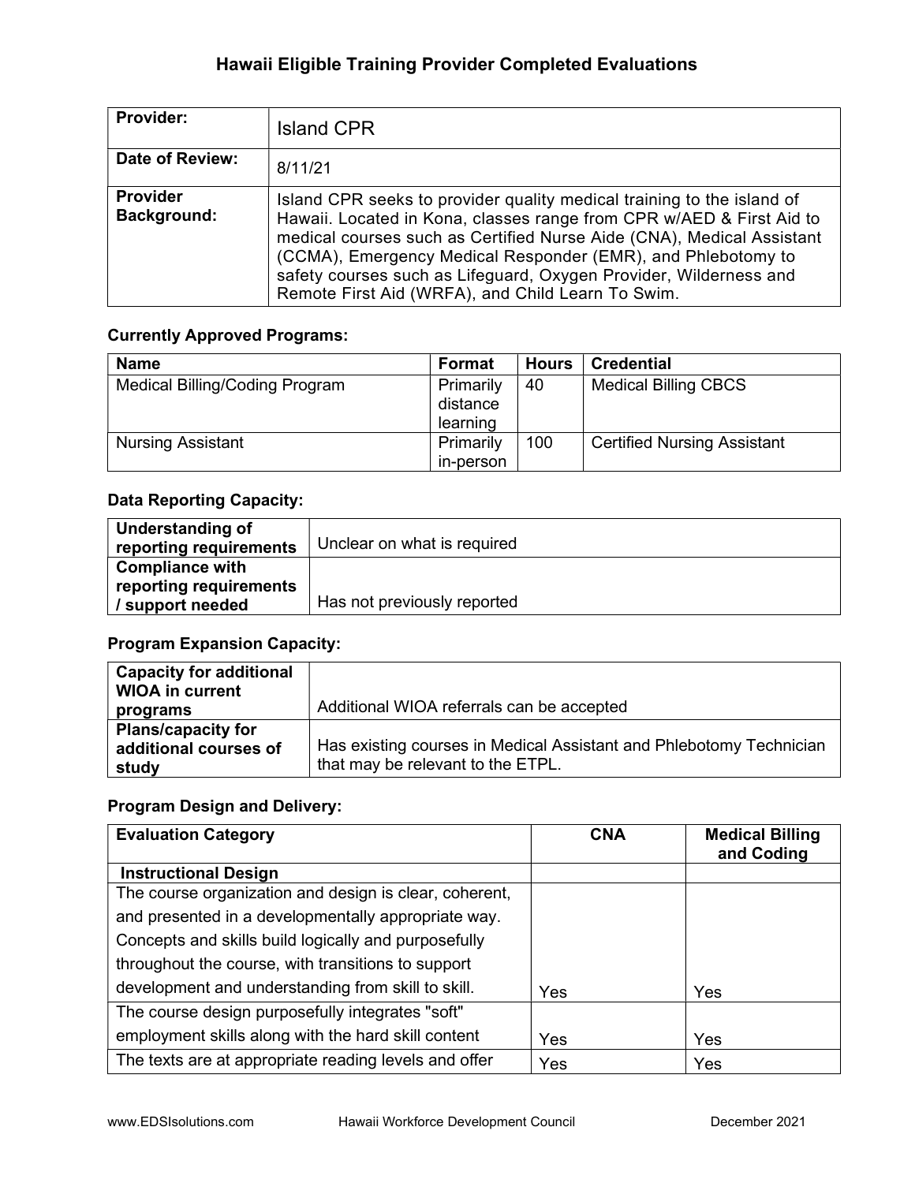# Hawaii Eligible Training Provider Completed Evaluations

| **Provider:** | Island CPR |
|---|---|
| **Date of Review:** | 8/11/21 |
| **Provider Background:** | Island CPR seeks to provider quality medical training to the island of Hawaii. Located in Kona, classes range from CPR w/AED & First Aid to medical courses such as Certified Nurse Aide (CNA), Medical Assistant (CCMA), Emergency Medical Responder (EMR), and Phlebotomy to safety courses such as Lifeguard, Oxygen Provider, Wilderness and Remote First Aid (WRFA), and Child Learn To Swim. |

### Currently Approved Programs:

| Name | Format | Hours | Credential |
|---|---|---|---|
| Medical Billing/Coding Program | Primarily distance learning | 40 | Medical Billing CBCS |
| Nursing Assistant | Primarily in-person | 100 | Certified Nursing Assistant |

### Data Reporting Capacity:

| **Understanding of reporting requirements** | Unclear on what is required |
|---|---|
| **Compliance with reporting requirements / support needed** | Has not previously reported |

### Program Expansion Capacity:

| **Capacity for additional WIOA in current programs** | Additional WIOA referrals can be accepted |
|---|---|
| **Plans/capacity for additional courses of study** | Has existing courses in Medical Assistant and Phlebotomy Technician that may be relevant to the ETPL. |

### Program Design and Delivery:

| Evaluation Category | CNA | Medical Billing and Coding |
|---|---|---|
| **Instructional Design** | | |
| The course organization and design is clear, coherent, and presented in a developmentally appropriate way. Concepts and skills build logically and purposefully throughout the course, with transitions to support development and understanding from skill to skill. | Yes | Yes |
| The course design purposefully integrates "soft" employment skills along with the hard skill content | Yes | Yes |
| The texts are at appropriate reading levels and offer | Yes | Yes |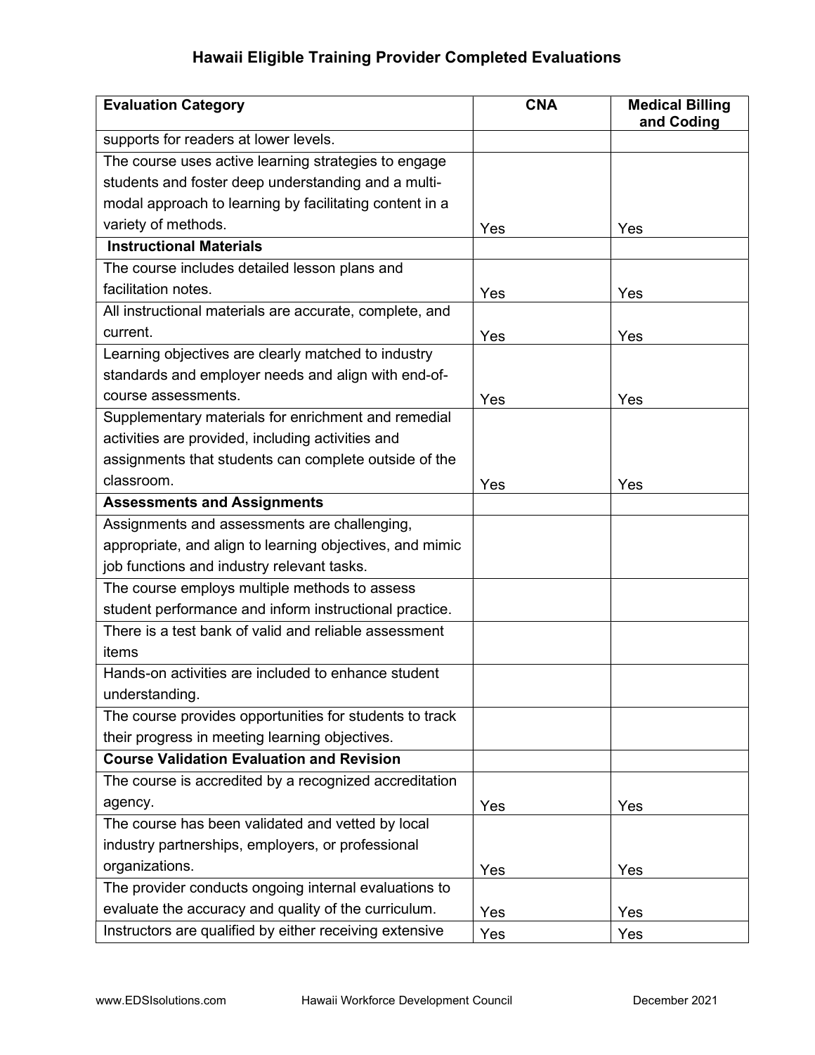## Hawaii Eligible Training Provider Completed Evaluations

| Evaluation Category | CNA | Medical Billing and Coding |
|---|---|---|
| supports for readers at lower levels. | | |
| The course uses active learning strategies to engage students and foster deep understanding and a multi-modal approach to learning by facilitating content in a variety of methods. | Yes | Yes |
| **Instructional Materials** | | |
| The course includes detailed lesson plans and facilitation notes. | Yes | Yes |
| All instructional materials are accurate, complete, and current. | Yes | Yes |
| Learning objectives are clearly matched to industry standards and employer needs and align with end-of-course assessments. | Yes | Yes |
| Supplementary materials for enrichment and remedial activities are provided, including activities and assignments that students can complete outside of the classroom. | Yes | Yes |
| **Assessments and Assignments** | | |
| Assignments and assessments are challenging, appropriate, and align to learning objectives, and mimic job functions and industry relevant tasks. | | |
| The course employs multiple methods to assess student performance and inform instructional practice. | | |
| There is a test bank of valid and reliable assessment items | | |
| Hands-on activities are included to enhance student understanding. | | |
| The course provides opportunities for students to track their progress in meeting learning objectives. | | |
| **Course Validation Evaluation and Revision** | | |
| The course is accredited by a recognized accreditation agency. | Yes | Yes |
| The course has been validated and vetted by local industry partnerships, employers, or professional organizations. | Yes | Yes |
| The provider conducts ongoing internal evaluations to evaluate the accuracy and quality of the curriculum. | Yes | Yes |
| Instructors are qualified by either receiving extensive | Yes | Yes |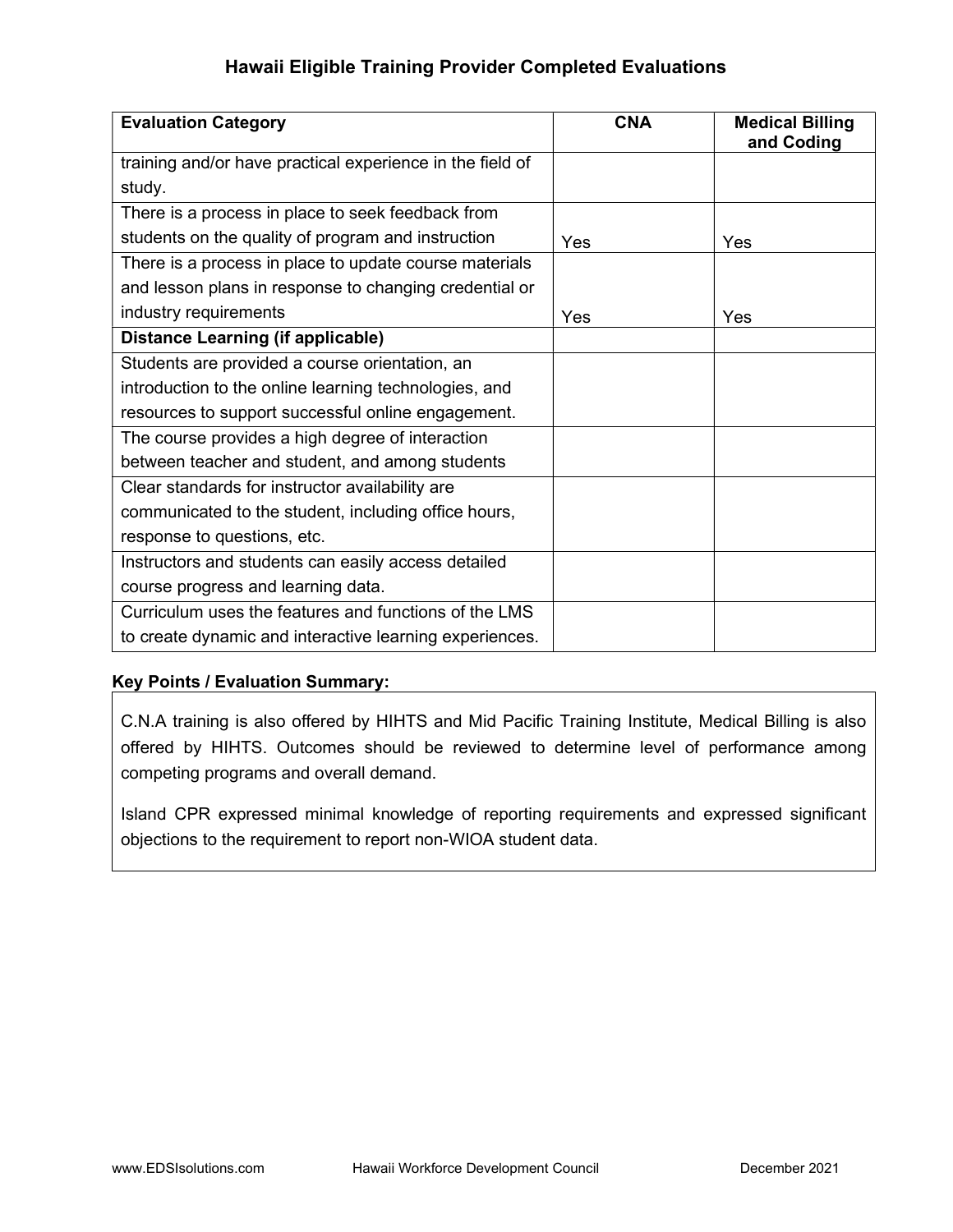## Hawaii Eligible Training Provider Completed Evaluations

| Evaluation Category | CNA | Medical Billing and Coding |
|---|---|---|
| training and/or have practical experience in the field of study. | | |
| There is a process in place to seek feedback from students on the quality of program and instruction | Yes | Yes |
| There is a process in place to update course materials and lesson plans in response to changing credential or industry requirements | Yes | Yes |
| **Distance Learning (if applicable)** | | |
| Students are provided a course orientation, an introduction to the online learning technologies, and resources to support successful online engagement. | | |
| The course provides a high degree of interaction between teacher and student, and among students | | |
| Clear standards for instructor availability are communicated to the student, including office hours, response to questions, etc. | | |
| Instructors and students can easily access detailed course progress and learning data. | | |
| Curriculum uses the features and functions of the LMS to create dynamic and interactive learning experiences. | | |

**Key Points / Evaluation Summary:**

C.N.A training is also offered by HIHTS and Mid Pacific Training Institute, Medical Billing is also offered by HIHTS. Outcomes should be reviewed to determine level of performance among competing programs and overall demand.

Island CPR expressed minimal knowledge of reporting requirements and expressed significant objections to the requirement to report non-WIOA student data.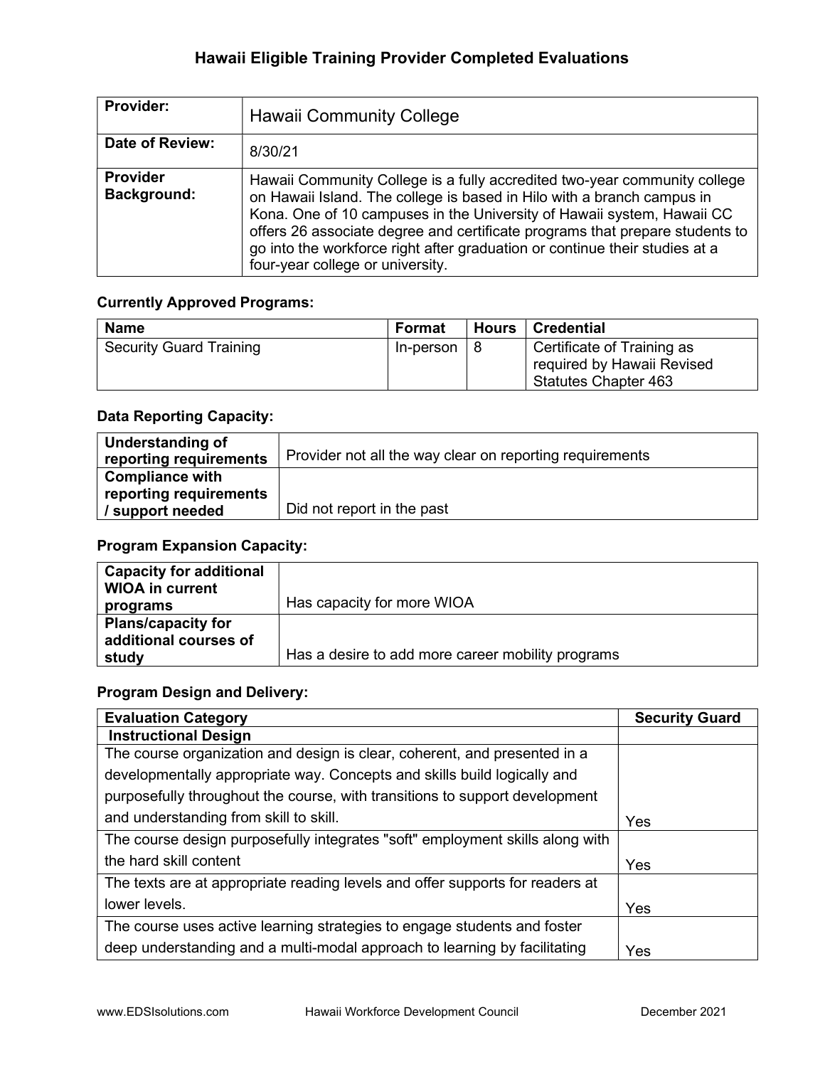# Hawaii Eligible Training Provider Completed Evaluations

| **Provider:** | Hawaii Community College |
|---|---|
| **Date of Review:** | 8/30/21 |
| **Provider Background:** | Hawaii Community College is a fully accredited two-year community college on Hawaii Island. The college is based in Hilo with a branch campus in Kona. One of 10 campuses in the University of Hawaii system, Hawaii CC offers 26 associate degree and certificate programs that prepare students to go into the workforce right after graduation or continue their studies at a four-year college or university. |

### Currently Approved Programs:

| Name | Format | Hours | Credential |
|---|---|---|---|
| Security Guard Training | In-person | 8 | Certificate of Training as required by Hawaii Revised Statutes Chapter 463 |

### Data Reporting Capacity:

| | |
|---|---|
| **Understanding of reporting requirements** | Provider not all the way clear on reporting requirements |
| **Compliance with reporting requirements / support needed** | Did not report in the past |

### Program Expansion Capacity:

| | |
|---|---|
| **Capacity for additional WIOA in current programs** | Has capacity for more WIOA |
| **Plans/capacity for additional courses of study** | Has a desire to add more career mobility programs |

### Program Design and Delivery:

| Evaluation Category | Security Guard |
|---|---|
| **Instructional Design** | |
| The course organization and design is clear, coherent, and presented in a developmentally appropriate way. Concepts and skills build logically and purposefully throughout the course, with transitions to support development and understanding from skill to skill. | Yes |
| The course design purposefully integrates "soft" employment skills along with the hard skill content | Yes |
| The texts are at appropriate reading levels and offer supports for readers at lower levels. | Yes |
| The course uses active learning strategies to engage students and foster deep understanding and a multi-modal approach to learning by facilitating | Yes |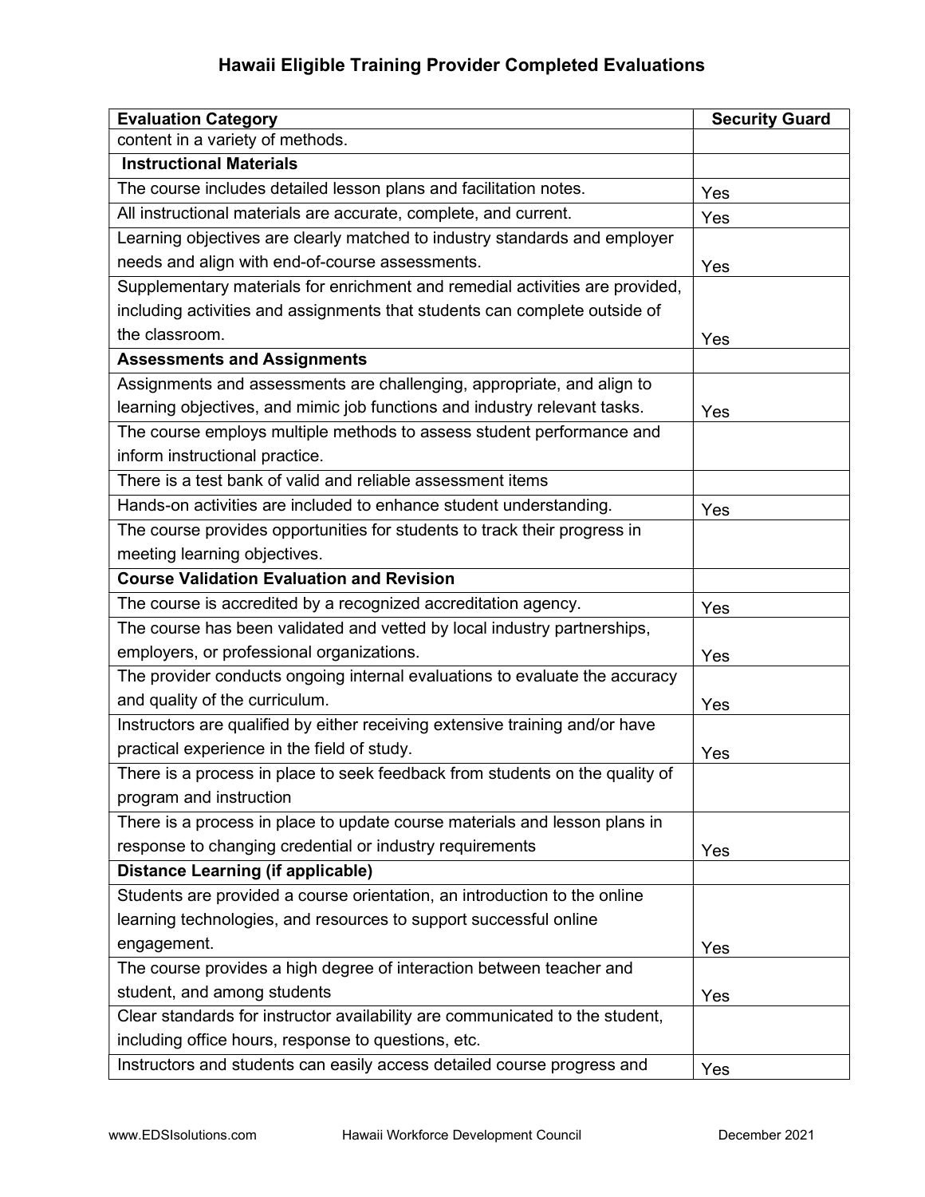# Hawaii Eligible Training Provider Completed Evaluations

| Evaluation Category | Security Guard |
|---|---|
| content in a variety of methods. | |
| **Instructional Materials** | |
| The course includes detailed lesson plans and facilitation notes. | Yes |
| All instructional materials are accurate, complete, and current. | Yes |
| Learning objectives are clearly matched to industry standards and employer needs and align with end-of-course assessments. | Yes |
| Supplementary materials for enrichment and remedial activities are provided, including activities and assignments that students can complete outside of the classroom. | Yes |
| **Assessments and Assignments** | |
| Assignments and assessments are challenging, appropriate, and align to learning objectives, and mimic job functions and industry relevant tasks. | Yes |
| The course employs multiple methods to assess student performance and inform instructional practice. | |
| There is a test bank of valid and reliable assessment items | |
| Hands-on activities are included to enhance student understanding. | Yes |
| The course provides opportunities for students to track their progress in meeting learning objectives. | |
| **Course Validation Evaluation and Revision** | |
| The course is accredited by a recognized accreditation agency. | Yes |
| The course has been validated and vetted by local industry partnerships, employers, or professional organizations. | Yes |
| The provider conducts ongoing internal evaluations to evaluate the accuracy and quality of the curriculum. | Yes |
| Instructors are qualified by either receiving extensive training and/or have practical experience in the field of study. | Yes |
| There is a process in place to seek feedback from students on the quality of program and instruction | |
| There is a process in place to update course materials and lesson plans in response to changing credential or industry requirements | Yes |
| **Distance Learning (if applicable)** | |
| Students are provided a course orientation, an introduction to the online learning technologies, and resources to support successful online engagement. | Yes |
| The course provides a high degree of interaction between teacher and student, and among students | Yes |
| Clear standards for instructor availability are communicated to the student, including office hours, response to questions, etc. | |
| Instructors and students can easily access detailed course progress and | Yes |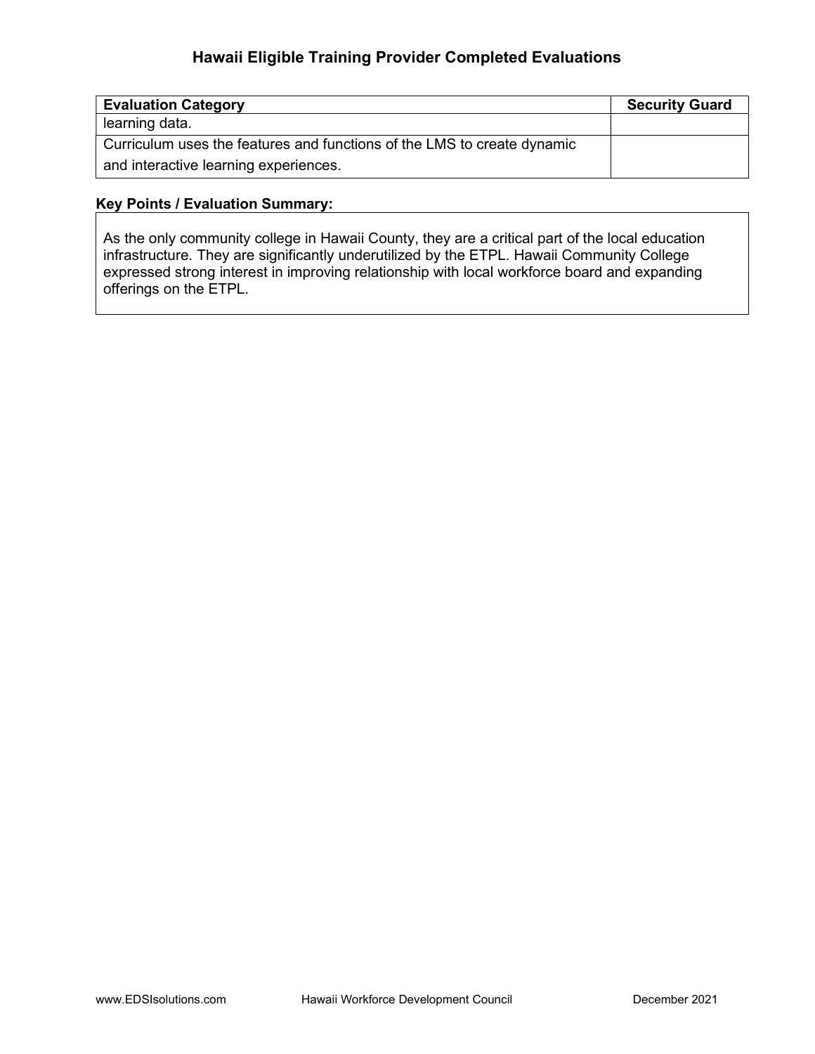| Evaluation Category | Security Guard |
| --- | --- |
| learning data. | |
| Curriculum uses the features and functions of the LMS to create dynamic and interactive learning experiences. | |

**Key Points / Evaluation Summary:**

As the only community college in Hawaii County, they are a critical part of the local education infrastructure. They are significantly underutilized by the ETPL. Hawaii Community College expressed strong interest in improving relationship with local workforce board and expanding offerings on the ETPL.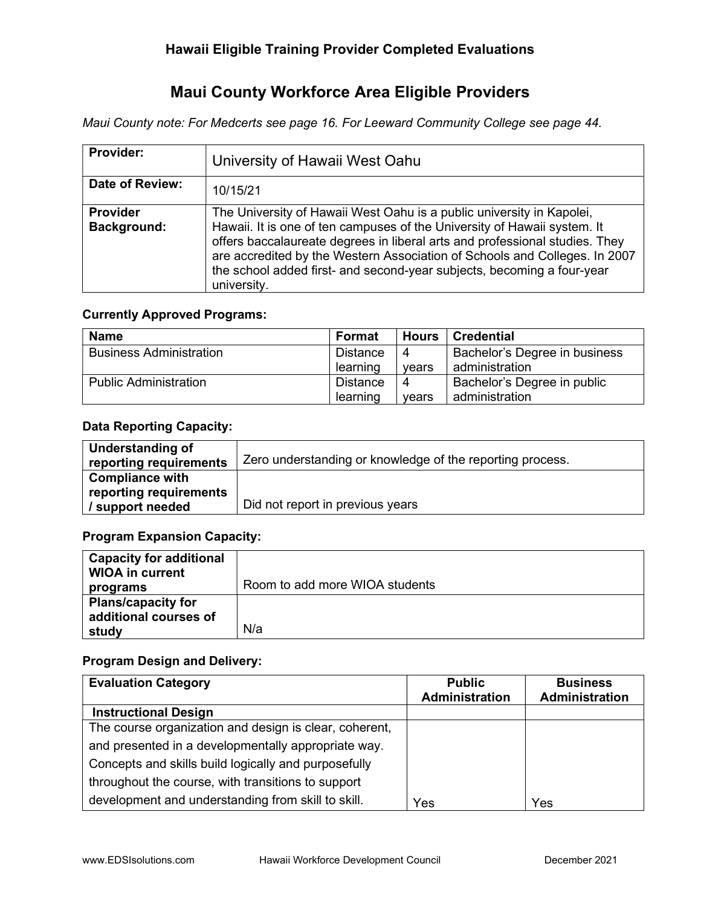## Hawaii Eligible Training Provider Completed Evaluations

# Maui County Workforce Area Eligible Providers

*Maui County note: For Medcerts see page 16. For Leeward Community College see page 44.*

| **Provider:** | University of Hawaii West Oahu |
|---|---|
| **Date of Review:** | 10/15/21 |
| **Provider Background:** | The University of Hawaii West Oahu is a public university in Kapolei, Hawaii. It is one of ten campuses of the University of Hawaii system. It offers baccalaureate degrees in liberal arts and professional studies. They are accredited by the Western Association of Schools and Colleges. In 2007 the school added first- and second-year subjects, becoming a four-year university. |

### Currently Approved Programs:

| Name | Format | Hours | Credential |
|---|---|---|---|
| Business Administration | Distance learning | 4 years | Bachelor's Degree in business administration |
| Public Administration | Distance learning | 4 years | Bachelor's Degree in public administration |

### Data Reporting Capacity:

| **Understanding of reporting requirements** | Zero understanding or knowledge of the reporting process. |
|---|---|
| **Compliance with reporting requirements / support needed** | Did not report in previous years |

### Program Expansion Capacity:

| **Capacity for additional WIOA in current programs** | Room to add more WIOA students |
|---|---|
| **Plans/capacity for additional courses of study** | N/a |

### Program Design and Delivery:

| Evaluation Category | Public Administration | Business Administration |
|---|---|---|
| **Instructional Design** | | |
| The course organization and design is clear, coherent, and presented in a developmentally appropriate way. Concepts and skills build logically and purposefully throughout the course, with transitions to support development and understanding from skill to skill. | Yes | Yes |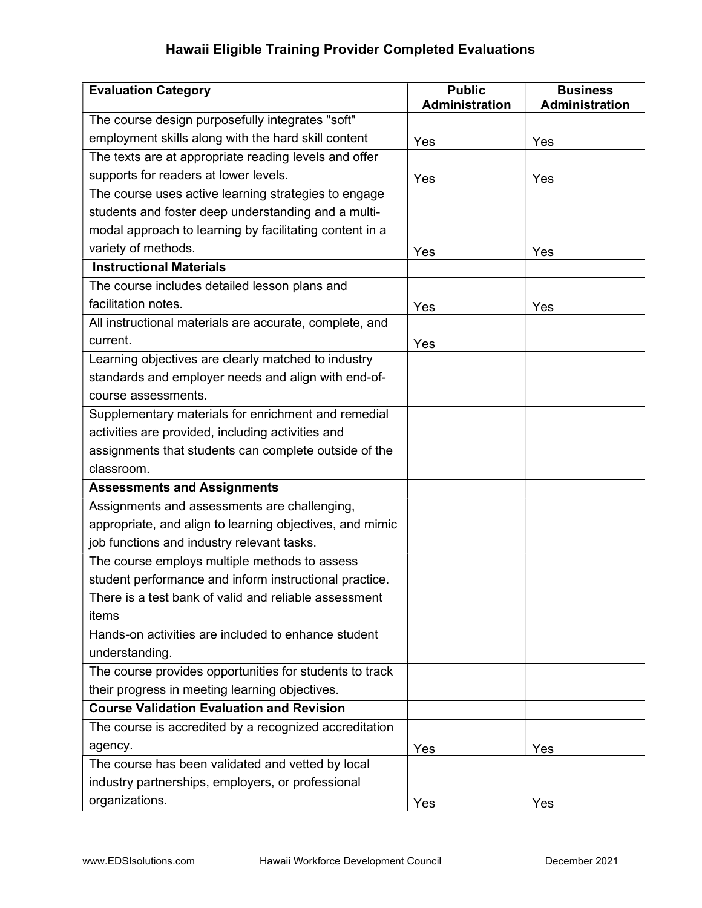# Hawaii Eligible Training Provider Completed Evaluations

| Evaluation Category | Public Administration | Business Administration |
|---|---|---|
| The course design purposefully integrates "soft" employment skills along with the hard skill content | Yes | Yes |
| The texts are at appropriate reading levels and offer supports for readers at lower levels. | Yes | Yes |
| The course uses active learning strategies to engage students and foster deep understanding and a multi-modal approach to learning by facilitating content in a variety of methods. | Yes | Yes |
| **Instructional Materials** | | |
| The course includes detailed lesson plans and facilitation notes. | Yes | Yes |
| All instructional materials are accurate, complete, and current. | Yes | |
| Learning objectives are clearly matched to industry standards and employer needs and align with end-of-course assessments. | | |
| Supplementary materials for enrichment and remedial activities are provided, including activities and assignments that students can complete outside of the classroom. | | |
| **Assessments and Assignments** | | |
| Assignments and assessments are challenging, appropriate, and align to learning objectives, and mimic job functions and industry relevant tasks. | | |
| The course employs multiple methods to assess student performance and inform instructional practice. | | |
| There is a test bank of valid and reliable assessment items | | |
| Hands-on activities are included to enhance student understanding. | | |
| The course provides opportunities for students to track their progress in meeting learning objectives. | | |
| **Course Validation Evaluation and Revision** | | |
| The course is accredited by a recognized accreditation agency. | Yes | Yes |
| The course has been validated and vetted by local industry partnerships, employers, or professional organizations. | Yes | Yes |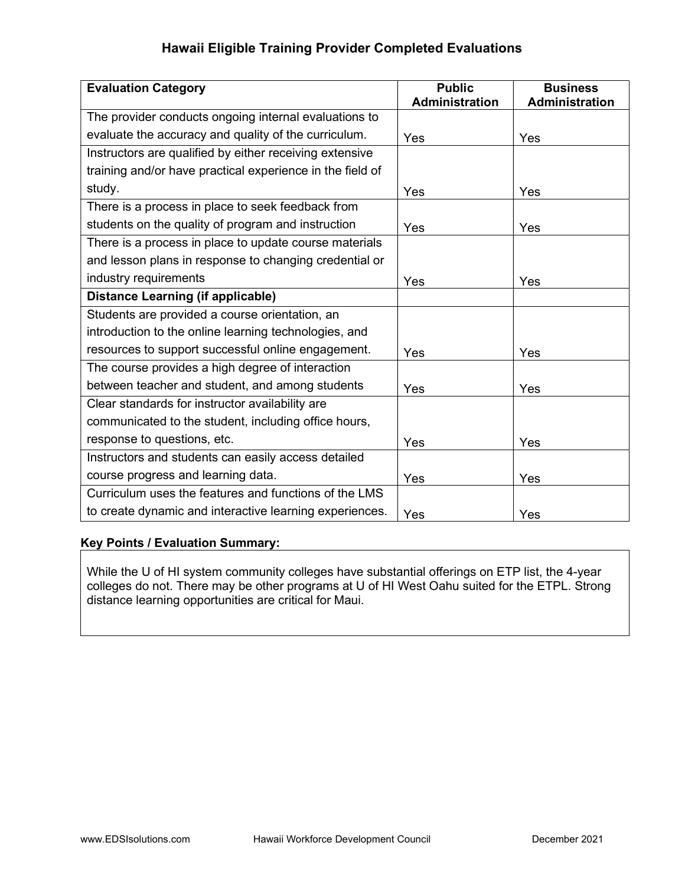## Hawaii Eligible Training Provider Completed Evaluations

| Evaluation Category | Public Administration | Business Administration |
|---|---|---|
| The provider conducts ongoing internal evaluations to evaluate the accuracy and quality of the curriculum. | Yes | Yes |
| Instructors are qualified by either receiving extensive training and/or have practical experience in the field of study. | Yes | Yes |
| There is a process in place to seek feedback from students on the quality of program and instruction | Yes | Yes |
| There is a process in place to update course materials and lesson plans in response to changing credential or industry requirements | Yes | Yes |
| **Distance Learning (if applicable)** | | |
| Students are provided a course orientation, an introduction to the online learning technologies, and resources to support successful online engagement. | Yes | Yes |
| The course provides a high degree of interaction between teacher and student, and among students | Yes | Yes |
| Clear standards for instructor availability are communicated to the student, including office hours, response to questions, etc. | Yes | Yes |
| Instructors and students can easily access detailed course progress and learning data. | Yes | Yes |
| Curriculum uses the features and functions of the LMS to create dynamic and interactive learning experiences. | Yes | Yes |

**Key Points / Evaluation Summary:**

While the U of HI system community colleges have substantial offerings on ETP list, the 4-year colleges do not. There may be other programs at U of HI West Oahu suited for the ETPL. Strong distance learning opportunities are critical for Maui.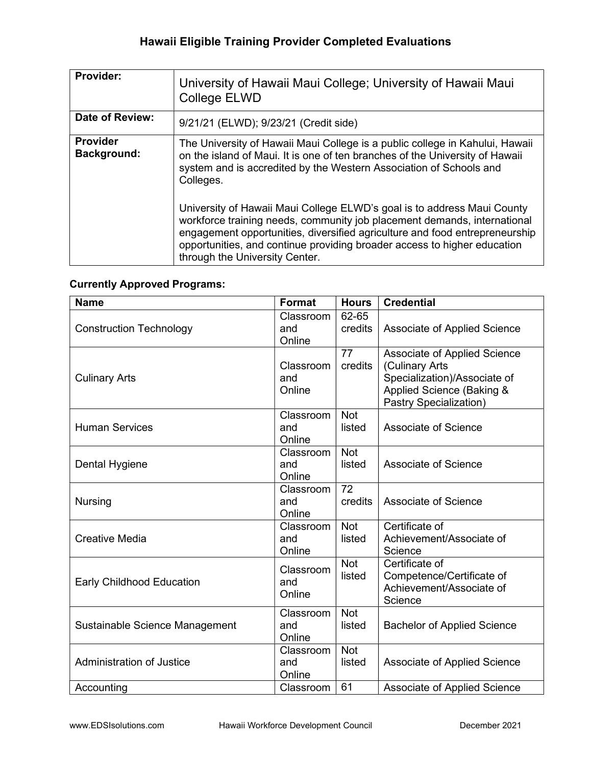# Hawaii Eligible Training Provider Completed Evaluations

| **Provider:** | University of Hawaii Maui College; University of Hawaii Maui College ELWD |
|---|---|
| **Date of Review:** | 9/21/21 (ELWD); 9/23/21 (Credit side) |
| **Provider Background:** | The University of Hawaii Maui College is a public college in Kahului, Hawaii on the island of Maui. It is one of ten branches of the University of Hawaii system and is accredited by the Western Association of Schools and Colleges.<br><br>University of Hawaii Maui College ELWD's goal is to address Maui County workforce training needs, community job placement demands, international engagement opportunities, diversified agriculture and food entrepreneurship opportunities, and continue providing broader access to higher education through the University Center. |

**Currently Approved Programs:**

| Name | Format | Hours | Credential |
|---|---|---|---|
| Construction Technology | Classroom and Online | 62-65 credits | Associate of Applied Science |
| Culinary Arts | Classroom and Online | 77 credits | Associate of Applied Science (Culinary Arts Specialization)/Associate of Applied Science (Baking & Pastry Specialization) |
| Human Services | Classroom and Online | Not listed | Associate of Science |
| Dental Hygiene | Classroom and Online | Not listed | Associate of Science |
| Nursing | Classroom and Online | 72 credits | Associate of Science |
| Creative Media | Classroom and Online | Not listed | Certificate of Achievement/Associate of Science |
| Early Childhood Education | Classroom and Online | Not listed | Certificate of Competence/Certificate of Achievement/Associate of Science |
| Sustainable Science Management | Classroom and Online | Not listed | Bachelor of Applied Science |
| Administration of Justice | Classroom and Online | Not listed | Associate of Applied Science |
| Accounting | Classroom | 61 | Associate of Applied Science |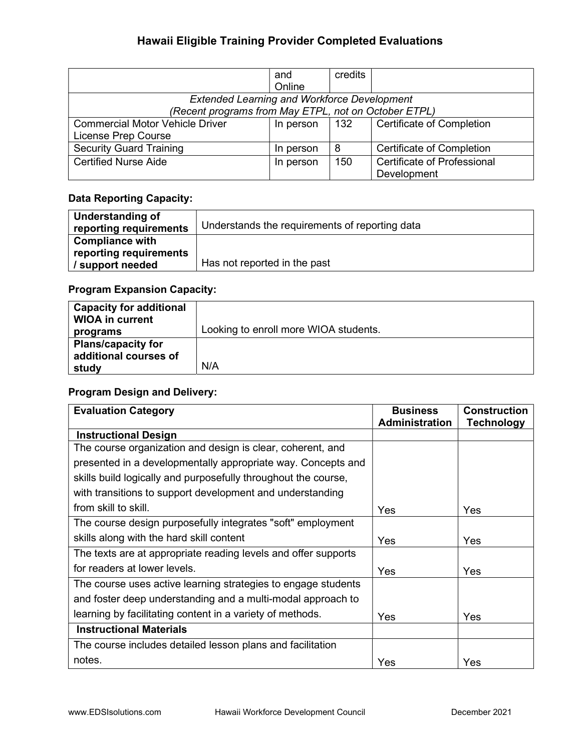# Hawaii Eligible Training Provider Completed Evaluations

| | and Online | credits | |
|---|---|---|---|
| *Extended Learning and Workforce Development (Recent programs from May ETPL, not on October ETPL)* | | | |
| Commercial Motor Vehicle Driver License Prep Course | In person | 132 | Certificate of Completion |
| Security Guard Training | In person | 8 | Certificate of Completion |
| Certified Nurse Aide | In person | 150 | Certificate of Professional Development |

**Data Reporting Capacity:**

| | |
|---|---|
| **Understanding of reporting requirements** | Understands the requirements of reporting data |
| **Compliance with reporting requirements / support needed** | Has not reported in the past |

**Program Expansion Capacity:**

| | |
|---|---|
| **Capacity for additional WIOA in current programs** | Looking to enroll more WIOA students. |
| **Plans/capacity for additional courses of study** | N/A |

**Program Design and Delivery:**

| Evaluation Category | Business Administration | Construction Technology |
|---|---|---|
| **Instructional Design** | | |
| The course organization and design is clear, coherent, and presented in a developmentally appropriate way. Concepts and skills build logically and purposefully throughout the course, with transitions to support development and understanding from skill to skill. | Yes | Yes |
| The course design purposefully integrates "soft" employment skills along with the hard skill content | Yes | Yes |
| The texts are at appropriate reading levels and offer supports for readers at lower levels. | Yes | Yes |
| The course uses active learning strategies to engage students and foster deep understanding and a multi-modal approach to learning by facilitating content in a variety of methods. | Yes | Yes |
| **Instructional Materials** | | |
| The course includes detailed lesson plans and facilitation notes. | Yes | Yes |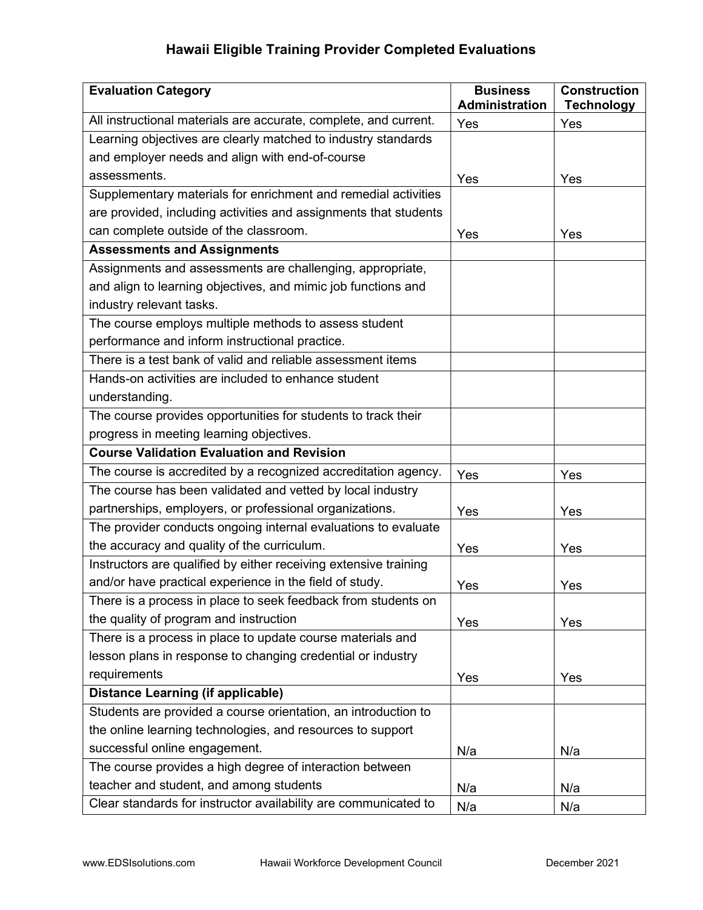## Hawaii Eligible Training Provider Completed Evaluations

| Evaluation Category | Business Administration | Construction Technology |
|---|---|---|
| All instructional materials are accurate, complete, and current. | Yes | Yes |
| Learning objectives are clearly matched to industry standards and employer needs and align with end-of-course assessments. | Yes | Yes |
| Supplementary materials for enrichment and remedial activities are provided, including activities and assignments that students can complete outside of the classroom. | Yes | Yes |
| **Assessments and Assignments** | | |
| Assignments and assessments are challenging, appropriate, and align to learning objectives, and mimic job functions and industry relevant tasks. | | |
| The course employs multiple methods to assess student performance and inform instructional practice. | | |
| There is a test bank of valid and reliable assessment items | | |
| Hands-on activities are included to enhance student understanding. | | |
| The course provides opportunities for students to track their progress in meeting learning objectives. | | |
| **Course Validation Evaluation and Revision** | | |
| The course is accredited by a recognized accreditation agency. | Yes | Yes |
| The course has been validated and vetted by local industry partnerships, employers, or professional organizations. | Yes | Yes |
| The provider conducts ongoing internal evaluations to evaluate the accuracy and quality of the curriculum. | Yes | Yes |
| Instructors are qualified by either receiving extensive training and/or have practical experience in the field of study. | Yes | Yes |
| There is a process in place to seek feedback from students on the quality of program and instruction | Yes | Yes |
| There is a process in place to update course materials and lesson plans in response to changing credential or industry requirements | Yes | Yes |
| **Distance Learning (if applicable)** | | |
| Students are provided a course orientation, an introduction to the online learning technologies, and resources to support successful online engagement. | N/a | N/a |
| The course provides a high degree of interaction between teacher and student, and among students | N/a | N/a |
| Clear standards for instructor availability are communicated to | N/a | N/a |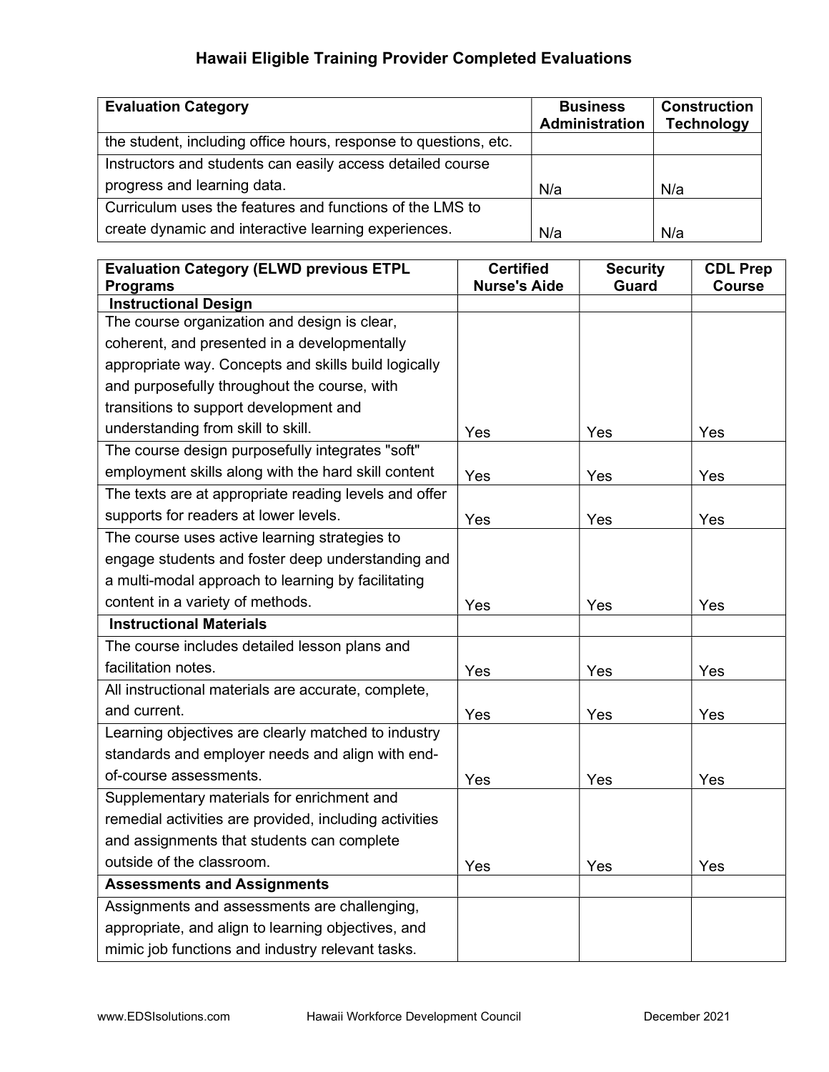## Hawaii Eligible Training Provider Completed Evaluations

| Evaluation Category | Business Administration | Construction Technology |
|---|---|---|
| the student, including office hours, response to questions, etc. | | |
| Instructors and students can easily access detailed course progress and learning data. | N/a | N/a |
| Curriculum uses the features and functions of the LMS to create dynamic and interactive learning experiences. | N/a | N/a |

| Evaluation Category (ELWD previous ETPL Programs | Certified Nurse's Aide | Security Guard | CDL Prep Course |
|---|---|---|---|
| **Instructional Design** | | | |
| The course organization and design is clear, coherent, and presented in a developmentally appropriate way. Concepts and skills build logically and purposefully throughout the course, with transitions to support development and understanding from skill to skill. | Yes | Yes | Yes |
| The course design purposefully integrates "soft" employment skills along with the hard skill content | Yes | Yes | Yes |
| The texts are at appropriate reading levels and offer supports for readers at lower levels. | Yes | Yes | Yes |
| The course uses active learning strategies to engage students and foster deep understanding and a multi-modal approach to learning by facilitating content in a variety of methods. | Yes | Yes | Yes |
| **Instructional Materials** | | | |
| The course includes detailed lesson plans and facilitation notes. | Yes | Yes | Yes |
| All instructional materials are accurate, complete, and current. | Yes | Yes | Yes |
| Learning objectives are clearly matched to industry standards and employer needs and align with end-of-course assessments. | Yes | Yes | Yes |
| Supplementary materials for enrichment and remedial activities are provided, including activities and assignments that students can complete outside of the classroom. | Yes | Yes | Yes |
| **Assessments and Assignments** | | | |
| Assignments and assessments are challenging, appropriate, and align to learning objectives, and mimic job functions and industry relevant tasks. | | | |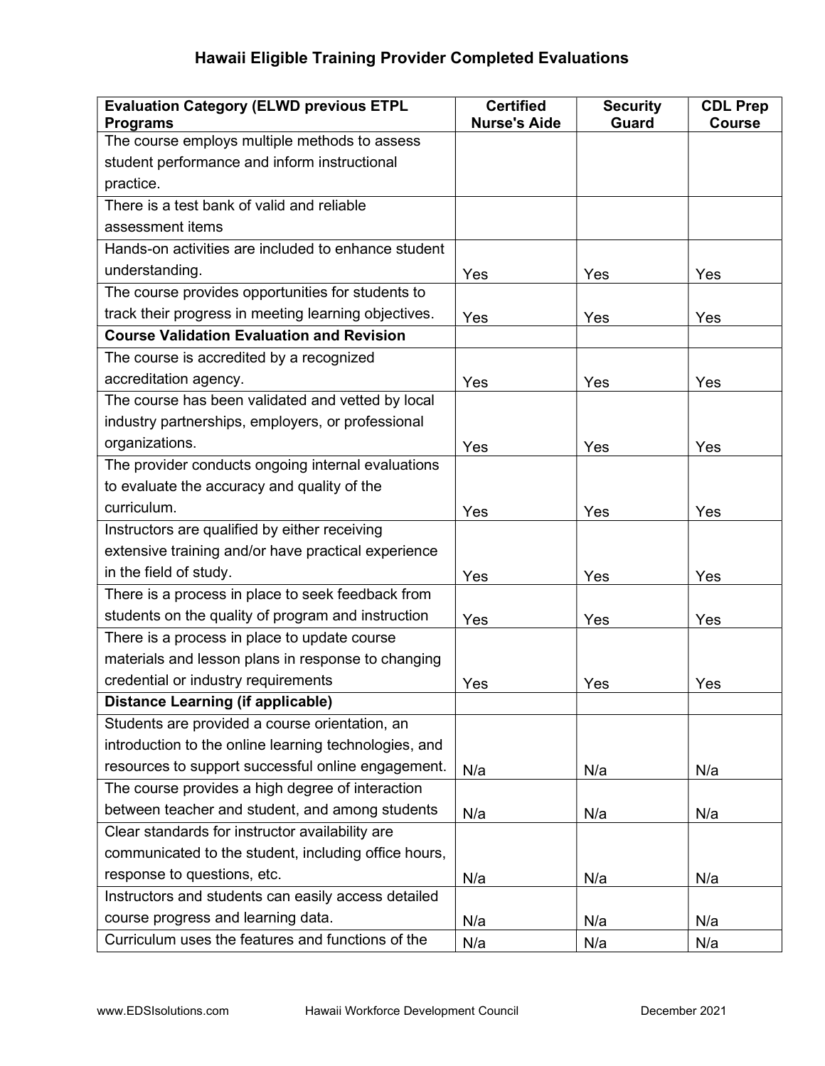## Hawaii Eligible Training Provider Completed Evaluations

| **Evaluation Category (ELWD previous ETPL Programs** | **Certified Nurse's Aide** | **Security Guard** | **CDL Prep Course** |
|---|---|---|---|
| The course employs multiple methods to assess student performance and inform instructional practice. | | | |
| There is a test bank of valid and reliable assessment items | | | |
| Hands-on activities are included to enhance student understanding. | Yes | Yes | Yes |
| The course provides opportunities for students to track their progress in meeting learning objectives. | Yes | Yes | Yes |
| **Course Validation Evaluation and Revision** | | | |
| The course is accredited by a recognized accreditation agency. | Yes | Yes | Yes |
| The course has been validated and vetted by local industry partnerships, employers, or professional organizations. | Yes | Yes | Yes |
| The provider conducts ongoing internal evaluations to evaluate the accuracy and quality of the curriculum. | Yes | Yes | Yes |
| Instructors are qualified by either receiving extensive training and/or have practical experience in the field of study. | Yes | Yes | Yes |
| There is a process in place to seek feedback from students on the quality of program and instruction | Yes | Yes | Yes |
| There is a process in place to update course materials and lesson plans in response to changing credential or industry requirements | Yes | Yes | Yes |
| **Distance Learning (if applicable)** | | | |
| Students are provided a course orientation, an introduction to the online learning technologies, and resources to support successful online engagement. | N/a | N/a | N/a |
| The course provides a high degree of interaction between teacher and student, and among students | N/a | N/a | N/a |
| Clear standards for instructor availability are communicated to the student, including office hours, response to questions, etc. | N/a | N/a | N/a |
| Instructors and students can easily access detailed course progress and learning data. | N/a | N/a | N/a |
| Curriculum uses the features and functions of the | N/a | N/a | N/a |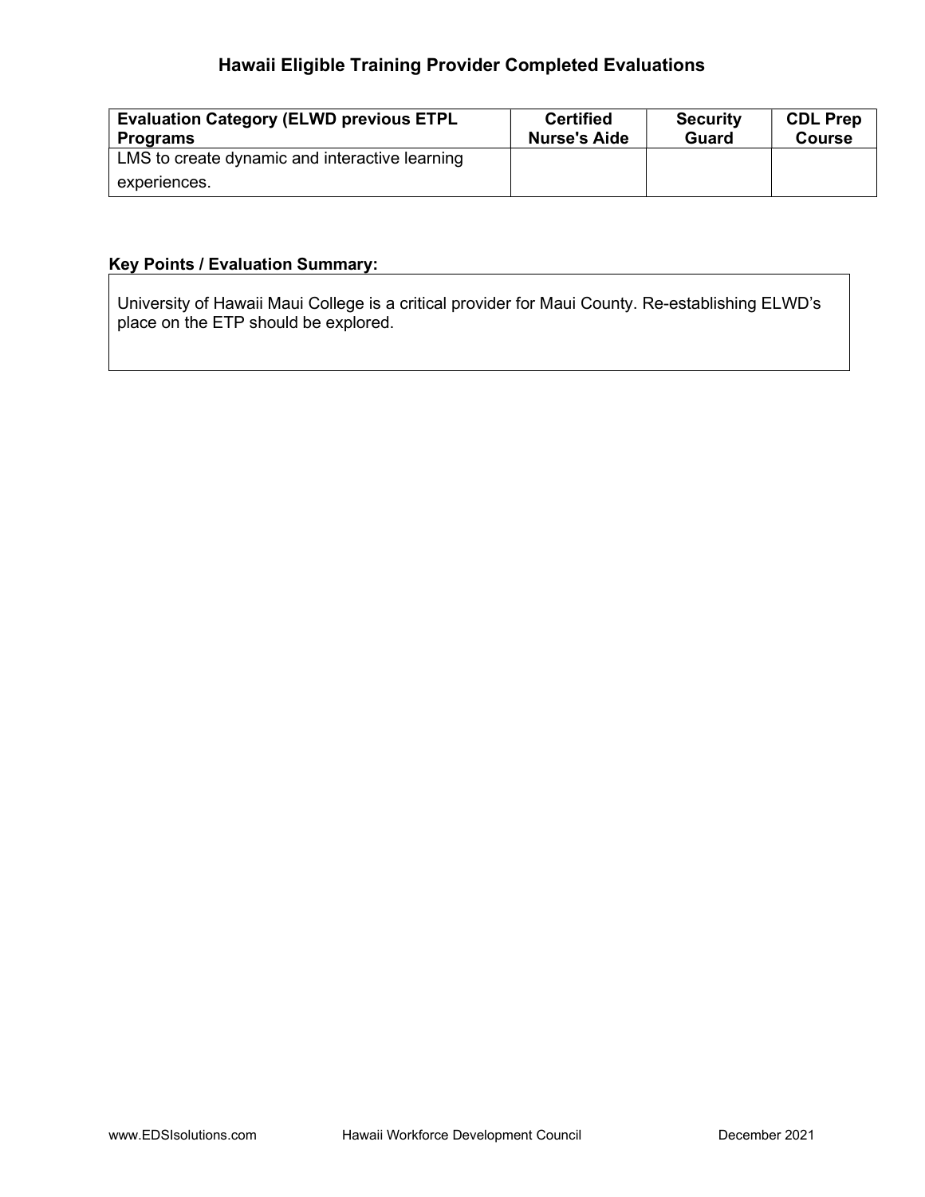## Hawaii Eligible Training Provider Completed Evaluations

| Evaluation Category (ELWD previous ETPL Programs | Certified Nurse's Aide | Security Guard | CDL Prep Course |
|---|---|---|---|
| LMS to create dynamic and interactive learning experiences. | | | |

**Key Points / Evaluation Summary:**

University of Hawaii Maui College is a critical provider for Maui County. Re-establishing ELWD's place on the ETP should be explored.